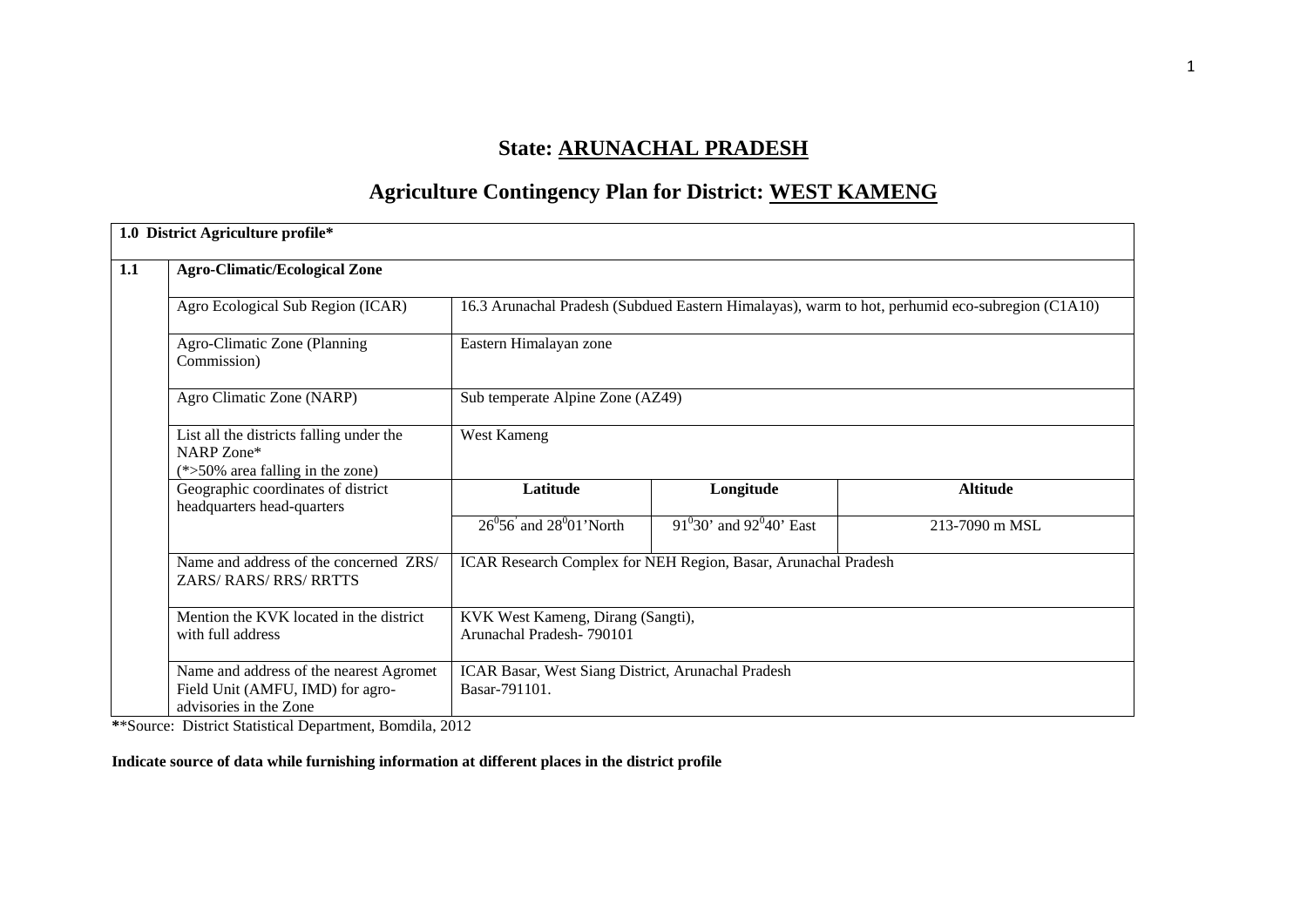# State: ARUNACHAL PRADESH

## Agriculture Contingency Plan for District: WEST KAMENG

| 1.0 District Agriculture profile* | | | | |
|---|---|---|---|---|
| **1.1** | **Agro-Climatic/Ecological Zone** | | | |
| | Agro Ecological Sub Region (ICAR) | 16.3 Arunachal Pradesh (Subdued Eastern Himalayas), warm to hot, perhumid eco-subregion (C1A10) | | |
| | Agro-Climatic Zone (Planning Commission) | Eastern Himalayan zone | | |
| | Agro Climatic Zone (NARP) | Sub temperate Alpine Zone (AZ49) | | |
| | List all the districts falling under the NARP Zone* (*>50% area falling in the zone) | West Kameng | | |
| | Geographic coordinates of district headquarters head-quarters | **Latitude** | **Longitude** | **Altitude** |
| | | $26^0 56'$ and $28^0 01'$North | $91^0 30'$ and $92^0 40'$ East | 213-7090 m MSL |
| | Name and address of the concerned ZRS/ ZARS/ RARS/ RRS/ RRTTS | ICAR Research Complex for NEH Region, Basar, Arunachal Pradesh | | |
| | Mention the KVK located in the district with full address | KVK West Kameng, Dirang (Sangti), Arunachal Pradesh- 790101 | | |
| | Name and address of the nearest Agromet Field Unit (AMFU, IMD) for agro-advisories in the Zone | ICAR Basar, West Siang District, Arunachal Pradesh Basar-791101. | | |

***Source: District Statistical Department, Bomdila, 2012

**Indicate source of data while furnishing information at different places in the district profile**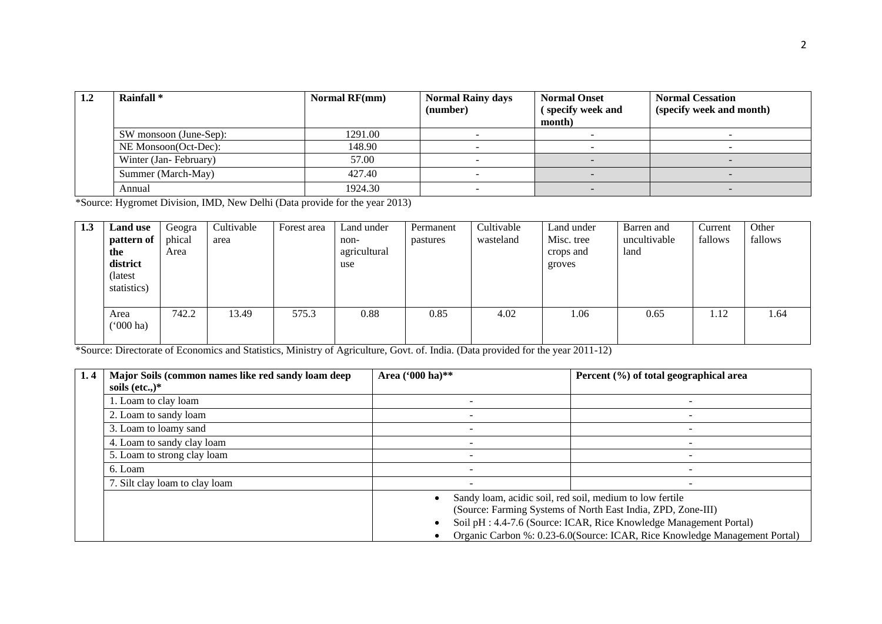| 1.2 | Rainfall * | Normal RF(mm) | Normal Rainy days (number) | Normal Onset ( specify week and month) | Normal Cessation (specify week and month) |
|---|---|---|---|---|---|
| | SW monsoon (June-Sep): | 1291.00 | - | - | - |
| | NE Monsoon(Oct-Dec): | 148.90 | - | - | - |
| | Winter (Jan- February) | 57.00 | - | - | - |
| | Summer (March-May) | 427.40 | - | - | - |
| | Annual | 1924.30 | - | - | - |

*Source: Hygromet Division, IMD, New Delhi (Data provide for the year 2013)

| 1.3 | Land use pattern of the district (latest statistics) | Geographical Area | Cultivable area | Forest area | Land under non-agricultural use | Permanent pastures | Cultivable wasteland | Land under Misc. tree crops and groves | Barren and uncultivable land | Current fallows | Other fallows |
|---|---|---|---|---|---|---|---|---|---|---|---|
| | Area ('000 ha) | 742.2 | 13.49 | 575.3 | 0.88 | 0.85 | 4.02 | 1.06 | 0.65 | 1.12 | 1.64 |

*Source: Directorate of Economics and Statistics, Ministry of Agriculture, Govt. of. India. (Data provided for the year 2011-12)

| 1. 4 | Major Soils (common names like red sandy loam deep soils (etc.,)* | Area ('000 ha)** | Percent (%) of total geographical area |
|---|---|---|---|
| | 1. Loam to clay loam | - | - |
| | 2. Loam to sandy loam | - | - |
| | 3. Loam to loamy sand | - | - |
| | 4. Loam to sandy clay loam | - | - |
| | 5. Loam to strong clay loam | - | - |
| | 6. Loam | - | - |
| | 7. Silt clay loam to clay loam | - | - |
| | | • Sandy loam, acidic soil, red soil, medium to low fertile (Source: Farming Systems of North East India, ZPD, Zone-III)<br>• Soil pH : 4.4-7.6 (Source: ICAR, Rice Knowledge Management Portal)<br>• Organic Carbon %: 0.23-6.0(Source: ICAR, Rice Knowledge Management Portal) | |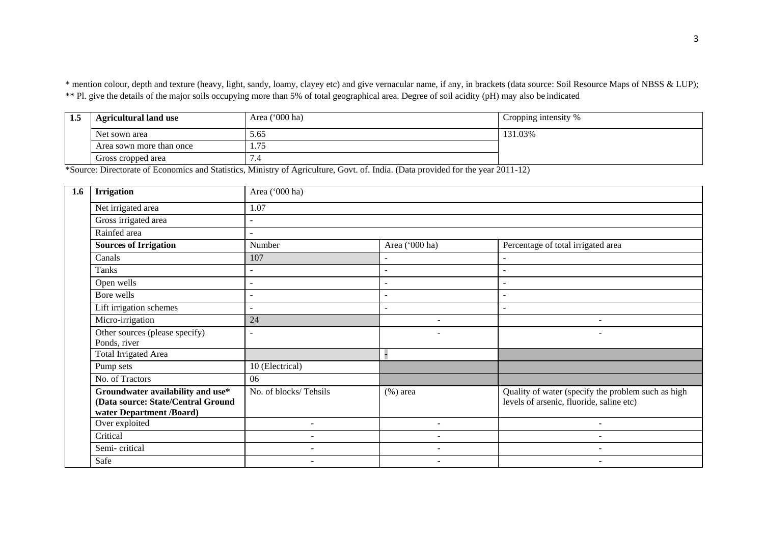* mention colour, depth and texture (heavy, light, sandy, loamy, clayey etc) and give vernacular name, if any, in brackets (data source: Soil Resource Maps of NBSS & LUP);
** Pl. give the details of the major soils occupying more than 5% of total geographical area. Degree of soil acidity (pH) may also be indicated

| 1.5 | Agricultural land use | Area ('000 ha) | Cropping intensity % |
|---|---|---|---|
| | Net sown area | 5.65 | 131.03% |
| | Area sown more than once | 1.75 | |
| | Gross cropped area | 7.4 | |

*Source: Directorate of Economics and Statistics, Ministry of Agriculture, Govt. of. India. (Data provided for the year 2011-12)

| 1.6 | **Irrigation** | Area ('000 ha) | | |
|---|---|---|---|---|
| | Net irrigated area | 1.07 | | |
| | Gross irrigated area | - | | |
| | Rainfed area | - | | |
| | **Sources of Irrigation** | Number | Area ('000 ha) | Percentage of total irrigated area |
| | Canals | 107 | - | - |
| | Tanks | - | - | - |
| | Open wells | - | - | - |
| | Bore wells | - | - | - |
| | Lift irrigation schemes | - | - | - |
| | Micro-irrigation | 24 | - | - |
| | Other sources (please specify) Ponds, river | - | - | - |
| | Total Irrigated Area | | - | |
| | Pump sets | 10 (Electrical) | | |
| | No. of Tractors | 06 | | |
| | **Groundwater availability and use* (Data source: State/Central Ground water Department /Board)** | No. of blocks/ Tehsils | (%) area | Quality of water (specify the problem such as high levels of arsenic, fluoride, saline etc) |
| | Over exploited | - | - | - |
| | Critical | - | - | - |
| | Semi- critical | - | - | - |
| | Safe | - | - | - |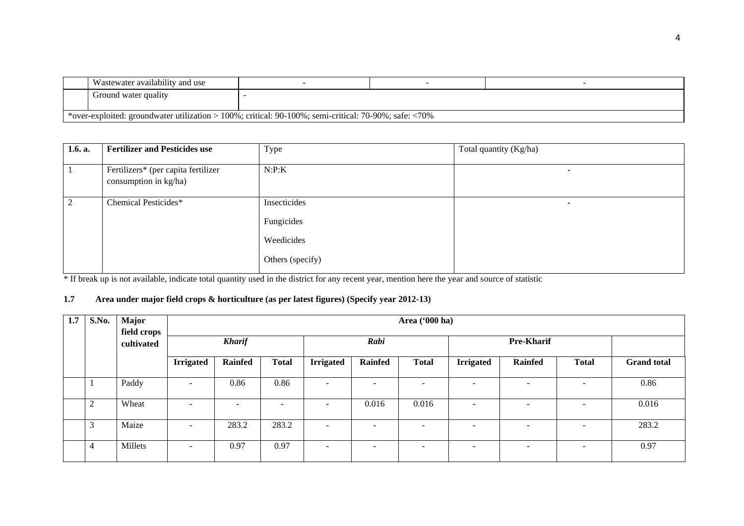| | | | | |
|---|---|---|---|---|
| | Wastewater availability and use | - | - | - |
| | Ground water quality | - | | |
| *over-exploited: groundwater utilization > 100%; critical: 90-100%; semi-critical: 70-90%; safe: <70% | | | | |

| 1.6. a. | Fertilizer and Pesticides use | Type | Total quantity (Kg/ha) |
|---|---|---|---|
| 1 | Fertilizers* (per capita fertilizer consumption in kg/ha) | N:P:K | - |
| 2 | Chemical Pesticides* | Insecticides<br>Fungicides<br>Weedicides<br>Others (specify) | - |

\* If break up is not available, indicate total quantity used in the district for any recent year, mention here the year and source of statistic

**1.7 Area under major field crops & horticulture (as per latest figures) (Specify year 2012-13)**

| 1.7 | S.No. | Major field crops cultivated | Area ('000 ha) | | | | | | | | | |
|---|---|---|---|---|---|---|---|---|---|---|---|---|
| | | | *Kharif* | | | *Rabi* | | | Pre-Kharif | | | |
| | | | Irrigated | Rainfed | Total | Irrigated | Rainfed | Total | Irrigated | Rainfed | Total | Grand total |
| | 1 | Paddy | - | 0.86 | 0.86 | - | - | - | - | - | - | 0.86 |
| | 2 | Wheat | - | - | - | - | 0.016 | 0.016 | - | - | - | 0.016 |
| | 3 | Maize | - | 283.2 | 283.2 | - | - | - | - | - | - | 283.2 |
| | 4 | Millets | - | 0.97 | 0.97 | - | - | - | - | - | - | 0.97 |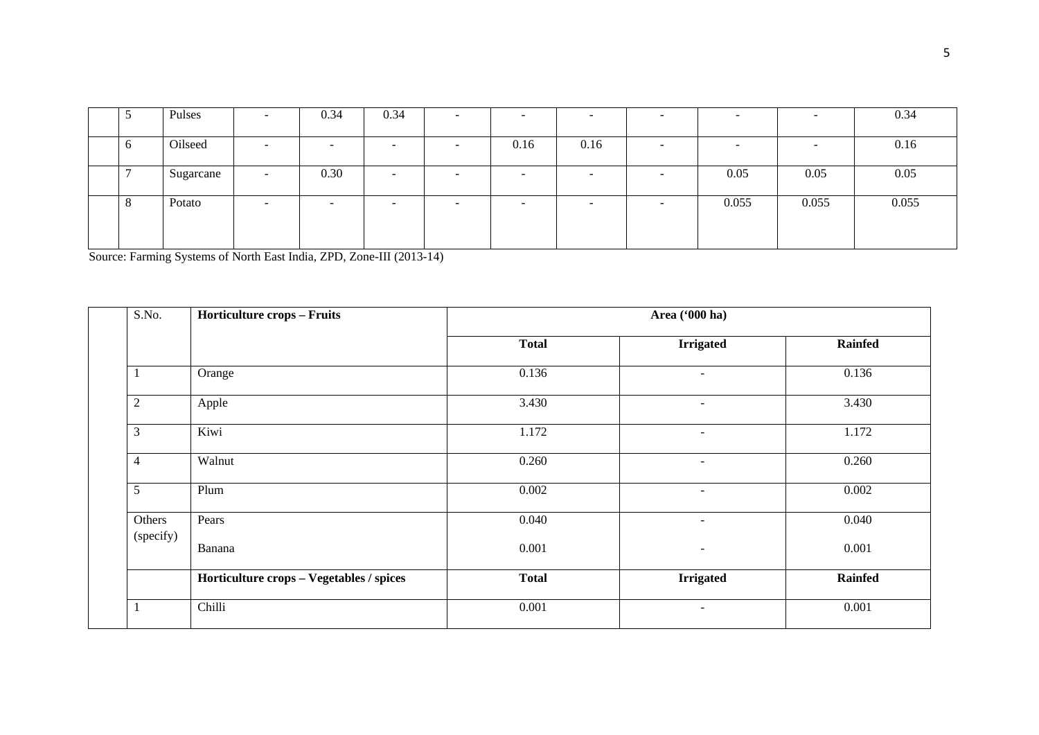| | | | | | | | | | | | |
|---|---|---|---|---|---|---|---|---|---|---|---|
| | 5 | Pulses | - | 0.34 | 0.34 | - | - | - | - | - | - | 0.34 |
| | 6 | Oilseed | - | - | - | - | 0.16 | 0.16 | - | - | - | 0.16 |
| | 7 | Sugarcane | - | 0.30 | - | - | - | - | - | 0.05 | 0.05 | 0.05 |
| | 8 | Potato | - | - | - | - | - | - | - | 0.055 | 0.055 | 0.055 |

Source: Farming Systems of North East India, ZPD, Zone-III (2013-14)

| | S.No. | Horticulture crops – Fruits | Area ('000 ha) | | |
|---|---|---|---|---|---|
| | | | **Total** | **Irrigated** | **Rainfed** |
| | 1 | Orange | 0.136 | - | 0.136 |
| | 2 | Apple | 3.430 | - | 3.430 |
| | 3 | Kiwi | 1.172 | - | 1.172 |
| | 4 | Walnut | 0.260 | - | 0.260 |
| | 5 | Plum | 0.002 | - | 0.002 |
| | Others (specify) | Pears<br>Banana | 0.040<br>0.001 | -<br>- | 0.040<br>0.001 |
| | | **Horticulture crops – Vegetables / spices** | **Total** | **Irrigated** | **Rainfed** |
| | 1 | Chilli | 0.001 | - | 0.001 |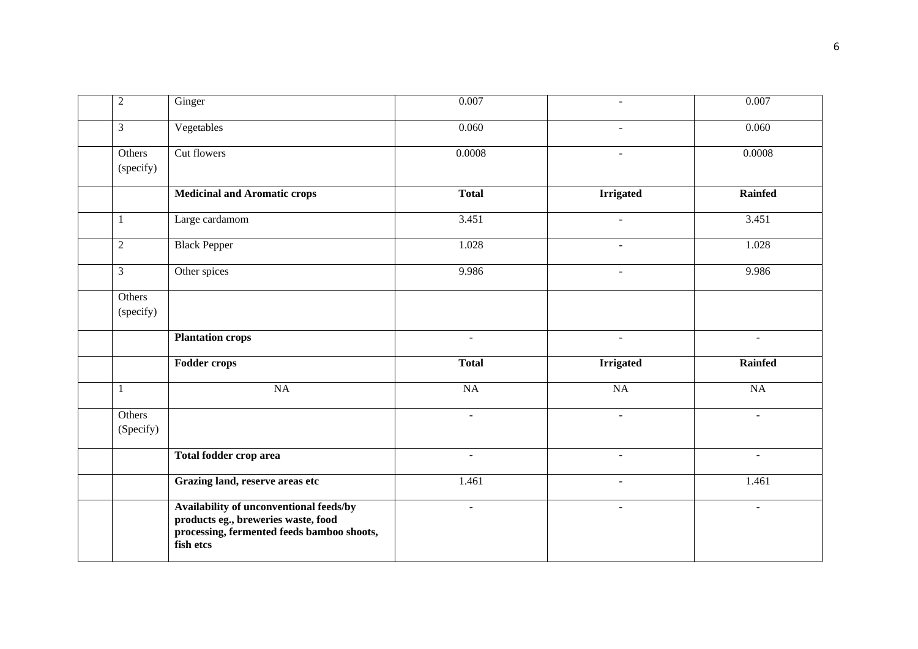|  |  |  |  |  |  |
|---|---|---|---|---|---|
|  | 2 | Ginger | 0.007 | - | 0.007 |
|  | 3 | Vegetables | 0.060 | - | 0.060 |
|  | Others (specify) | Cut flowers | 0.0008 | - | 0.0008 |
|  |  | **Medicinal and Aromatic crops** | **Total** | **Irrigated** | **Rainfed** |
|  | 1 | Large cardamom | 3.451 | - | 3.451 |
|  | 2 | Black Pepper | 1.028 | - | 1.028 |
|  | 3 | Other spices | 9.986 | - | 9.986 |
|  | Others (specify) |  |  |  |  |
|  |  | **Plantation crops** | - | - | - |
|  |  | **Fodder crops** | **Total** | **Irrigated** | **Rainfed** |
|  | 1 | NA | NA | NA | NA |
|  | Others (Specify) |  | - | - | - |
|  |  | **Total fodder crop area** | - | - | - |
|  |  | **Grazing land, reserve areas etc** | 1.461 | - | 1.461 |
|  |  | **Availability of unconventional feeds/by products eg., breweries waste, food processing, fermented feeds bamboo shoots, fish etcs** | - | - | - |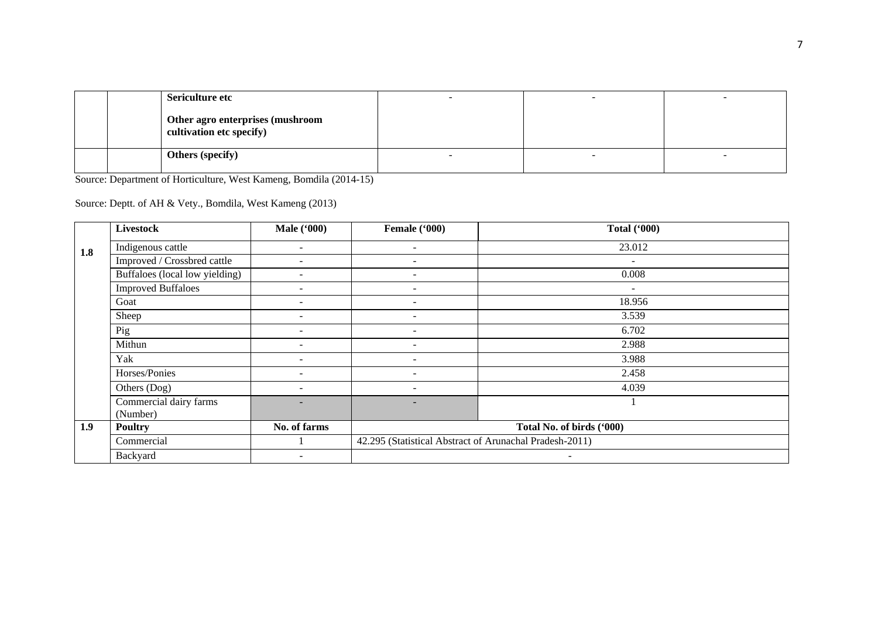| | | | | | |
|---|---|---|---|---|---|
| | | **Sericulture etc**<br><br>**Other agro enterprises (mushroom cultivation etc specify)** | - | - | - |
| | | **Others (specify)** | - | - | - |

Source: Department of Horticulture, West Kameng, Bomdila (2014-15)

Source: Deptt. of AH & Vety., Bomdila, West Kameng (2013)

| | **Livestock** | **Male ('000)** | **Female ('000)** | **Total ('000)** |
|---|---|---|---|---|
| **1.8** | Indigenous cattle | - | - | 23.012 |
| | Improved / Crossbred cattle | - | - | - |
| | Buffaloes (local low yielding) | - | - | 0.008 |
| | Improved Buffaloes | - | - | - |
| | Goat | - | - | 18.956 |
| | Sheep | - | - | 3.539 |
| | Pig | - | - | 6.702 |
| | Mithun | - | - | 2.988 |
| | Yak | - | - | 3.988 |
| | Horses/Ponies | - | - | 2.458 |
| | Others (Dog) | - | - | 4.039 |
| | Commercial dairy farms (Number) | - | - | 1 |
| **1.9** | **Poultry** | **No. of farms** | **Total No. of birds ('000)** | |
| | Commercial | 1 | 42.295 (Statistical Abstract of Arunachal Pradesh-2011) | |
| | Backyard | - | - | |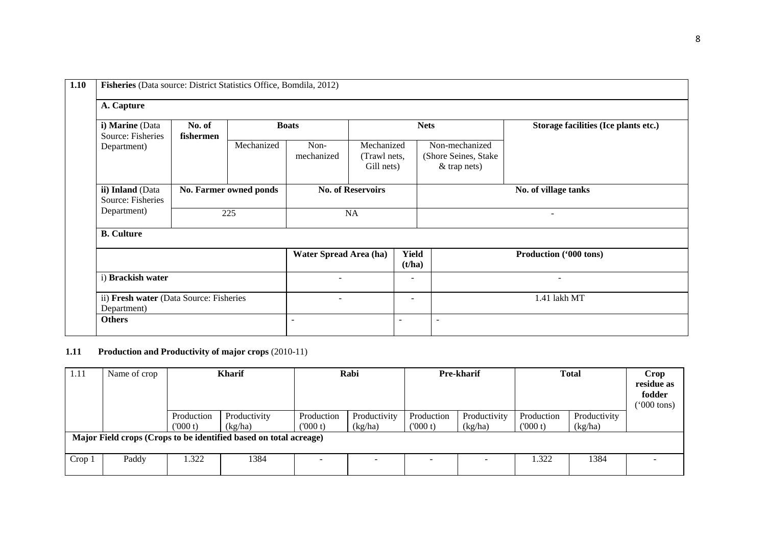| 1.10 | **Fisheries** (Data source: District Statistics Office, Bomdila, 2012) | | | | | | | |
|---|---|---|---|---|---|---|---|---|
| | **A. Capture** | | | | | | | |
| | **i) Marine** (Data Source: Fisheries Department) | **No. of fishermen** | **Boats** | | **Nets** | | | **Storage facilities (Ice plants etc.)** |
| | | | Mechanized | Non-mechanized | Mechanized (Trawl nets, Gill nets) | Non-mechanized (Shore Seines, Stake & trap nets) | | |
| | **ii) Inland** (Data Source: Fisheries Department) | **No. Farmer owned ponds** | | **No. of Reservoirs** | | **No. of village tanks** | | |
| | | 225 | | NA | | - | | |
| | **B. Culture** | | | | | | | |
| | | | | **Water Spread Area (ha)** | | **Yield (t/ha)** | **Production ('000 tons)** | |
| | i) **Brackish water** | | | - | | - | - | |
| | ii) **Fresh water** (Data Source: Fisheries Department) | | | - | | - | 1.41 lakh MT | |
| | **Others** | | | - | | - | - | |

**1.11 Production and Productivity of major crops** (2010-11)

| 1.11 | Name of crop | Kharif | | Rabi | | Pre-kharif | | Total | | Crop residue as fodder ('000 tons) |
|---|---|---|---|---|---|---|---|---|---|---|
| | | Production ('000 t) | Productivity (kg/ha) | Production ('000 t) | Productivity (kg/ha) | Production ('000 t) | Productivity (kg/ha) | Production ('000 t) | Productivity (kg/ha) | |
| **Major Field crops (Crops to be identified based on total acreage)** | | | | | | | | | | |
| Crop 1 | Paddy | 1.322 | 1384 | - | - | - | - | 1.322 | 1384 | - |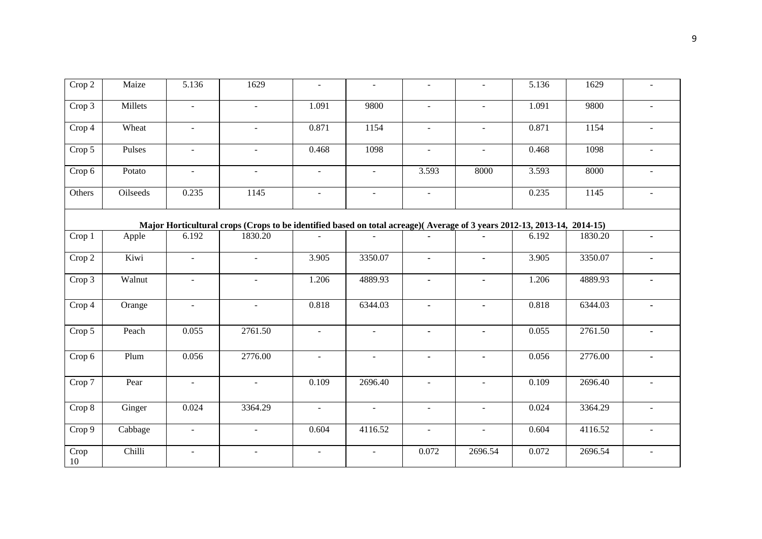| | | | | | | | | | | |
|---|---|---|---|---|---|---|---|---|---|---|
| Crop 2 | Maize | 5.136 | 1629 | - | - | - | - | 5.136 | 1629 | - |
| Crop 3 | Millets | - | - | 1.091 | 9800 | - | - | 1.091 | 9800 | - |
| Crop 4 | Wheat | - | - | 0.871 | 1154 | - | - | 0.871 | 1154 | - |
| Crop 5 | Pulses | - | - | 0.468 | 1098 | - | - | 0.468 | 1098 | - |
| Crop 6 | Potato | - | - | - | - | 3.593 | 8000 | 3.593 | 8000 | - |
| Others | Oilseeds | 0.235 | 1145 | - | - | - | | 0.235 | 1145 | - |
| **Major Horticultural crops (Crops to be identified based on total acreage)( Average of 3 years 2012-13, 2013-14, 2014-15)** | | | | | | | | | | |
| Crop 1 | Apple | 6.192 | 1830.20 | - | - | - | - | 6.192 | 1830.20 | - |
| Crop 2 | Kiwi | - | - | 3.905 | 3350.07 | - | - | 3.905 | 3350.07 | - |
| Crop 3 | Walnut | - | - | 1.206 | 4889.93 | - | - | 1.206 | 4889.93 | - |
| Crop 4 | Orange | - | - | 0.818 | 6344.03 | - | - | 0.818 | 6344.03 | - |
| Crop 5 | Peach | 0.055 | 2761.50 | - | - | - | - | 0.055 | 2761.50 | - |
| Crop 6 | Plum | 0.056 | 2776.00 | - | - | - | - | 0.056 | 2776.00 | - |
| Crop 7 | Pear | - | - | 0.109 | 2696.40 | - | - | 0.109 | 2696.40 | - |
| Crop 8 | Ginger | 0.024 | 3364.29 | - | - | - | - | 0.024 | 3364.29 | - |
| Crop 9 | Cabbage | - | - | 0.604 | 4116.52 | - | - | 0.604 | 4116.52 | - |
| Crop 10 | Chilli | - | - | - | - | 0.072 | 2696.54 | 0.072 | 2696.54 | - |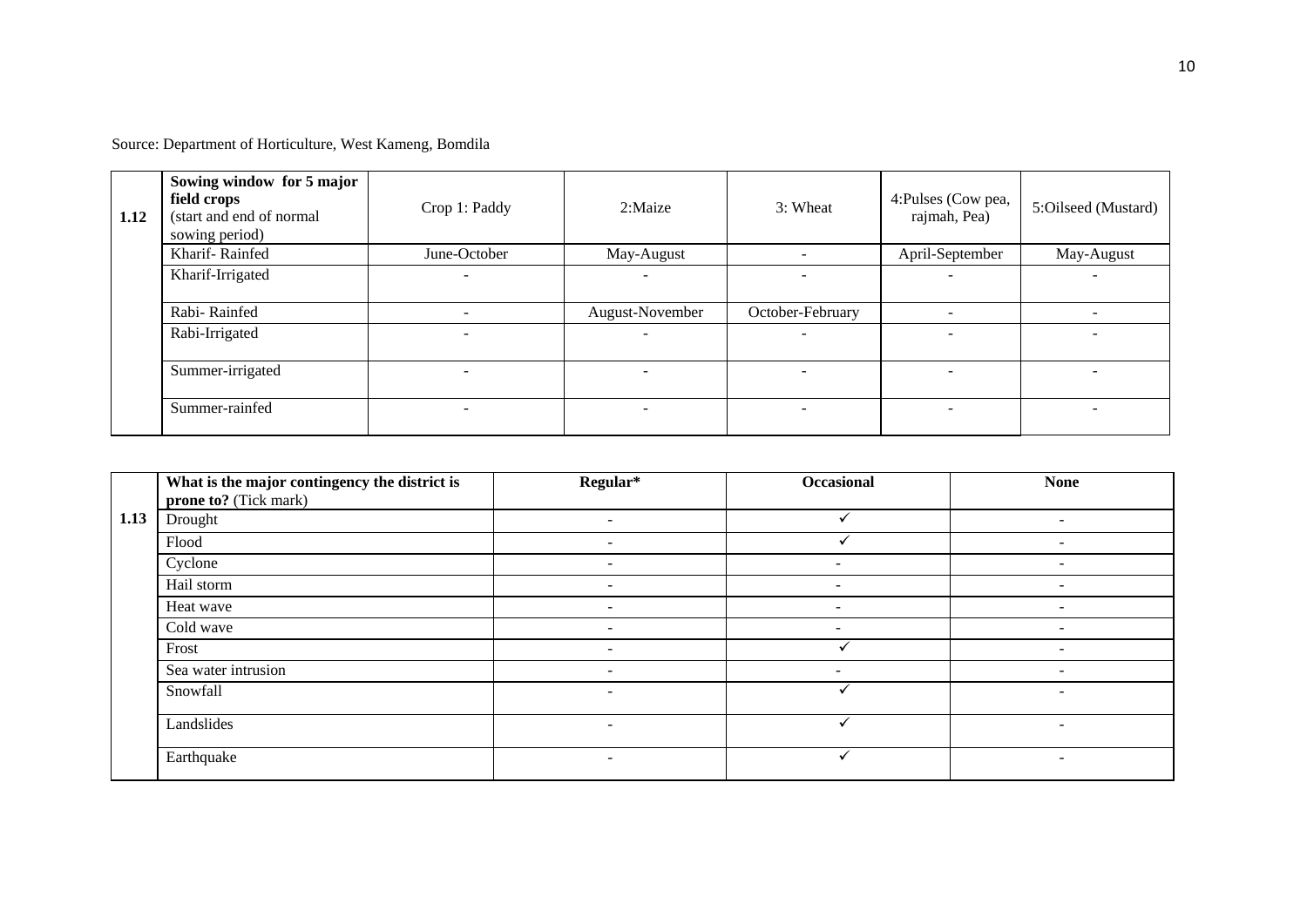Source: Department of Horticulture, West Kameng, Bomdila

| 1.12 | **Sowing window for 5 major field crops** (start and end of normal sowing period) | Crop 1: Paddy | 2:Maize | 3: Wheat | 4:Pulses (Cow pea, rajmah, Pea) | 5:Oilseed (Mustard) |
|---|---|---|---|---|---|---|
| | Kharif- Rainfed | June-October | May-August | - | April-September | May-August |
| | Kharif-Irrigated | - | - | - | - | - |
| | Rabi- Rainfed | - | August-November | October-February | - | - |
| | Rabi-Irrigated | - | - | - | - | - |
| | Summer-irrigated | - | - | - | - | - |
| | Summer-rainfed | - | - | - | - | - |

| 1.13 | **What is the major contingency the district is prone to?** (Tick mark) | **Regular*** | **Occasional** | **None** |
|---|---|---|---|---|
| | Drought | - | ✓ | - |
| | Flood | - | ✓ | - |
| | Cyclone | - | - | - |
| | Hail storm | - | - | - |
| | Heat wave | - | - | - |
| | Cold wave | - | - | - |
| | Frost | - | ✓ | - |
| | Sea water intrusion | - | - | - |
| | Snowfall | - | ✓ | - |
| | Landslides | - | ✓ | - |
| | Earthquake | - | ✓ | - |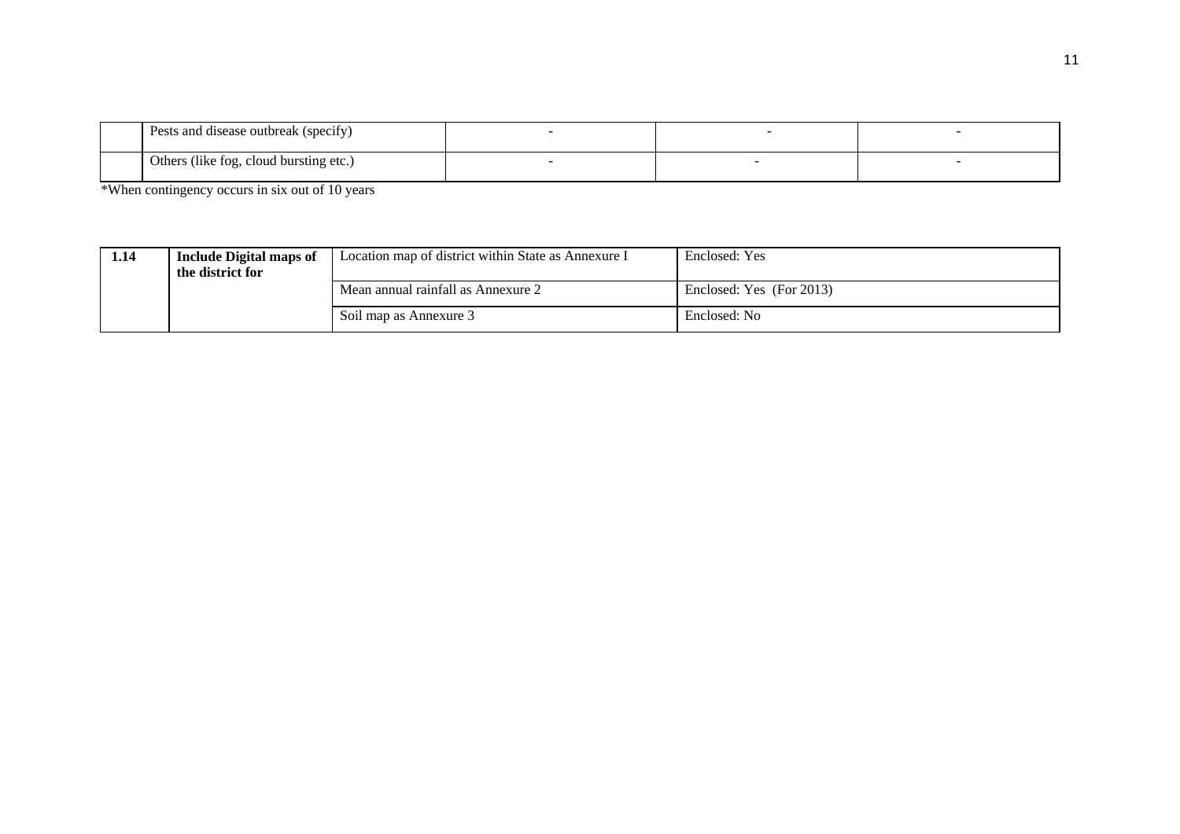|  | Pests and disease outbreak (specify) | - | - | - |
|---|---|---|---|---|
|  | Others (like fog, cloud bursting etc.) | - | - | - |

*When contingency occurs in six out of 10 years

| 1.14 | **Include Digital maps of the district for** | Location map of district within State as Annexure I | Enclosed: Yes |
|---|---|---|---|
|  |  | Mean annual rainfall as Annexure 2 | Enclosed: Yes (For 2013) |
|  |  | Soil map as Annexure 3 | Enclosed: No |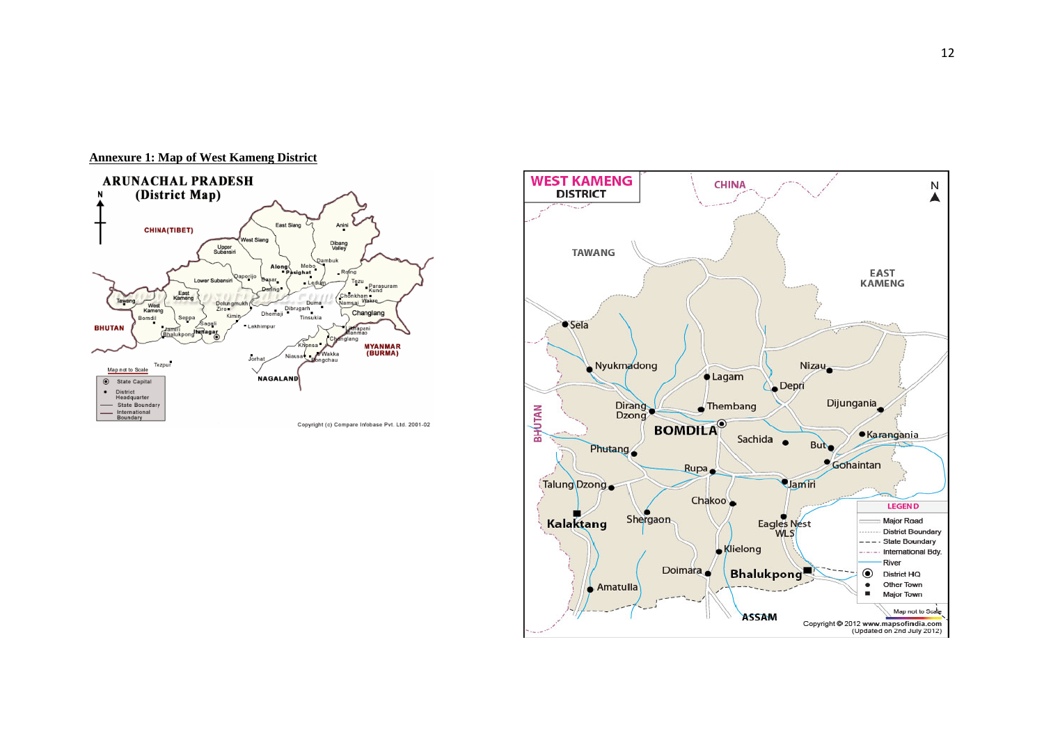**Annexure 1: Map of West Kameng District**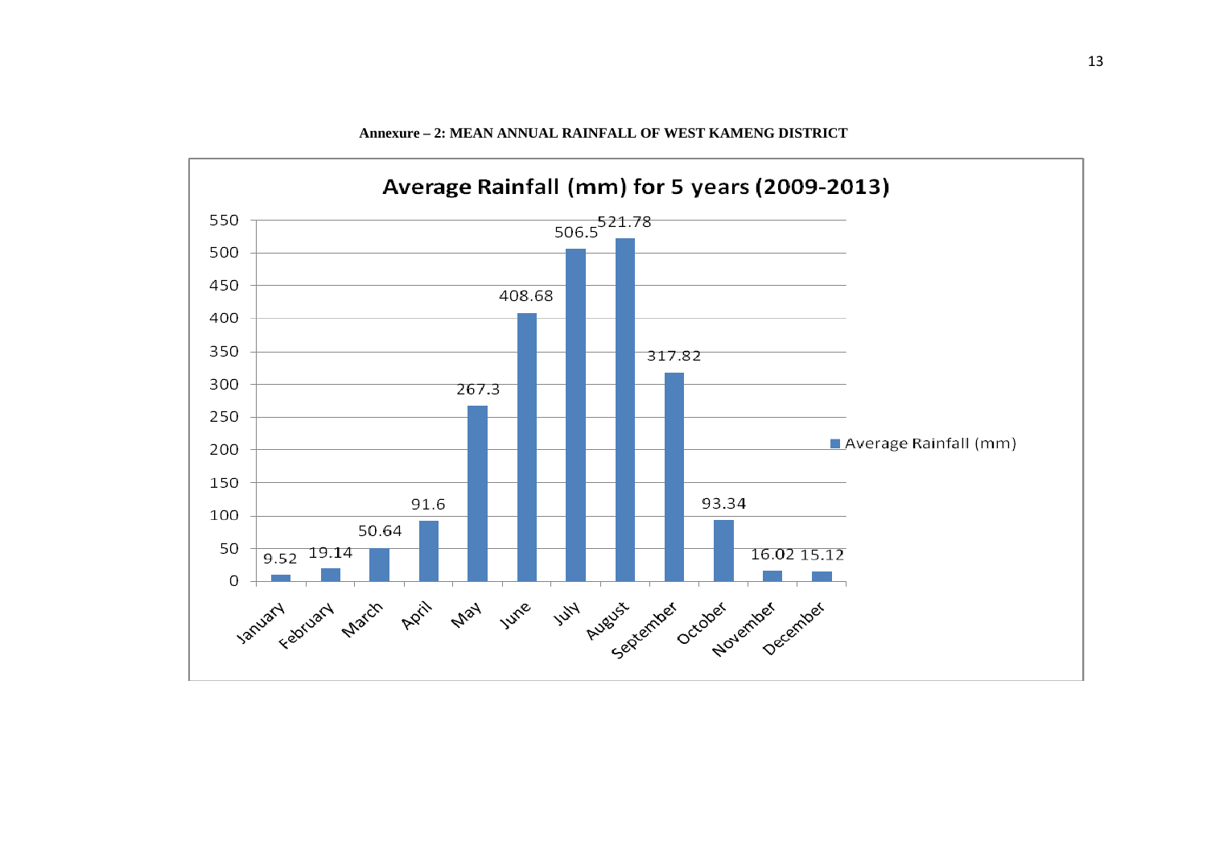**Annexure – 2: MEAN ANNUAL RAINFALL OF WEST KAMENG DISTRICT**

**Average Rainfall (mm) for 5 years (2009-2013)**

| Month | Average Rainfall (mm) |
|---|---|
| January | 9.52 |
| February | 19.14 |
| March | 50.64 |
| April | 91.6 |
| May | 267.3 |
| June | 408.68 |
| July | 506.5 |
| August | 521.78 |
| September | 317.82 |
| October | 93.34 |
| November | 16.02 |
| December | 15.12 |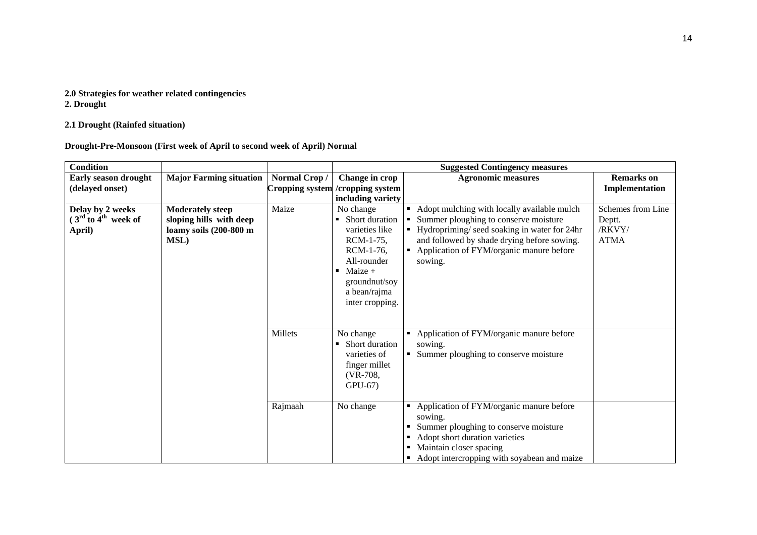**2.0 Strategies for weather related contingencies**
**2. Drought**

**2.1 Drought (Rainfed situation)**

**Drought-Pre-Monsoon (First week of April to second week of April) Normal**

| Condition | | | Suggested Contingency measures | | |
|---|---|---|---|---|---|
| **Early season drought (delayed onset)** | **Major Farming situation** | **Normal Crop / Cropping system** | **Change in crop /cropping system including variety** | **Agronomic measures** | **Remarks on Implementation** |
| **Delay by 2 weeks ( 3rd to 4th week of April)** | **Moderately steep sloping hills with deep loamy soils (200-800 m MSL)** | Maize | No change<br>▪ Short duration varieties like RCM-1-75, RCM-1-76, All-rounder<br>▪ Maize + groundnut/soya bean/rajma inter cropping. | ▪ Adopt mulching with locally available mulch<br>▪ Summer ploughing to conserve moisture<br>▪ Hydropriming/ seed soaking in water for 24hr and followed by shade drying before sowing.<br>▪ Application of FYM/organic manure before sowing. | Schemes from Line Deptt. /RKVY/ ATMA |
| | | Millets | No change<br>▪ Short duration varieties of finger millet (VR-708, GPU-67) | ▪ Application of FYM/organic manure before sowing.<br>▪ Summer ploughing to conserve moisture | |
| | | Rajmaah | No change | ▪ Application of FYM/organic manure before sowing.<br>▪ Summer ploughing to conserve moisture<br>▪ Adopt short duration varieties<br>▪ Maintain closer spacing<br>▪ Adopt intercropping with soyabean and maize | |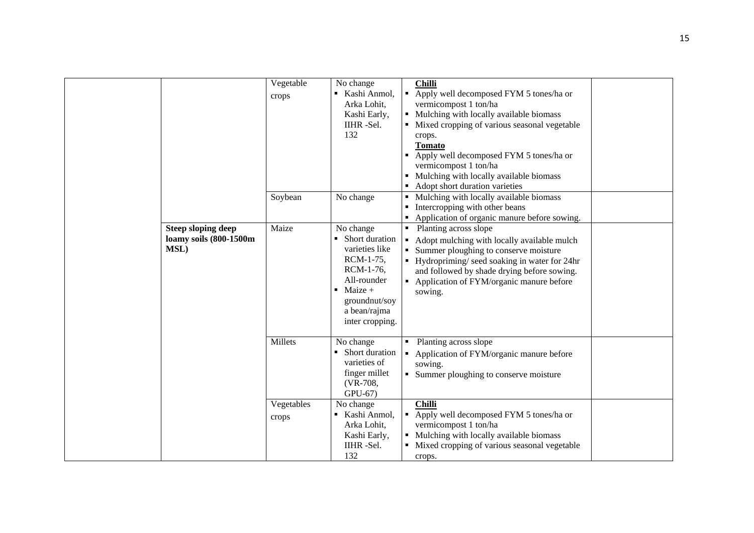| | | | | | |
|---|---|---|---|---|---|
| | | Vegetable crops | No change<br>▪ Kashi Anmol, Arka Lohit, Kashi Early, IIHR -Sel. 132 | **Chilli**<br>▪ Apply well decomposed FYM 5 tones/ha or vermicompost 1 ton/ha<br>▪ Mulching with locally available biomass<br>▪ Mixed cropping of various seasonal vegetable crops.<br>**Tomato**<br>▪ Apply well decomposed FYM 5 tones/ha or vermicompost 1 ton/ha<br>▪ Mulching with locally available biomass<br>▪ Adopt short duration varieties | |
| | | Soybean | No change | ▪ Mulching with locally available biomass<br>▪ Intercropping with other beans<br>▪ Application of organic manure before sowing. | |
| | **Steep sloping deep loamy soils (800-1500m MSL)** | Maize | No change<br>▪ Short duration varieties like RCM-1-75, RCM-1-76, All-rounder<br>▪ Maize + groundnut/soya bean/rajma inter cropping. | ▪ Planting across slope<br>▪ Adopt mulching with locally available mulch<br>▪ Summer ploughing to conserve moisture<br>▪ Hydropriming/ seed soaking in water for 24hr and followed by shade drying before sowing.<br>▪ Application of FYM/organic manure before sowing. | |
| | | Millets | No change<br>▪ Short duration varieties of finger millet (VR-708, GPU-67) | ▪ Planting across slope<br>▪ Application of FYM/organic manure before sowing.<br>▪ Summer ploughing to conserve moisture | |
| | | Vegetables crops | No change<br>▪ Kashi Anmol, Arka Lohit, Kashi Early, IIHR -Sel. 132 | **Chilli**<br>▪ Apply well decomposed FYM 5 tones/ha or vermicompost 1 ton/ha<br>▪ Mulching with locally available biomass<br>▪ Mixed cropping of various seasonal vegetable crops. | |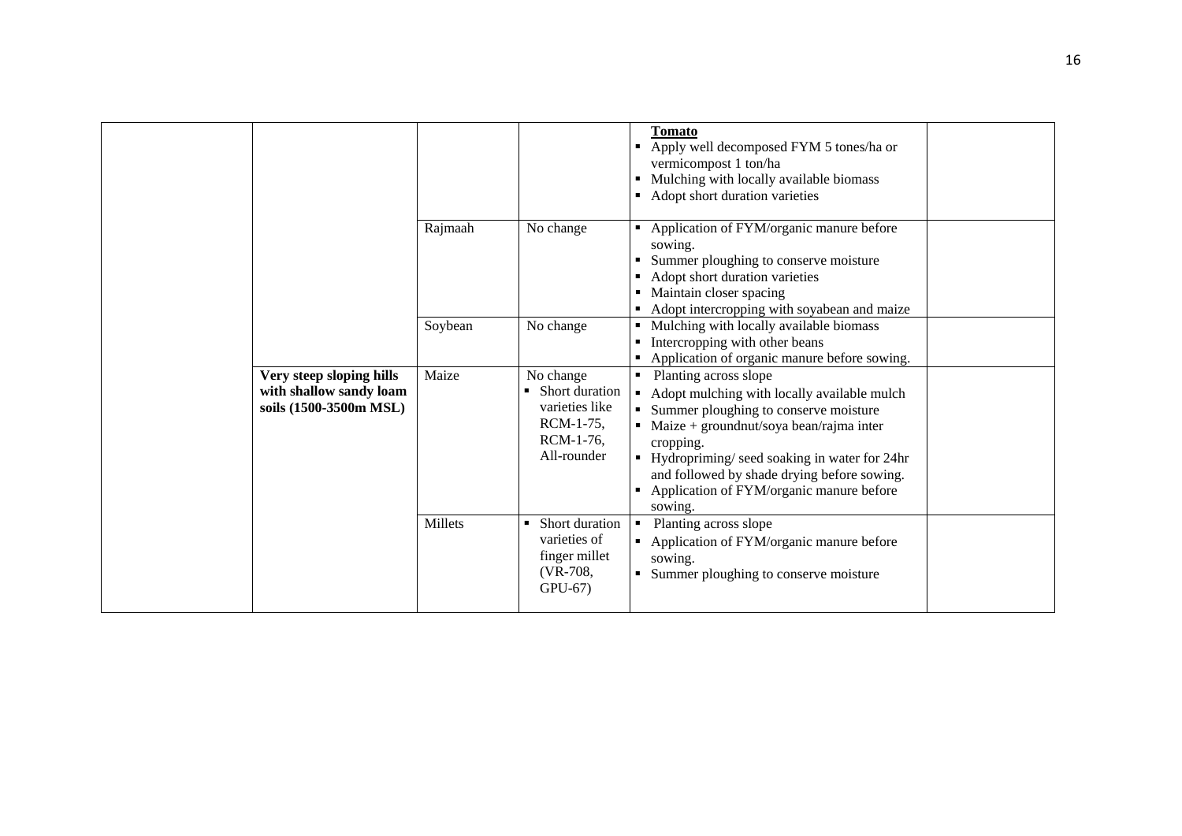| | | | | | |
|---|---|---|---|---|---|
| | | | | **Tomato**<br>▪ Apply well decomposed FYM 5 tones/ha or vermicompost 1 ton/ha<br>▪ Mulching with locally available biomass<br>▪ Adopt short duration varieties | |
| | | Rajmaah | No change | ▪ Application of FYM/organic manure before sowing.<br>▪ Summer ploughing to conserve moisture<br>▪ Adopt short duration varieties<br>▪ Maintain closer spacing<br>▪ Adopt intercropping with soyabean and maize | |
| | | Soybean | No change | ▪ Mulching with locally available biomass<br>▪ Intercropping with other beans<br>▪ Application of organic manure before sowing. | |
| | **Very steep sloping hills with shallow sandy loam soils (1500-3500m MSL)** | Maize | No change<br>▪ Short duration varieties like RCM-1-75, RCM-1-76, All-rounder | ▪ Planting across slope<br>▪ Adopt mulching with locally available mulch<br>▪ Summer ploughing to conserve moisture<br>▪ Maize + groundnut/soya bean/rajma inter cropping.<br>▪ Hydropriming/ seed soaking in water for 24hr and followed by shade drying before sowing.<br>▪ Application of FYM/organic manure before sowing. | |
| | | Millets | ▪ Short duration varieties of finger millet (VR-708, GPU-67) | ▪ Planting across slope<br>▪ Application of FYM/organic manure before sowing.<br>▪ Summer ploughing to conserve moisture | |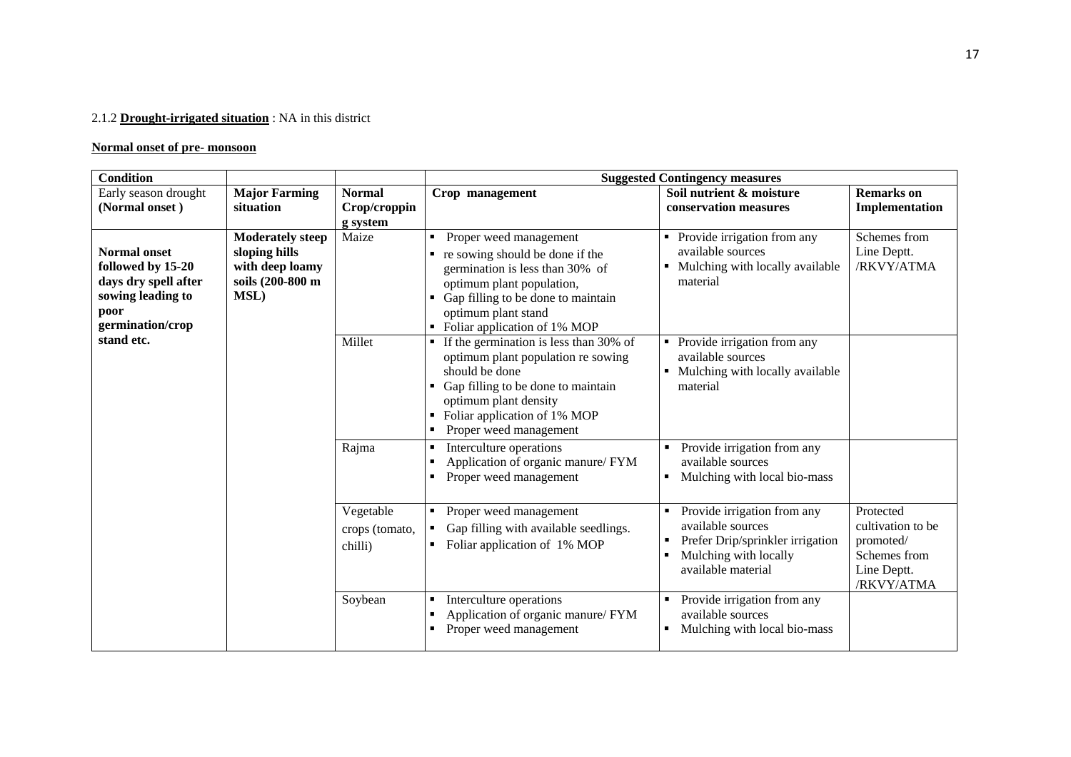2.1.2 **Drought-irrigated situation** : NA in this district

**Normal onset of pre- monsoon**

| Condition | | | Suggested Contingency measures | | |
|---|---|---|---|---|---|
| Early season drought (Normal onset ) | **Major Farming situation** | **Normal Crop/cropping system** | **Crop management** | **Soil nutrient & moisture conservation measures** | **Remarks on Implementation** |
| **Normal onset followed by 15-20 days dry spell after sowing leading to poor germination/crop stand etc.** | **Moderately steep sloping hills with deep loamy soils (200-800 m MSL)** | Maize | ▪ Proper weed management<br>▪ re sowing should be done if the germination is less than 30% of optimum plant population,<br>▪ Gap filling to be done to maintain optimum plant stand<br>▪ Foliar application of 1% MOP | ▪ Provide irrigation from any available sources<br>▪ Mulching with locally available material | Schemes from Line Deptt. /RKVY/ATMA |
| | | Millet | ▪ If the germination is less than 30% of optimum plant population re sowing should be done<br>▪ Gap filling to be done to maintain optimum plant density<br>▪ Foliar application of 1% MOP<br>▪ Proper weed management | ▪ Provide irrigation from any available sources<br>▪ Mulching with locally available material | |
| | | Rajma | ▪ Interculture operations<br>▪ Application of organic manure/ FYM<br>▪ Proper weed management | ▪ Provide irrigation from any available sources<br>▪ Mulching with local bio-mass | |
| | | Vegetable crops (tomato, chilli) | ▪ Proper weed management<br>▪ Gap filling with available seedlings.<br>▪ Foliar application of 1% MOP | ▪ Provide irrigation from any available sources<br>▪ Prefer Drip/sprinkler irrigation<br>▪ Mulching with locally available material | Protected cultivation to be promoted/ Schemes from Line Deptt. /RKVY/ATMA |
| | | Soybean | ▪ Interculture operations<br>▪ Application of organic manure/ FYM<br>▪ Proper weed management | ▪ Provide irrigation from any available sources<br>▪ Mulching with local bio-mass | |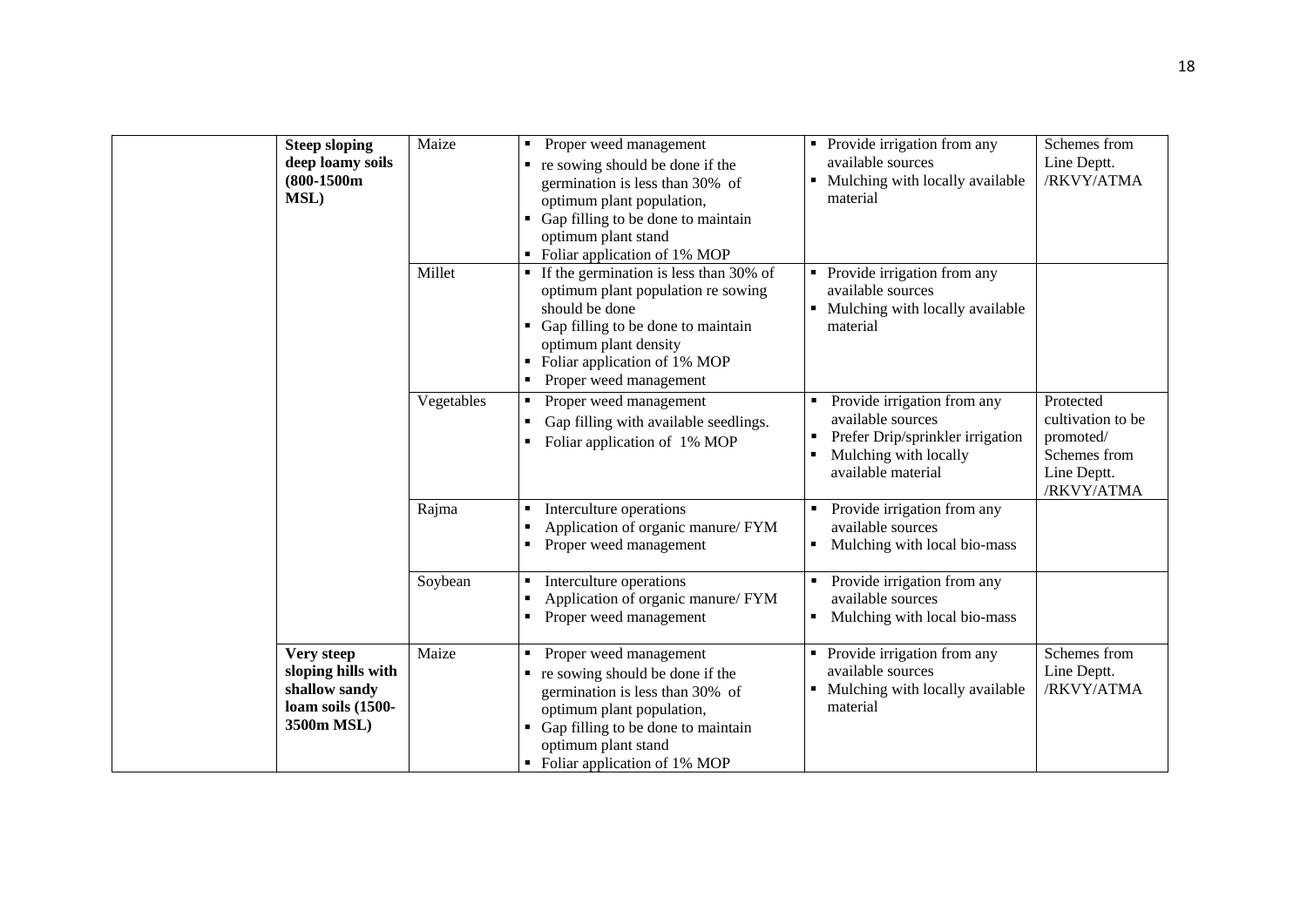| | | | | | |
|---|---|---|---|---|---|
| | **Steep sloping deep loamy soils (800-1500m MSL)** | Maize | ▪ Proper weed management<br>▪ re sowing should be done if the germination is less than 30% of optimum plant population,<br>▪ Gap filling to be done to maintain optimum plant stand<br>▪ Foliar application of 1% MOP | ▪ Provide irrigation from any available sources<br>▪ Mulching with locally available material | Schemes from Line Deptt. /RKVY/ATMA |
| | | Millet | ▪ If the germination is less than 30% of optimum plant population re sowing should be done<br>▪ Gap filling to be done to maintain optimum plant density<br>▪ Foliar application of 1% MOP<br>▪ Proper weed management | ▪ Provide irrigation from any available sources<br>▪ Mulching with locally available material | |
| | | Vegetables | ▪ Proper weed management<br>▪ Gap filling with available seedlings.<br>▪ Foliar application of 1% MOP | ▪ Provide irrigation from any available sources<br>▪ Prefer Drip/sprinkler irrigation<br>▪ Mulching with locally available material | Protected cultivation to be promoted/ Schemes from Line Deptt. /RKVY/ATMA |
| | | Rajma | ▪ Interculture operations<br>▪ Application of organic manure/ FYM<br>▪ Proper weed management | ▪ Provide irrigation from any available sources<br>▪ Mulching with local bio-mass | |
| | | Soybean | ▪ Interculture operations<br>▪ Application of organic manure/ FYM<br>▪ Proper weed management | ▪ Provide irrigation from any available sources<br>▪ Mulching with local bio-mass | |
| | **Very steep sloping hills with shallow sandy loam soils (1500-3500m MSL)** | Maize | ▪ Proper weed management<br>▪ re sowing should be done if the germination is less than 30% of optimum plant population,<br>▪ Gap filling to be done to maintain optimum plant stand<br>▪ Foliar application of 1% MOP | ▪ Provide irrigation from any available sources<br>▪ Mulching with locally available material | Schemes from Line Deptt. /RKVY/ATMA |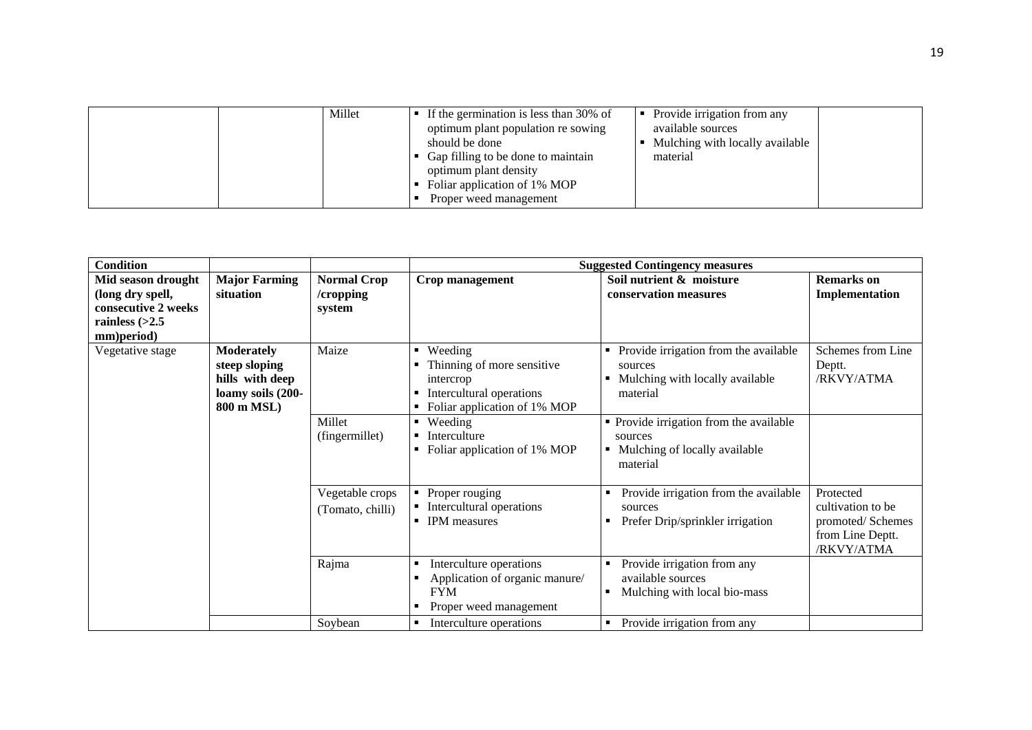|  |  | Millet | ▪ If the germination is less than 30% of optimum plant population re sowing should be done<br>▪ Gap filling to be done to maintain optimum plant density<br>▪ Foliar application of 1% MOP<br>▪ Proper weed management | ▪ Provide irrigation from any available sources<br>▪ Mulching with locally available material |  |
|---|---|---|---|---|---|

| Condition |  |  | Suggested Contingency measures |  |  |
|---|---|---|---|---|---|
| **Mid season drought (long dry spell, consecutive 2 weeks rainless (>2.5 mm)period)** | **Major Farming situation** | **Normal Crop /cropping system** | **Crop management** | **Soil nutrient & moisture conservation measures** | **Remarks on Implementation** |
| Vegetative stage | **Moderately steep sloping hills with deep loamy soils (200-800 m MSL)** | Maize | ▪ Weeding<br>▪ Thinning of more sensitive intercrop<br>▪ Intercultural operations<br>▪ Foliar application of 1% MOP | ▪ Provide irrigation from the available sources<br>▪ Mulching with locally available material | Schemes from Line Deptt. /RKVY/ATMA |
|  |  | Millet (fingermillet) | ▪ Weeding<br>▪ Interculture<br>▪ Foliar application of 1% MOP | ▪ Provide irrigation from the available sources<br>▪ Mulching of locally available material |  |
|  |  | Vegetable crops (Tomato, chilli) | ▪ Proper rouging<br>▪ Intercultural operations<br>▪ IPM measures | ▪ Provide irrigation from the available sources<br>▪ Prefer Drip/sprinkler irrigation | Protected cultivation to be promoted/ Schemes from Line Deptt. /RKVY/ATMA |
|  |  | Rajma | ▪ Interculture operations<br>▪ Application of organic manure/ FYM<br>▪ Proper weed management | ▪ Provide irrigation from any available sources<br>▪ Mulching with local bio-mass |  |
|  |  | Soybean | ▪ Interculture operations | ▪ Provide irrigation from any |  |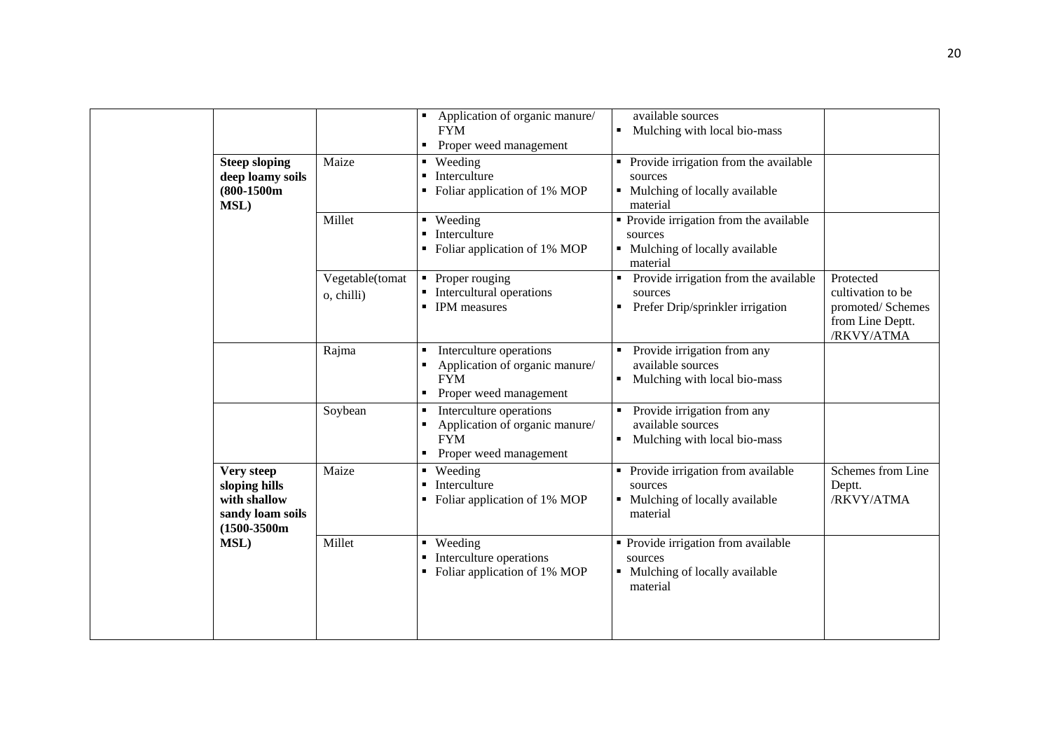| | | | | | |
|---|---|---|---|---|---|
| | | | ▪ Application of organic manure/ FYM<br>▪ Proper weed management | available sources<br>▪ Mulching with local bio-mass | |
| | **Steep sloping deep loamy soils (800-1500m MSL)** | Maize | ▪ Weeding<br>▪ Interculture<br>▪ Foliar application of 1% MOP | ▪ Provide irrigation from the available sources<br>▪ Mulching of locally available material | |
| | | Millet | ▪ Weeding<br>▪ Interculture<br>▪ Foliar application of 1% MOP | ▪ Provide irrigation from the available sources<br>▪ Mulching of locally available material | |
| | | Vegetable(tomato, chilli) | ▪ Proper rouging<br>▪ Intercultural operations<br>▪ IPM measures | ▪ Provide irrigation from the available sources<br>▪ Prefer Drip/sprinkler irrigation | Protected cultivation to be promoted/ Schemes from Line Deptt. /RKVY/ATMA |
| | | Rajma | ▪ Interculture operations<br>▪ Application of organic manure/ FYM<br>▪ Proper weed management | ▪ Provide irrigation from any available sources<br>▪ Mulching with local bio-mass | |
| | | Soybean | ▪ Interculture operations<br>▪ Application of organic manure/ FYM<br>▪ Proper weed management | ▪ Provide irrigation from any available sources<br>▪ Mulching with local bio-mass | |
| | **Very steep sloping hills with shallow sandy loam soils (1500-3500m MSL)** | Maize | ▪ Weeding<br>▪ Interculture<br>▪ Foliar application of 1% MOP | ▪ Provide irrigation from available sources<br>▪ Mulching of locally available material | Schemes from Line Deptt. /RKVY/ATMA |
| | | Millet | ▪ Weeding<br>▪ Interculture operations<br>▪ Foliar application of 1% MOP | ▪ Provide irrigation from available sources<br>▪ Mulching of locally available material | |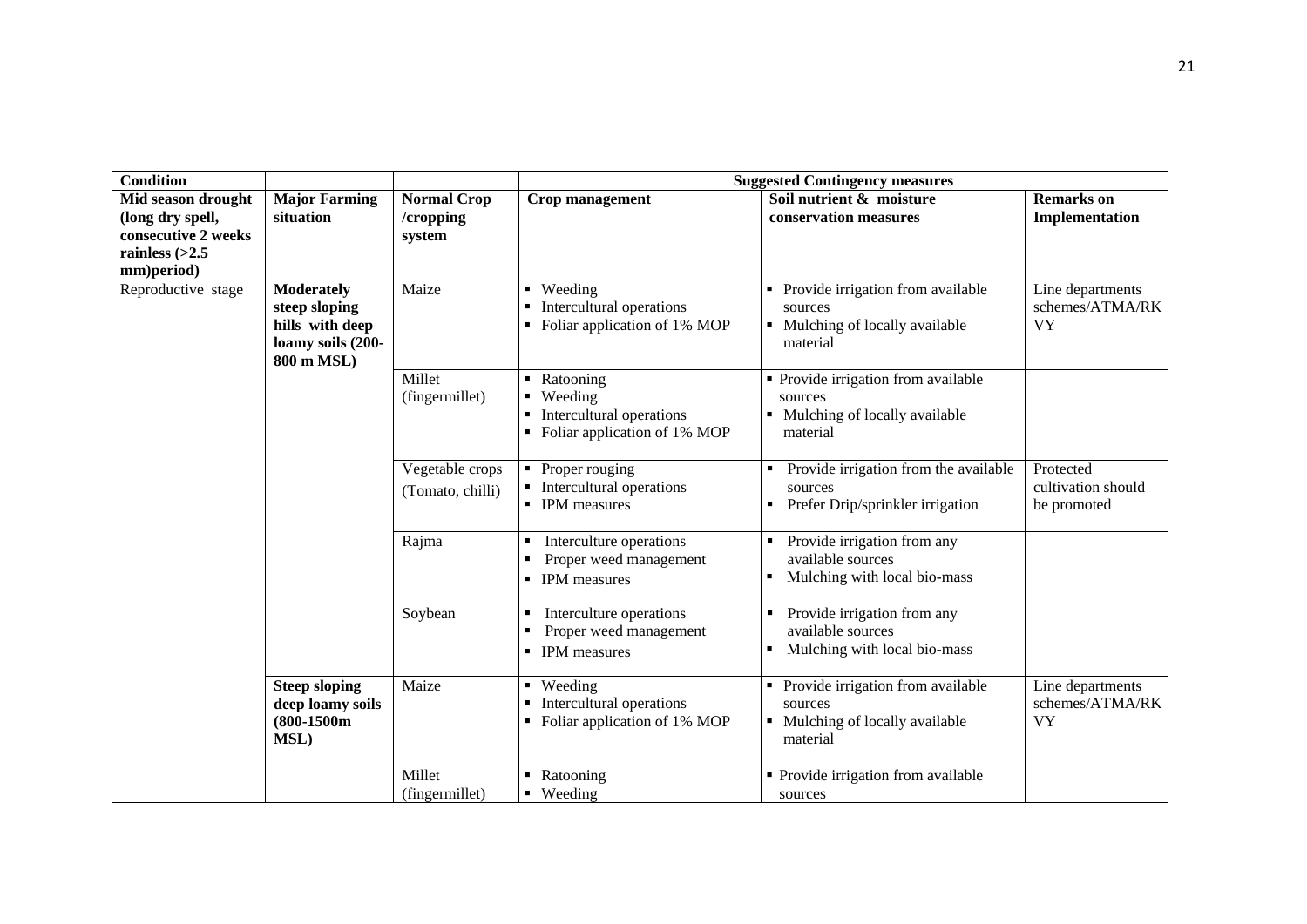| Condition | | | Suggested Contingency measures | | |
|---|---|---|---|---|---|
| Mid season drought (long dry spell, consecutive 2 weeks rainless (>2.5 mm)period) | **Major Farming situation** | **Normal Crop /cropping system** | **Crop management** | **Soil nutrient & moisture conservation measures** | **Remarks on Implementation** |
| Reproductive stage | **Moderately steep sloping hills with deep loamy soils (200-800 m MSL)** | Maize | ▪ Weeding<br>▪ Intercultural operations<br>▪ Foliar application of 1% MOP | ▪ Provide irrigation from available sources<br>▪ Mulching of locally available material | Line departments schemes/ATMA/RKVY |
| | | Millet (fingermillet) | ▪ Ratooning<br>▪ Weeding<br>▪ Intercultural operations<br>▪ Foliar application of 1% MOP | ▪ Provide irrigation from available sources<br>▪ Mulching of locally available material | |
| | | Vegetable crops (Tomato, chilli) | ▪ Proper rouging<br>▪ Intercultural operations<br>▪ IPM measures | ▪ Provide irrigation from the available sources<br>▪ Prefer Drip/sprinkler irrigation | Protected cultivation should be promoted |
| | | Rajma | ▪ Interculture operations<br>▪ Proper weed management<br>▪ IPM measures | ▪ Provide irrigation from any available sources<br>▪ Mulching with local bio-mass | |
| | | Soybean | ▪ Interculture operations<br>▪ Proper weed management<br>▪ IPM measures | ▪ Provide irrigation from any available sources<br>▪ Mulching with local bio-mass | |
| | **Steep sloping deep loamy soils (800-1500m MSL)** | Maize | ▪ Weeding<br>▪ Intercultural operations<br>▪ Foliar application of 1% MOP | ▪ Provide irrigation from available sources<br>▪ Mulching of locally available material | Line departments schemes/ATMA/RKVY |
| | | Millet (fingermillet) | ▪ Ratooning<br>▪ Weeding | ▪ Provide irrigation from available sources | |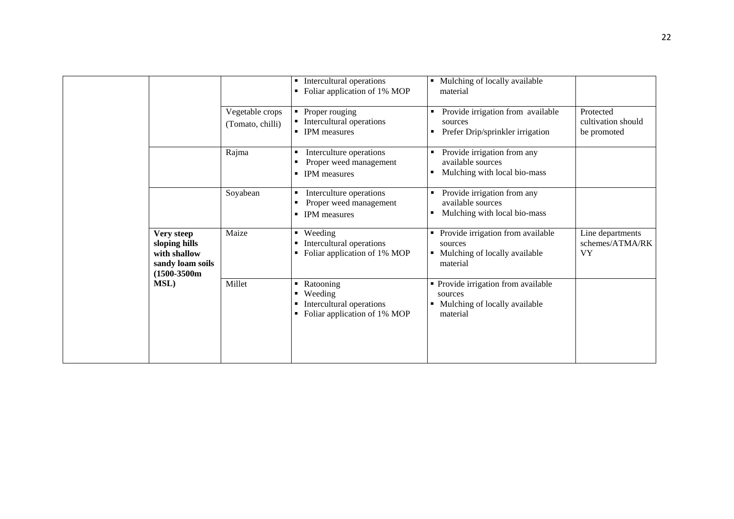| | | | | | |
|---|---|---|---|---|---|
| | | | ▪ Intercultural operations<br>▪ Foliar application of 1% MOP | ▪ Mulching of locally available material | |
| | | Vegetable crops (Tomato, chilli) | ▪ Proper rouging<br>▪ Intercultural operations<br>▪ IPM measures | ▪ Provide irrigation from available sources<br>▪ Prefer Drip/sprinkler irrigation | Protected cultivation should be promoted |
| | | Rajma | ▪ Interculture operations<br>▪ Proper weed management<br>▪ IPM measures | ▪ Provide irrigation from any available sources<br>▪ Mulching with local bio-mass | |
| | | Soyabean | ▪ Interculture operations<br>▪ Proper weed management<br>▪ IPM measures | ▪ Provide irrigation from any available sources<br>▪ Mulching with local bio-mass | |
| | **Very steep sloping hills with shallow sandy loam soils (1500-3500m MSL)** | Maize | ▪ Weeding<br>▪ Intercultural operations<br>▪ Foliar application of 1% MOP | ▪ Provide irrigation from available sources<br>▪ Mulching of locally available material | Line departments schemes/ATMA/RKVY |
| | | Millet | ▪ Ratooning<br>▪ Weeding<br>▪ Intercultural operations<br>▪ Foliar application of 1% MOP | ▪ Provide irrigation from available sources<br>▪ Mulching of locally available material | |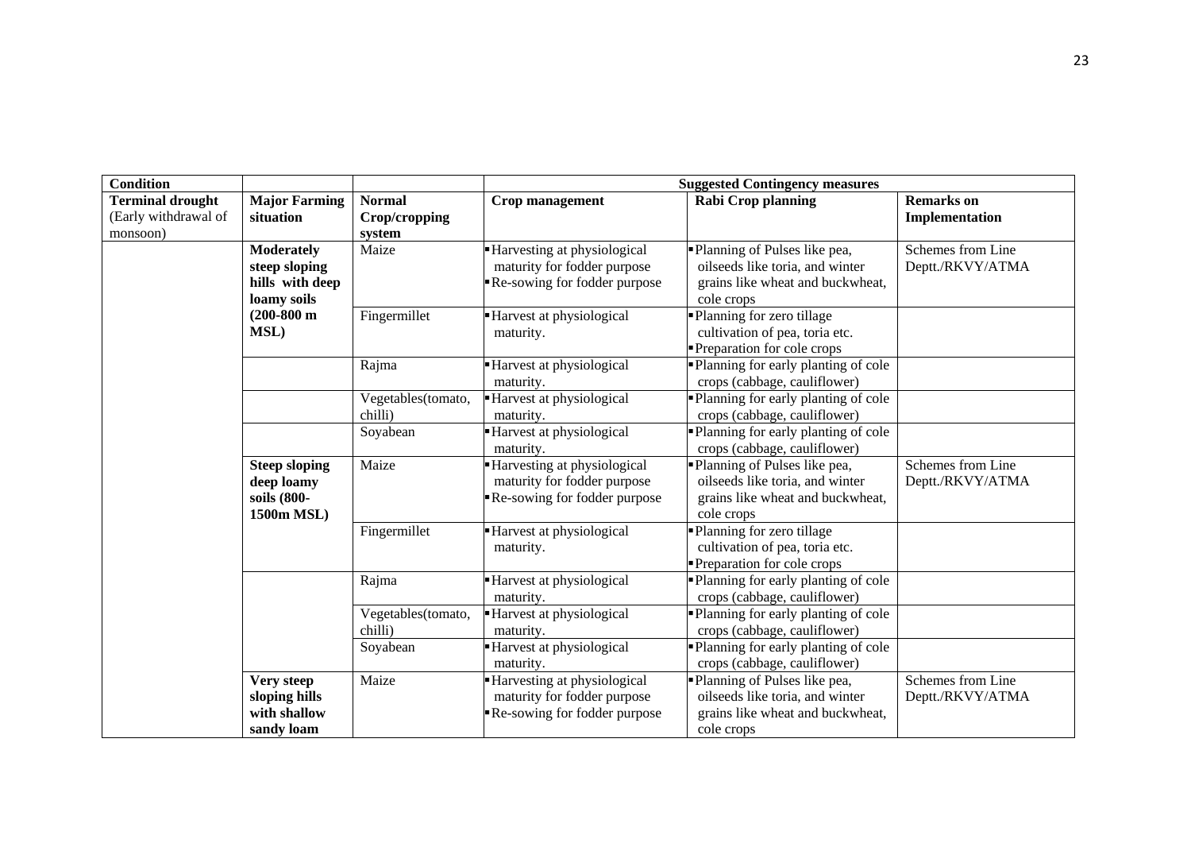| Condition | | | Suggested Contingency measures | | |
|---|---|---|---|---|---|
| Terminal drought (Early withdrawal of monsoon) | Major Farming situation | Normal Crop/cropping system | Crop management | Rabi Crop planning | Remarks on Implementation |
| | Moderately steep sloping hills with deep loamy soils (200-800 m MSL) | Maize | ▪Harvesting at physiological maturity for fodder purpose ▪Re-sowing for fodder purpose | ▪Planning of Pulses like pea, oilseeds like toria, and winter grains like wheat and buckwheat, cole crops | Schemes from Line Deptt./RKVY/ATMA |
| | | Fingermillet | ▪Harvest at physiological maturity. | ▪Planning for zero tillage cultivation of pea, toria etc. ▪Preparation for cole crops | |
| | | Rajma | ▪Harvest at physiological maturity. | ▪Planning for early planting of cole crops (cabbage, cauliflower) | |
| | | Vegetables(tomato, chilli) | ▪Harvest at physiological maturity. | ▪Planning for early planting of cole crops (cabbage, cauliflower) | |
| | | Soyabean | ▪Harvest at physiological maturity. | ▪Planning for early planting of cole crops (cabbage, cauliflower) | |
| | Steep sloping deep loamy soils (800-1500m MSL) | Maize | ▪Harvesting at physiological maturity for fodder purpose ▪Re-sowing for fodder purpose | ▪Planning of Pulses like pea, oilseeds like toria, and winter grains like wheat and buckwheat, cole crops | Schemes from Line Deptt./RKVY/ATMA |
| | | Fingermillet | ▪Harvest at physiological maturity. | ▪Planning for zero tillage cultivation of pea, toria etc. ▪Preparation for cole crops | |
| | | Rajma | ▪Harvest at physiological maturity. | ▪Planning for early planting of cole crops (cabbage, cauliflower) | |
| | | Vegetables(tomato, chilli) | ▪Harvest at physiological maturity. | ▪Planning for early planting of cole crops (cabbage, cauliflower) | |
| | | Soyabean | ▪Harvest at physiological maturity. | ▪Planning for early planting of cole crops (cabbage, cauliflower) | |
| | Very steep sloping hills with shallow sandy loam | Maize | ▪Harvesting at physiological maturity for fodder purpose ▪Re-sowing for fodder purpose | ▪Planning of Pulses like pea, oilseeds like toria, and winter grains like wheat and buckwheat, cole crops | Schemes from Line Deptt./RKVY/ATMA |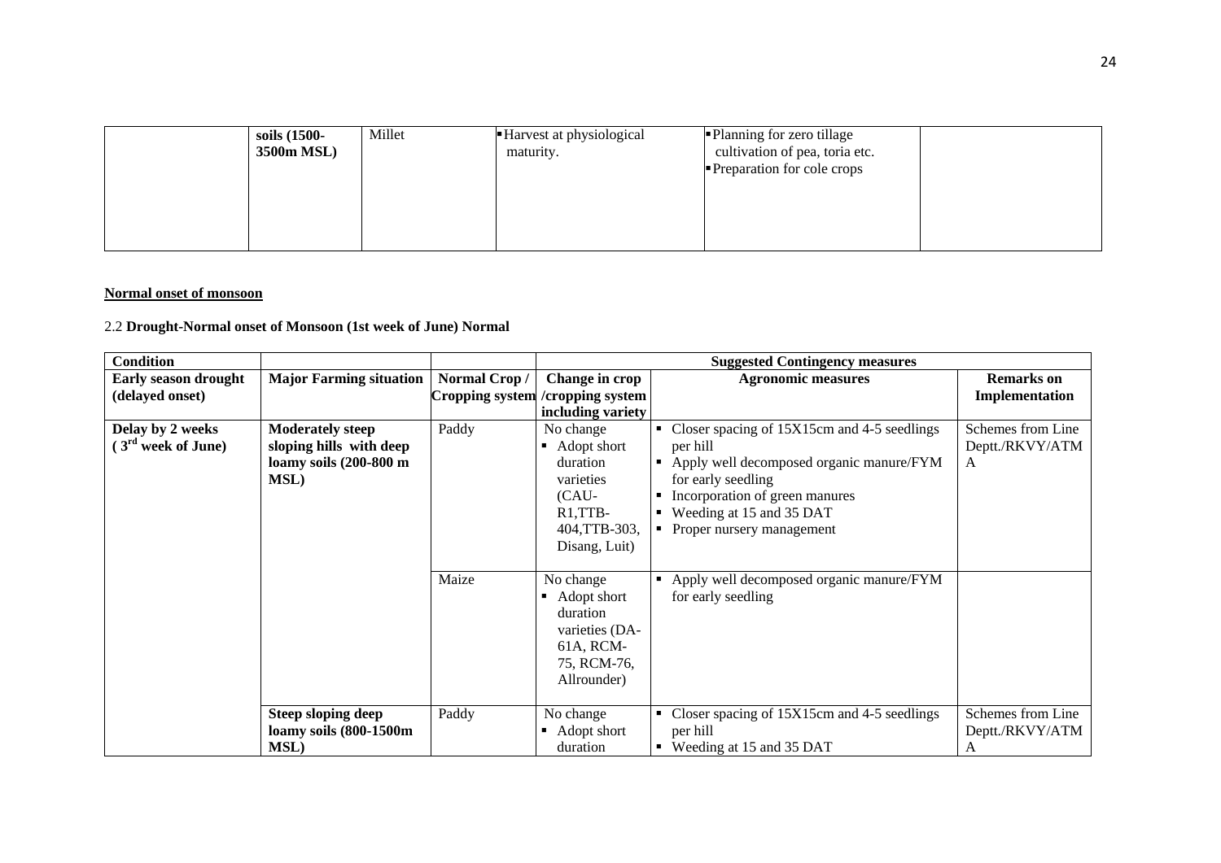| | soils (1500-3500m MSL) | Millet | ▪ Harvest at physiological maturity. | ▪ Planning for zero tillage cultivation of pea, toria etc.<br>▪ Preparation for cole crops | |
|---|---|---|---|---|---|

**Normal onset of monsoon**

2.2 **Drought-Normal onset of Monsoon (1st week of June) Normal**

| Condition | | | Suggested Contingency measures | | |
|---|---|---|---|---|---|
| **Early season drought (delayed onset)** | **Major Farming situation** | **Normal Crop / Cropping system** | **Change in crop /cropping system including variety** | **Agronomic measures** | **Remarks on Implementation** |
| **Delay by 2 weeks ( 3rd week of June)** | **Moderately steep sloping hills with deep loamy soils (200-800 m MSL)** | Paddy | No change<br>▪ Adopt short duration varieties (CAU-R1,TTB-404,TTB-303, Disang, Luit) | ▪ Closer spacing of 15X15cm and 4-5 seedlings per hill<br>▪ Apply well decomposed organic manure/FYM for early seedling<br>▪ Incorporation of green manures<br>▪ Weeding at 15 and 35 DAT<br>▪ Proper nursery management | Schemes from Line Deptt./RKVY/ATMA |
| | | Maize | No change<br>▪ Adopt short duration varieties (DA-61A, RCM-75, RCM-76, Allrounder) | ▪ Apply well decomposed organic manure/FYM for early seedling | |
| | **Steep sloping deep loamy soils (800-1500m MSL)** | Paddy | No change<br>▪ Adopt short duration | ▪ Closer spacing of 15X15cm and 4-5 seedlings per hill<br>▪ Weeding at 15 and 35 DAT | Schemes from Line Deptt./RKVY/ATMA |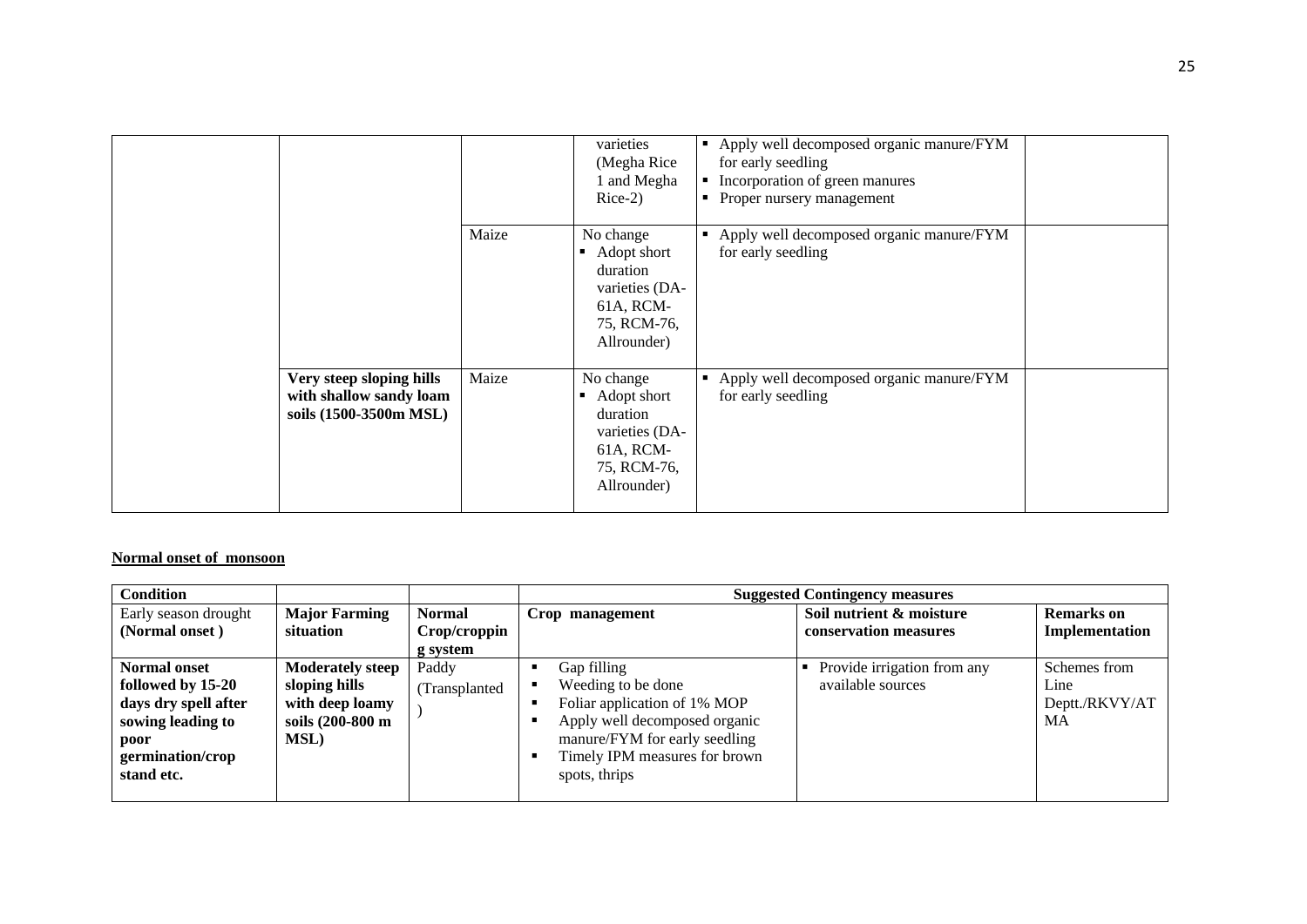| | | | | | |
|---|---|---|---|---|---|
| | | | varieties (Megha Rice 1 and Megha Rice-2) | ▪ Apply well decomposed organic manure/FYM for early seedling<br>▪ Incorporation of green manures<br>▪ Proper nursery management | |
| | | Maize | No change<br>▪ Adopt short duration varieties (DA-61A, RCM-75, RCM-76, Allrounder) | ▪ Apply well decomposed organic manure/FYM for early seedling | |
| | **Very steep sloping hills with shallow sandy loam soils (1500-3500m MSL)** | Maize | No change<br>▪ Adopt short duration varieties (DA-61A, RCM-75, RCM-76, Allrounder) | ▪ Apply well decomposed organic manure/FYM for early seedling | |

**Normal onset of monsoon**

| **Condition** | | | **Suggested Contingency measures** | | |
|---|---|---|---|---|---|
| Early season drought **(Normal onset )** | **Major Farming situation** | **Normal Crop/cropping system** | **Crop management** | **Soil nutrient & moisture conservation measures** | **Remarks on Implementation** |
| **Normal onset followed by 15-20 days dry spell after sowing leading to poor germination/crop stand etc.** | **Moderately steep sloping hills with deep loamy soils (200-800 m MSL)** | Paddy (Transplanted) | ▪ Gap filling<br>▪ Weeding to be done<br>▪ Foliar application of 1% MOP<br>▪ Apply well decomposed organic manure/FYM for early seedling<br>▪ Timely IPM measures for brown spots, thrips | ▪ Provide irrigation from any available sources | Schemes from Line Deptt./RKVY/ATMA |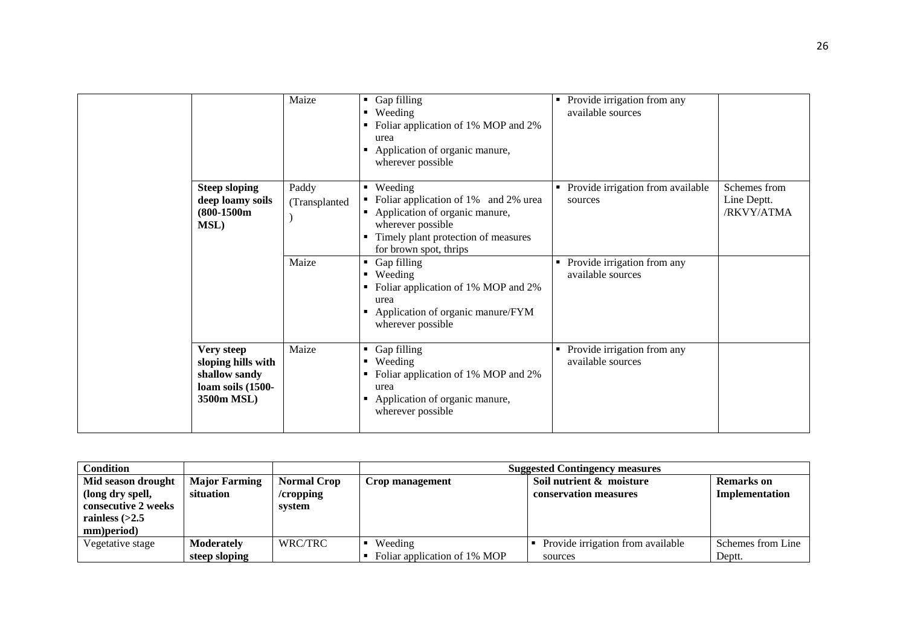| | | Maize | ▪ Gap filling<br>▪ Weeding<br>▪ Foliar application of 1% MOP and 2% urea<br>▪ Application of organic manure, wherever possible | ▪ Provide irrigation from any available sources | |
|---|---|---|---|---|---|
| | **Steep sloping deep loamy soils (800-1500m MSL)** | Paddy (Transplanted ) | ▪ Weeding<br>▪ Foliar application of 1% and 2% urea<br>▪ Application of organic manure, wherever possible<br>▪ Timely plant protection of measures for brown spot, thrips | ▪ Provide irrigation from available sources | Schemes from Line Deptt. /RKVY/ATMA |
| | | Maize | ▪ Gap filling<br>▪ Weeding<br>▪ Foliar application of 1% MOP and 2% urea<br>▪ Application of organic manure/FYM wherever possible | ▪ Provide irrigation from any available sources | |
| | **Very steep sloping hills with shallow sandy loam soils (1500-3500m MSL)** | Maize | ▪ Gap filling<br>▪ Weeding<br>▪ Foliar application of 1% MOP and 2% urea<br>▪ Application of organic manure, wherever possible | ▪ Provide irrigation from any available sources | |

| **Condition** | | | **Suggested Contingency measures** | | |
|---|---|---|---|---|---|
| **Mid season drought (long dry spell, consecutive 2 weeks rainless (>2.5 mm)period)** | **Major Farming situation** | **Normal Crop /cropping system** | **Crop management** | **Soil nutrient & moisture conservation measures** | **Remarks on Implementation** |
| Vegetative stage | **Moderately steep sloping** | WRC/TRC | ▪ Weeding<br>▪ Foliar application of 1% MOP | ▪ Provide irrigation from available sources | Schemes from Line Deptt. |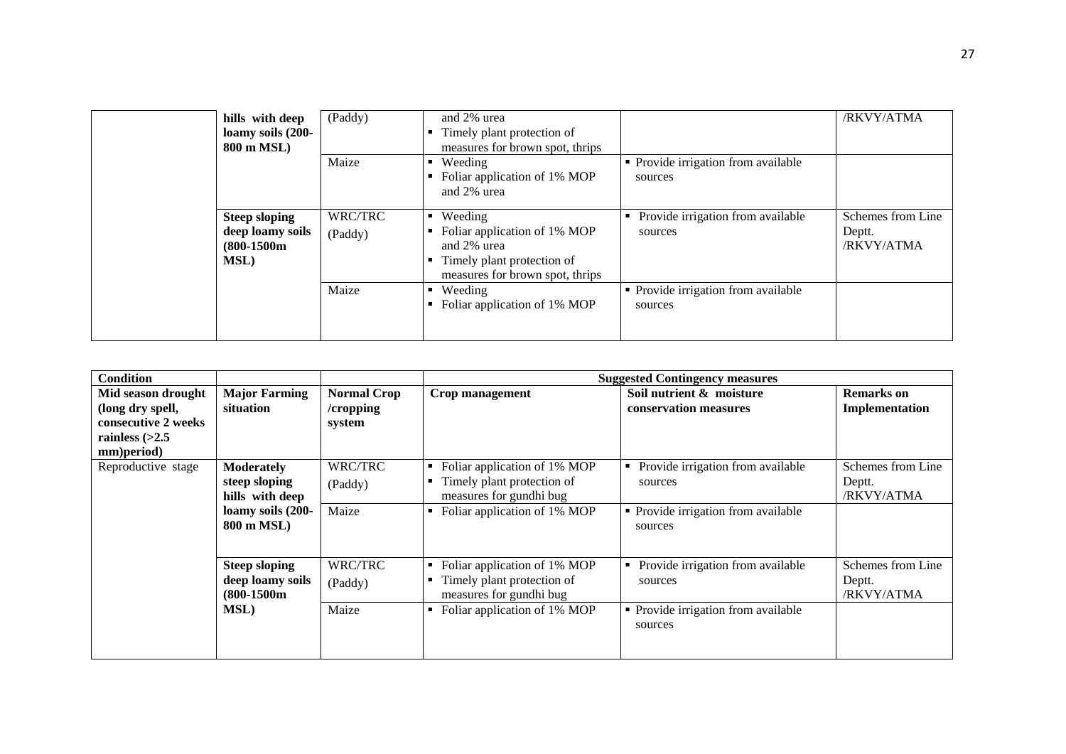| | | | | | |
|---|---|---|---|---|---|
| | **hills with deep loamy soils (200-800 m MSL)** | (Paddy) | and 2% urea<br>▪ Timely plant protection of measures for brown spot, thrips | | /RKVY/ATMA |
| | | Maize | ▪ Weeding<br>▪ Foliar application of 1% MOP and 2% urea | ▪ Provide irrigation from available sources | |
| | **Steep sloping deep loamy soils (800-1500m MSL)** | WRC/TRC (Paddy) | ▪ Weeding<br>▪ Foliar application of 1% MOP and 2% urea<br>▪ Timely plant protection of measures for brown spot, thrips | ▪ Provide irrigation from available sources | Schemes from Line Deptt. /RKVY/ATMA |
| | | Maize | ▪ Weeding<br>▪ Foliar application of 1% MOP | ▪ Provide irrigation from available sources | |

| **Condition** | | | **Suggested Contingency measures** | | |
|---|---|---|---|---|---|
| **Mid season drought (long dry spell, consecutive 2 weeks rainless (>2.5 mm)period)** | **Major Farming situation** | **Normal Crop /cropping system** | **Crop management** | **Soil nutrient & moisture conservation measures** | **Remarks on Implementation** |
| Reproductive stage | **Moderately steep sloping hills with deep loamy soils (200-800 m MSL)** | WRC/TRC (Paddy) | ▪ Foliar application of 1% MOP<br>▪ Timely plant protection of measures for gundhi bug | ▪ Provide irrigation from available sources | Schemes from Line Deptt. /RKVY/ATMA |
| | | Maize | ▪ Foliar application of 1% MOP | ▪ Provide irrigation from available sources | |
| | **Steep sloping deep loamy soils (800-1500m MSL)** | WRC/TRC (Paddy) | ▪ Foliar application of 1% MOP<br>▪ Timely plant protection of measures for gundhi bug | ▪ Provide irrigation from available sources | Schemes from Line Deptt. /RKVY/ATMA |
| | | Maize | ▪ Foliar application of 1% MOP | ▪ Provide irrigation from available sources | |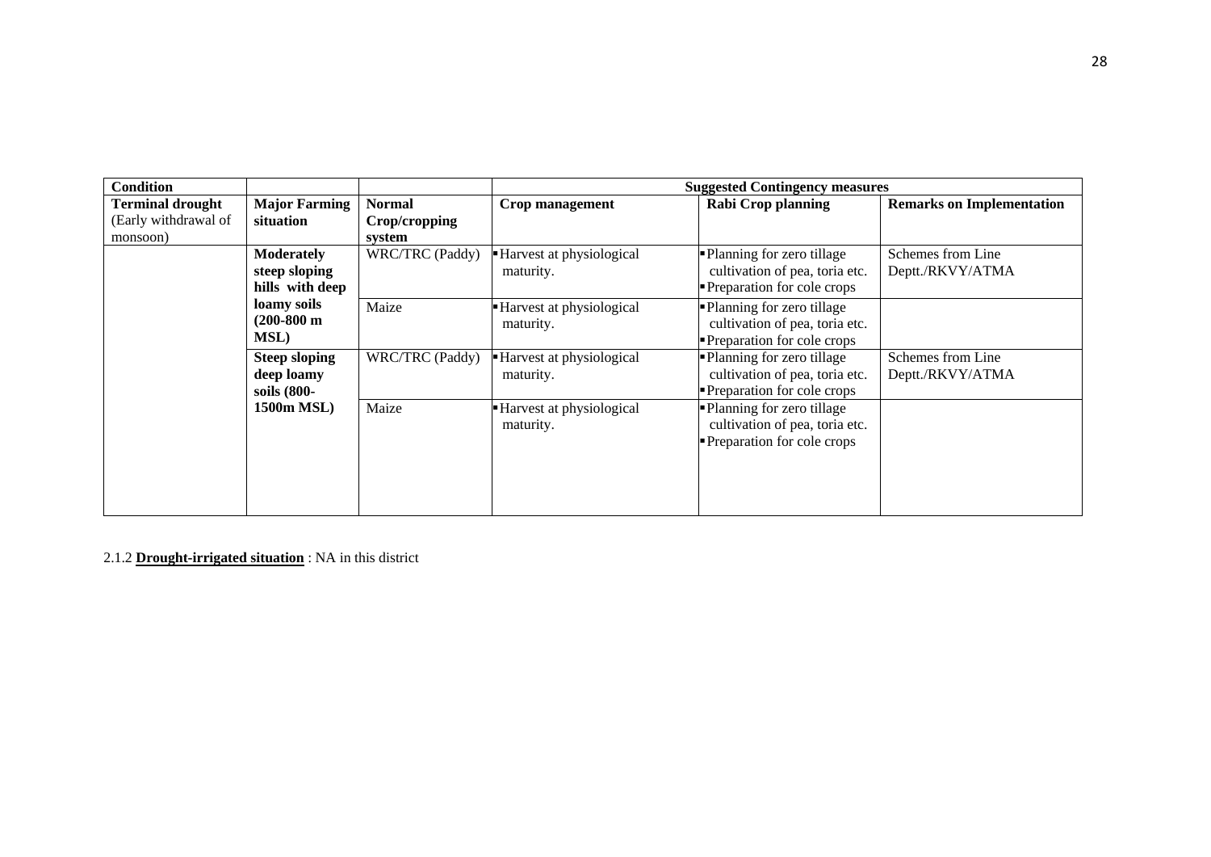| Condition | | | Suggested Contingency measures | | |
|---|---|---|---|---|---|
| **Terminal drought** (Early withdrawal of monsoon) | **Major Farming situation** | **Normal Crop/cropping system** | **Crop management** | **Rabi Crop planning** | **Remarks on Implementation** |
| | **Moderately steep sloping hills with deep loamy soils (200-800 m MSL)** | WRC/TRC (Paddy) | ▪ Harvest at physiological maturity. | ▪ Planning for zero tillage cultivation of pea, toria etc.<br>▪ Preparation for cole crops | Schemes from Line Deptt./RKVY/ATMA |
| | | Maize | ▪ Harvest at physiological maturity. | ▪ Planning for zero tillage cultivation of pea, toria etc.<br>▪ Preparation for cole crops | |
| | **Steep sloping deep loamy soils (800-1500m MSL)** | WRC/TRC (Paddy) | ▪ Harvest at physiological maturity. | ▪ Planning for zero tillage cultivation of pea, toria etc.<br>▪ Preparation for cole crops | Schemes from Line Deptt./RKVY/ATMA |
| | | Maize | ▪ Harvest at physiological maturity. | ▪ Planning for zero tillage cultivation of pea, toria etc.<br>▪ Preparation for cole crops | |

2.1.2 **Drought-irrigated situation** : NA in this district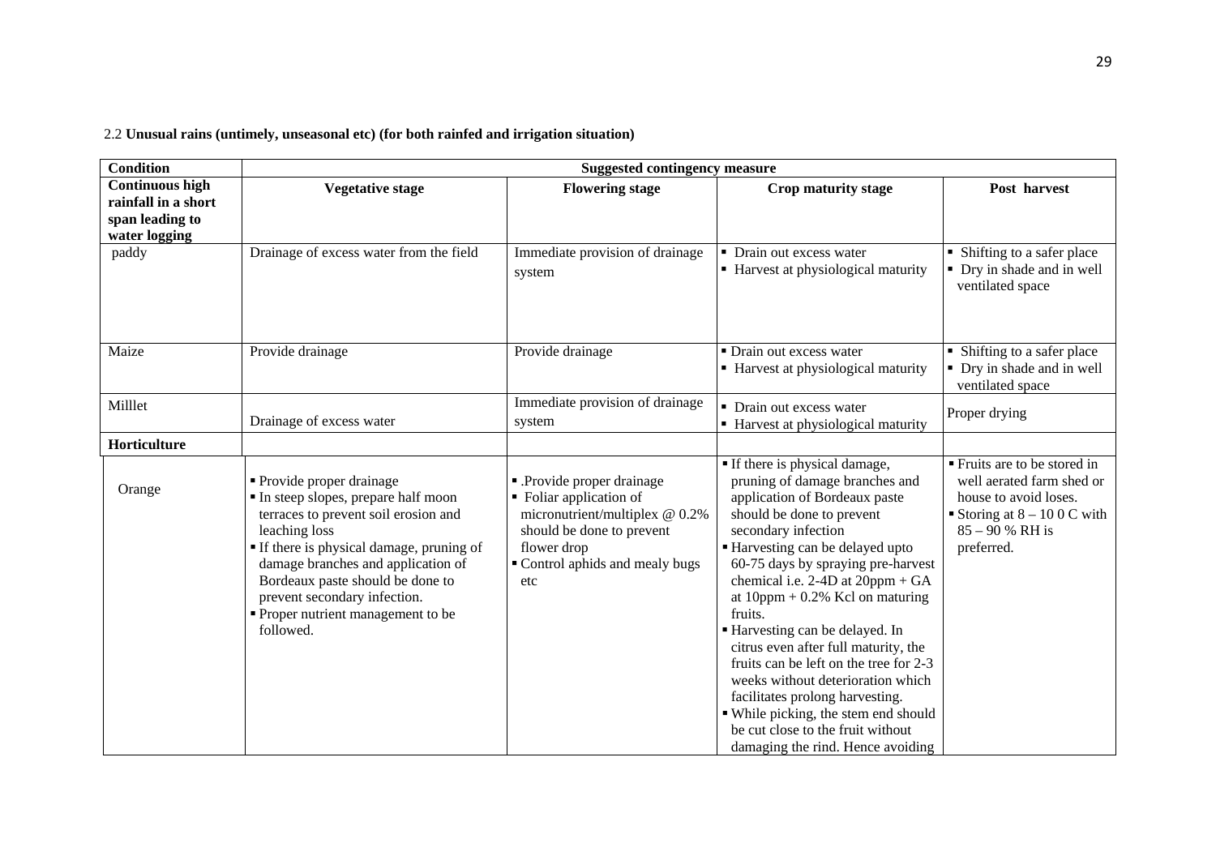2.2 **Unusual rains (untimely, unseasonal etc) (for both rainfed and irrigation situation)**

| **Condition** | **Suggested contingency measure** | | | |
|---|---|---|---|---|
| **Continuous high rainfall in a short span leading to water logging** | **Vegetative stage** | **Flowering stage** | **Crop maturity stage** | **Post harvest** |
| paddy | Drainage of excess water from the field | Immediate provision of drainage system | ▪ Drain out excess water<br>▪ Harvest at physiological maturity | ▪ Shifting to a safer place<br>▪ Dry in shade and in well ventilated space |
| Maize | Provide drainage | Provide drainage | ▪ Drain out excess water<br>▪ Harvest at physiological maturity | ▪ Shifting to a safer place<br>▪ Dry in shade and in well ventilated space |
| Milllet | Drainage of excess water | Immediate provision of drainage system | ▪ Drain out excess water<br>▪ Harvest at physiological maturity | Proper drying |
| **Horticulture** | | | | |
| Orange | ▪ Provide proper drainage<br>▪ In steep slopes, prepare half moon terraces to prevent soil erosion and leaching loss<br>▪ If there is physical damage, pruning of damage branches and application of Bordeaux paste should be done to prevent secondary infection.<br>▪ Proper nutrient management to be followed. | ▪ .Provide proper drainage<br>▪ Foliar application of micronutrient/multiplex @ 0.2% should be done to prevent flower drop<br>▪ Control aphids and mealy bugs etc | ▪ If there is physical damage, pruning of damage branches and application of Bordeaux paste should be done to prevent secondary infection<br>▪ Harvesting can be delayed upto 60-75 days by spraying pre-harvest chemical i.e. 2-4D at 20ppm + GA at 10ppm + 0.2% Kcl on maturing fruits.<br>▪ Harvesting can be delayed. In citrus even after full maturity, the fruits can be left on the tree for 2-3 weeks without deterioration which facilitates prolong harvesting.<br>▪ While picking, the stem end should be cut close to the fruit without damaging the rind. Hence avoiding | ▪ Fruits are to be stored in well aerated farm shed or house to avoid loses.<br>▪ Storing at 8 – 10 0 C with 85 – 90 % RH is preferred. |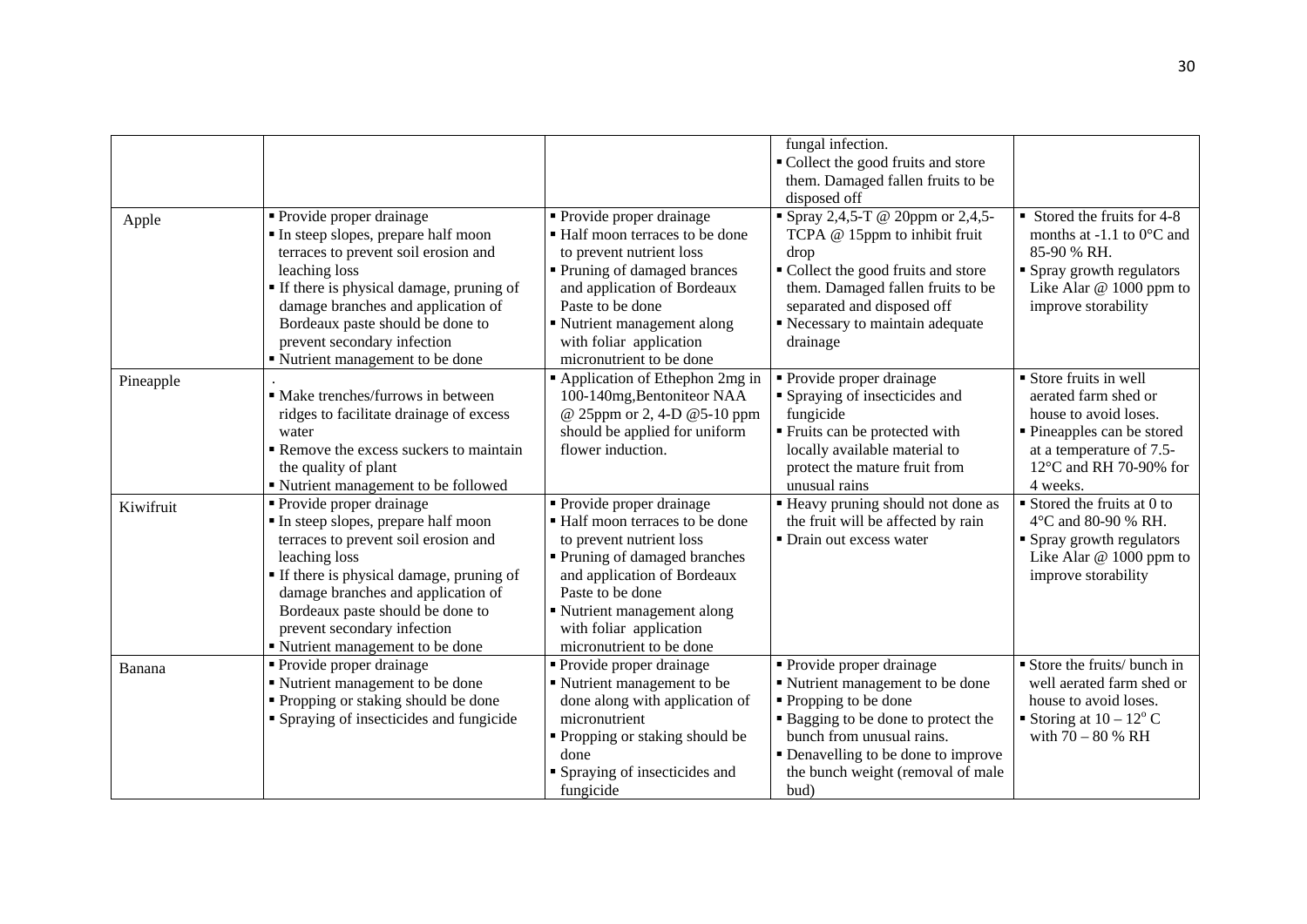|  |  |  |  |  |
|---|---|---|---|---|
|  |  |  | fungal infection.<br>▪ Collect the good fruits and store them. Damaged fallen fruits to be disposed off |  |
| Apple | ▪ Provide proper drainage<br>▪ In steep slopes, prepare half moon terraces to prevent soil erosion and leaching loss<br>▪ If there is physical damage, pruning of damage branches and application of Bordeaux paste should be done to prevent secondary infection<br>▪ Nutrient management to be done | ▪ Provide proper drainage<br>▪ Half moon terraces to be done to prevent nutrient loss<br>▪ Pruning of damaged brances and application of Bordeaux Paste to be done<br>▪ Nutrient management along with foliar application micronutrient to be done | ▪ Spray 2,4,5-T @ 20ppm or 2,4,5-TCPA @ 15ppm to inhibit fruit drop<br>▪ Collect the good fruits and store them. Damaged fallen fruits to be separated and disposed off<br>▪ Necessary to maintain adequate drainage | ▪ Stored the fruits for 4-8 months at -1.1 to 0°C and 85-90 % RH.<br>▪ Spray growth regulators Like Alar @ 1000 ppm to improve storability |
| Pineapple | .<br>▪ Make trenches/furrows in between ridges to facilitate drainage of excess water<br>▪ Remove the excess suckers to maintain the quality of plant<br>▪ Nutrient management to be followed | ▪ Application of Ethephon 2mg in 100-140mg,Bentoniteor NAA @ 25ppm or 2, 4-D @5-10 ppm should be applied for uniform flower induction. | ▪ Provide proper drainage<br>▪ Spraying of insecticides and fungicide<br>▪ Fruits can be protected with locally available material to protect the mature fruit from unusual rains | ▪ Store fruits in well aerated farm shed or house to avoid loses.<br>▪ Pineapples can be stored at a temperature of 7.5-12°C and RH 70-90% for 4 weeks. |
| Kiwifruit | ▪ Provide proper drainage<br>▪ In steep slopes, prepare half moon terraces to prevent soil erosion and leaching loss<br>▪ If there is physical damage, pruning of damage branches and application of Bordeaux paste should be done to prevent secondary infection<br>▪ Nutrient management to be done | ▪ Provide proper drainage<br>▪ Half moon terraces to be done to prevent nutrient loss<br>▪ Pruning of damaged branches and application of Bordeaux Paste to be done<br>▪ Nutrient management along with foliar application micronutrient to be done | ▪ Heavy pruning should not done as the fruit will be affected by rain<br>▪ Drain out excess water | ▪ Stored the fruits at 0 to 4°C and 80-90 % RH.<br>▪ Spray growth regulators Like Alar @ 1000 ppm to improve storability |
| Banana | ▪ Provide proper drainage<br>▪ Nutrient management to be done<br>▪ Propping or staking should be done<br>▪ Spraying of insecticides and fungicide | ▪ Provide proper drainage<br>▪ Nutrient management to be done along with application of micronutrient<br>▪ Propping or staking should be done<br>▪ Spraying of insecticides and fungicide | ▪ Provide proper drainage<br>▪ Nutrient management to be done<br>▪ Propping to be done<br>▪ Bagging to be done to protect the bunch from unusual rains.<br>▪ Denavelling to be done to improve the bunch weight (removal of male bud) | ▪ Store the fruits/ bunch in well aerated farm shed or house to avoid loses.<br>▪ Storing at $10 – 12^{o}$ C with 70 – 80 % RH |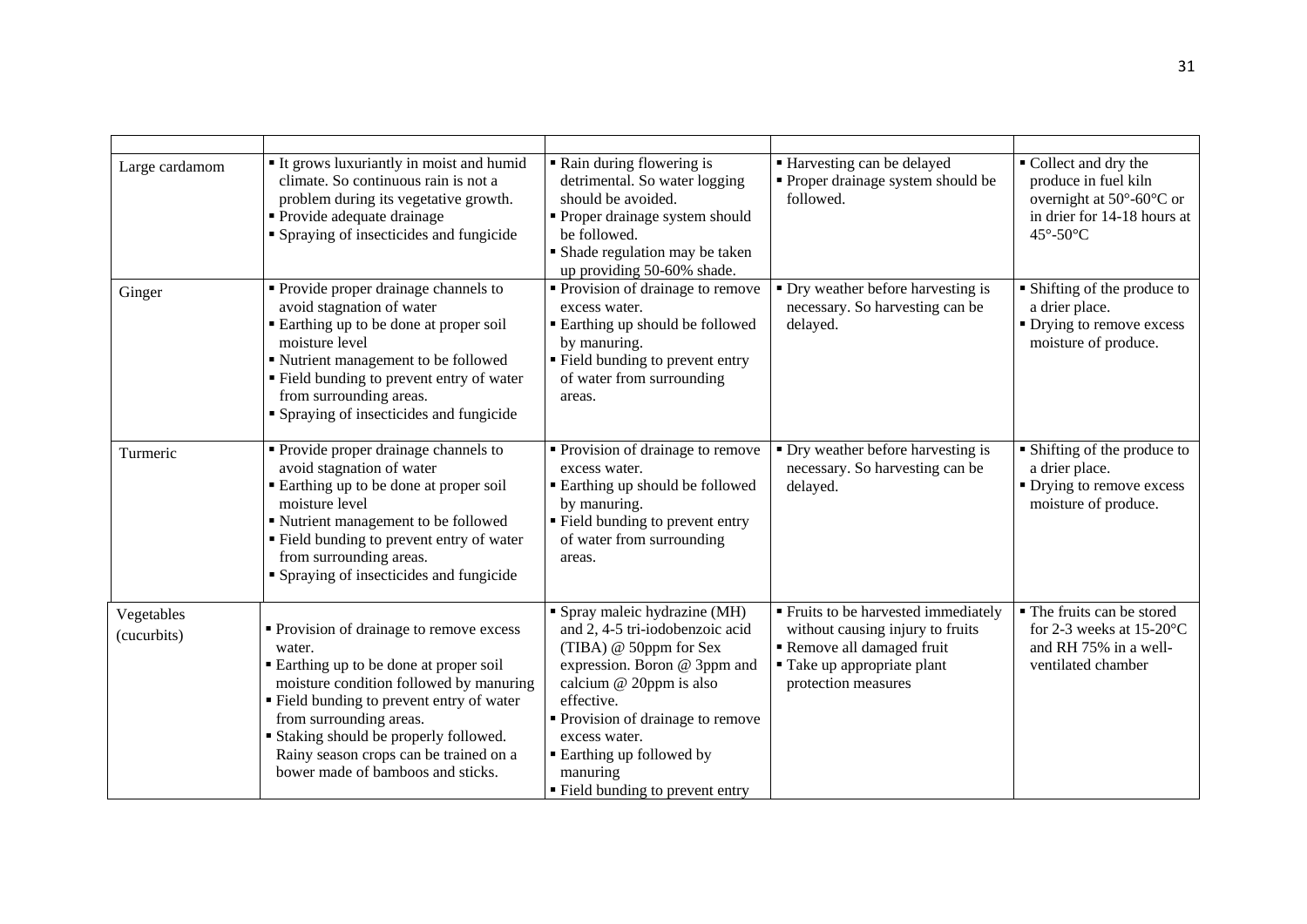| | | | | |
|---|---|---|---|---|
| Large cardamom | ▪ It grows luxuriantly in moist and humid climate. So continuous rain is not a problem during its vegetative growth.<br>▪ Provide adequate drainage<br>▪ Spraying of insecticides and fungicide | ▪ Rain during flowering is detrimental. So water logging should be avoided.<br>▪ Proper drainage system should be followed.<br>▪ Shade regulation may be taken up providing 50-60% shade. | ▪ Harvesting can be delayed<br>▪ Proper drainage system should be followed. | ▪ Collect and dry the produce in fuel kiln overnight at 50°-60°C or in drier for 14-18 hours at 45°-50°C |
| Ginger | ▪ Provide proper drainage channels to avoid stagnation of water<br>▪ Earthing up to be done at proper soil moisture level<br>▪ Nutrient management to be followed<br>▪ Field bunding to prevent entry of water from surrounding areas.<br>▪ Spraying of insecticides and fungicide | ▪ Provision of drainage to remove excess water.<br>▪ Earthing up should be followed by manuring.<br>▪ Field bunding to prevent entry of water from surrounding areas. | ▪ Dry weather before harvesting is necessary. So harvesting can be delayed. | ▪ Shifting of the produce to a drier place.<br>▪ Drying to remove excess moisture of produce. |
| Turmeric | ▪ Provide proper drainage channels to avoid stagnation of water<br>▪ Earthing up to be done at proper soil moisture level<br>▪ Nutrient management to be followed<br>▪ Field bunding to prevent entry of water from surrounding areas.<br>▪ Spraying of insecticides and fungicide | ▪ Provision of drainage to remove excess water.<br>▪ Earthing up should be followed by manuring.<br>▪ Field bunding to prevent entry of water from surrounding areas. | ▪ Dry weather before harvesting is necessary. So harvesting can be delayed. | ▪ Shifting of the produce to a drier place.<br>▪ Drying to remove excess moisture of produce. |
| Vegetables (cucurbits) | ▪ Provision of drainage to remove excess water.<br>▪ Earthing up to be done at proper soil moisture condition followed by manuring<br>▪ Field bunding to prevent entry of water from surrounding areas.<br>▪ Staking should be properly followed. Rainy season crops can be trained on a bower made of bamboos and sticks. | ▪ Spray maleic hydrazine (MH) and 2, 4-5 tri-iodobenzoic acid (TIBA) @ 50ppm for Sex expression. Boron @ 3ppm and calcium @ 20ppm is also effective.<br>▪ Provision of drainage to remove excess water.<br>▪ Earthing up followed by manuring<br>▪ Field bunding to prevent entry | ▪ Fruits to be harvested immediately without causing injury to fruits<br>▪ Remove all damaged fruit<br>▪ Take up appropriate plant protection measures | ▪ The fruits can be stored for 2-3 weeks at 15-20°C and RH 75% in a well-ventilated chamber |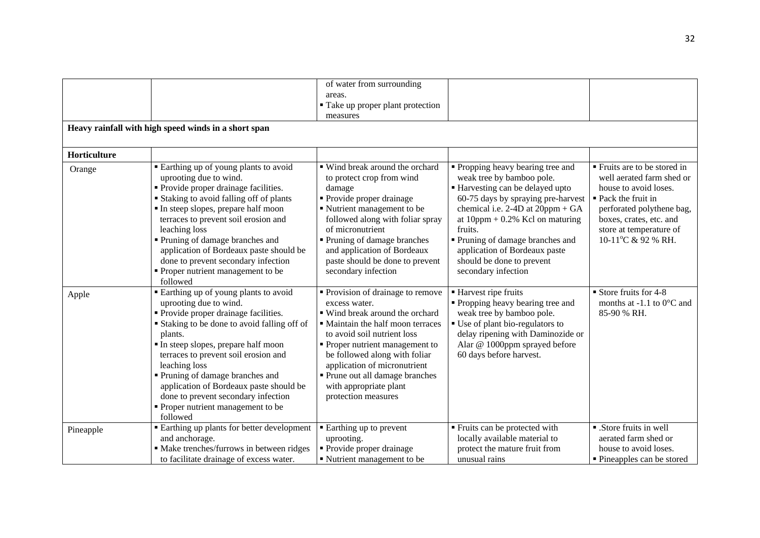| | | | | |
|---|---|---|---|---|
| | | of water from surrounding areas.<br>▪ Take up proper plant protection measures | | |
| **Heavy rainfall with high speed winds in a short span** | | | | |
| **Horticulture** | | | | |
| Orange | ▪ Earthing up of young plants to avoid uprooting due to wind.<br>▪ Provide proper drainage facilities.<br>▪ Staking to avoid falling off of plants<br>▪ In steep slopes, prepare half moon terraces to prevent soil erosion and leaching loss<br>▪ Pruning of damage branches and application of Bordeaux paste should be done to prevent secondary infection<br>▪ Proper nutrient management to be followed | ▪ Wind break around the orchard to protect crop from wind damage<br>▪ Provide proper drainage<br>▪ Nutrient management to be followed along with foliar spray of micronutrient<br>▪ Pruning of damage branches and application of Bordeaux paste should be done to prevent secondary infection | ▪ Propping heavy bearing tree and weak tree by bamboo pole.<br>▪ Harvesting can be delayed upto 60-75 days by spraying pre-harvest chemical i.e. 2-4D at 20ppm + GA at 10ppm + 0.2% Kcl on maturing fruits.<br>▪ Pruning of damage branches and application of Bordeaux paste should be done to prevent secondary infection | ▪ Fruits are to be stored in well aerated farm shed or house to avoid loses.<br>▪ Pack the fruit in perforated polythene bag, boxes, crates, etc. and store at temperature of 10-11°C & 92 % RH. |
| Apple | ▪ Earthing up of young plants to avoid uprooting due to wind.<br>▪ Provide proper drainage facilities.<br>▪ Staking to be done to avoid falling off of plants.<br>▪ In steep slopes, prepare half moon terraces to prevent soil erosion and leaching loss<br>▪ Pruning of damage branches and application of Bordeaux paste should be done to prevent secondary infection<br>▪ Proper nutrient management to be followed | ▪ Provision of drainage to remove excess water.<br>▪ Wind break around the orchard<br>▪ Maintain the half moon terraces to avoid soil nutrient loss<br>▪ Proper nutrient management to be followed along with foliar application of micronutrient<br>▪ Prune out all damage branches with appropriate plant protection measures | ▪ Harvest ripe fruits<br>▪ Propping heavy bearing tree and weak tree by bamboo pole.<br>▪ Use of plant bio-regulators to delay ripening with Daminozide or Alar @ 1000ppm sprayed before 60 days before harvest. | ▪ Store fruits for 4-8 months at -1.1 to 0°C and 85-90 % RH. |
| Pineapple | ▪ Earthing up plants for better development and anchorage.<br>▪ Make trenches/furrows in between ridges to facilitate drainage of excess water. | ▪ Earthing up to prevent uprooting.<br>▪ Provide proper drainage<br>▪ Nutrient management to be | ▪ Fruits can be protected with locally available material to protect the mature fruit from unusual rains | ▪ .Store fruits in well aerated farm shed or house to avoid loses.<br>▪ Pineapples can be stored |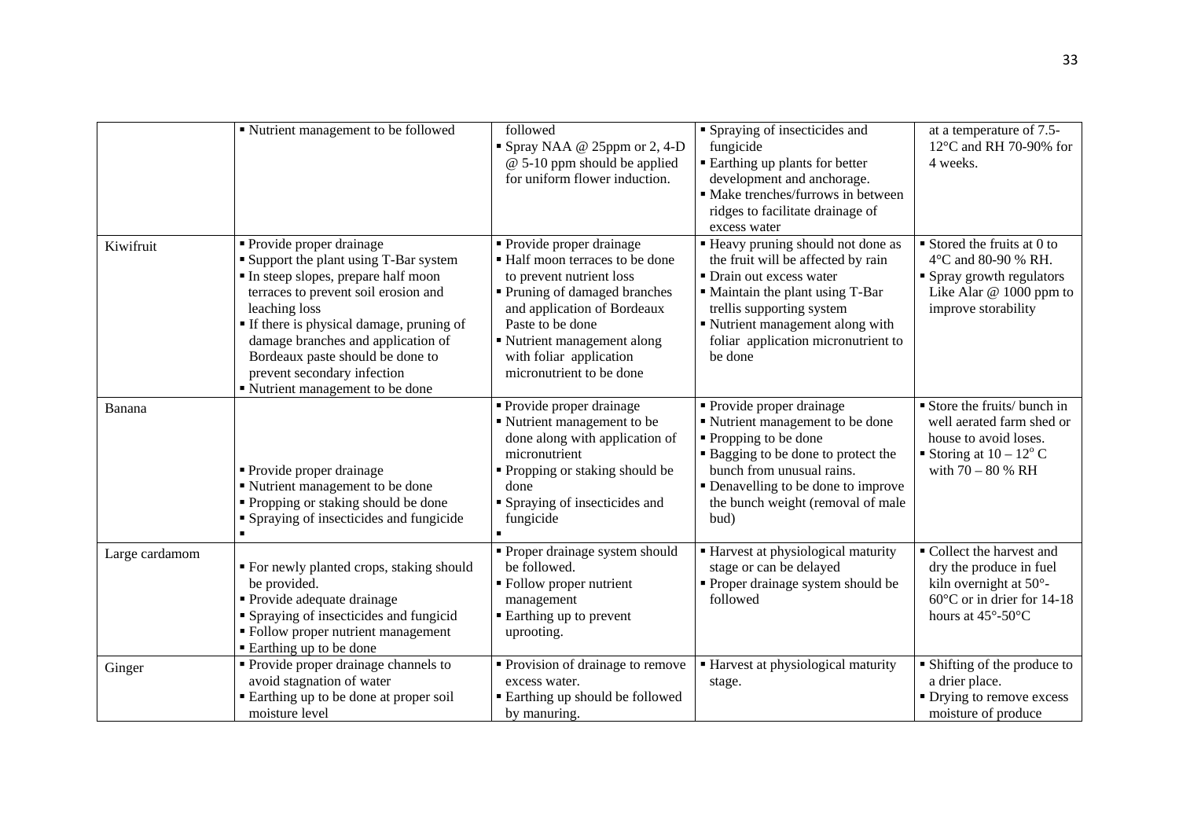| | | | | |
|---|---|---|---|---|
| | ▪ Nutrient management to be followed | followed<br>▪ Spray NAA @ 25ppm or 2, 4-D @ 5-10 ppm should be applied for uniform flower induction. | ▪ Spraying of insecticides and fungicide<br>▪ Earthing up plants for better development and anchorage.<br>▪ Make trenches/furrows in between ridges to facilitate drainage of excess water | at a temperature of 7.5-12°C and RH 70-90% for 4 weeks. |
| Kiwifruit | ▪ Provide proper drainage<br>▪ Support the plant using T-Bar system<br>▪ In steep slopes, prepare half moon terraces to prevent soil erosion and leaching loss<br>▪ If there is physical damage, pruning of damage branches and application of Bordeaux paste should be done to prevent secondary infection<br>▪ Nutrient management to be done | ▪ Provide proper drainage<br>▪ Half moon terraces to be done to prevent nutrient loss<br>▪ Pruning of damaged branches and application of Bordeaux Paste to be done<br>▪ Nutrient management along with foliar application micronutrient to be done | ▪ Heavy pruning should not done as the fruit will be affected by rain<br>▪ Drain out excess water<br>▪ Maintain the plant using T-Bar trellis supporting system<br>▪ Nutrient management along with foliar application micronutrient to be done | ▪ Stored the fruits at 0 to 4°C and 80-90 % RH.<br>▪ Spray growth regulators Like Alar @ 1000 ppm to improve storability |
| Banana | ▪ Provide proper drainage<br>▪ Nutrient management to be done<br>▪ Propping or staking should be done<br>▪ Spraying of insecticides and fungicide<br>▪ | ▪ Provide proper drainage<br>▪ Nutrient management to be done along with application of micronutrient<br>▪ Propping or staking should be done<br>▪ Spraying of insecticides and fungicide<br>▪ | ▪ Provide proper drainage<br>▪ Nutrient management to be done<br>▪ Propping to be done<br>▪ Bagging to be done to protect the bunch from unusual rains.<br>▪ Denavelling to be done to improve the bunch weight (removal of male bud) | ▪ Store the fruits/ bunch in well aerated farm shed or house to avoid loses.<br>▪ Storing at 10 – 12$^{o}$ C with 70 – 80 % RH |
| Large cardamom | ▪ For newly planted crops, staking should be provided.<br>▪ Provide adequate drainage<br>▪ Spraying of insecticides and fungicid<br>▪ Follow proper nutrient management<br>▪ Earthing up to be done | ▪ Proper drainage system should be followed.<br>▪ Follow proper nutrient management<br>▪ Earthing up to prevent uprooting. | ▪ Harvest at physiological maturity stage or can be delayed<br>▪ Proper drainage system should be followed | ▪ Collect the harvest and dry the produce in fuel kiln overnight at 50°-60°C or in drier for 14-18 hours at 45°-50°C |
| Ginger | ▪ Provide proper drainage channels to avoid stagnation of water<br>▪ Earthing up to be done at proper soil moisture level | ▪ Provision of drainage to remove excess water.<br>▪ Earthing up should be followed by manuring. | ▪ Harvest at physiological maturity stage. | ▪ Shifting of the produce to a drier place.<br>▪ Drying to remove excess moisture of produce |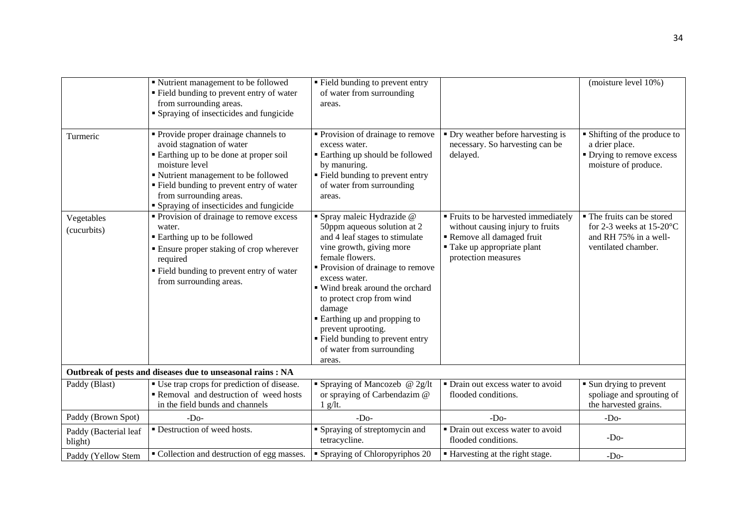|  |  |  |  |  |
|---|---|---|---|---|
|  | ▪ Nutrient management to be followed<br>▪ Field bunding to prevent entry of water from surrounding areas.<br>▪ Spraying of insecticides and fungicide | ▪ Field bunding to prevent entry of water from surrounding areas. |  | (moisture level 10%) |
| Turmeric | ▪ Provide proper drainage channels to avoid stagnation of water<br>▪ Earthing up to be done at proper soil moisture level<br>▪ Nutrient management to be followed<br>▪ Field bunding to prevent entry of water from surrounding areas.<br>▪ Spraying of insecticides and fungicide | ▪ Provision of drainage to remove excess water.<br>▪ Earthing up should be followed by manuring.<br>▪ Field bunding to prevent entry of water from surrounding areas. | ▪ Dry weather before harvesting is necessary. So harvesting can be delayed. | ▪ Shifting of the produce to a drier place.<br>▪ Drying to remove excess moisture of produce. |
| Vegetables (cucurbits) | ▪ Provision of drainage to remove excess water.<br>▪ Earthing up to be followed<br>▪ Ensure proper staking of crop wherever required<br>▪ Field bunding to prevent entry of water from surrounding areas. | ▪ Spray maleic Hydrazide @ 50ppm aqueous solution at 2 and 4 leaf stages to stimulate vine growth, giving more female flowers.<br>▪ Provision of drainage to remove excess water.<br>▪ Wind break around the orchard to protect crop from wind damage<br>▪ Earthing up and propping to prevent uprooting.<br>▪ Field bunding to prevent entry of water from surrounding areas. | ▪ Fruits to be harvested immediately without causing injury to fruits<br>▪ Remove all damaged fruit<br>▪ Take up appropriate plant protection measures | ▪ The fruits can be stored for 2-3 weeks at 15-20°C and RH 75% in a well-ventilated chamber. |
| **Outbreak of pests and diseases due to unseasonal rains : NA** |  |  |  |  |
| Paddy (Blast) | ▪ Use trap crops for prediction of disease.<br>▪ Removal and destruction of weed hosts in the field bunds and channels | ▪ Spraying of Mancozeb @ 2g/lt or spraying of Carbendazim @ 1 g/lt. | ▪ Drain out excess water to avoid flooded conditions. | ▪ Sun drying to prevent spoliage and sprouting of the harvested grains. |
| Paddy (Brown Spot) | -Do- | -Do- | -Do- | -Do- |
| Paddy (Bacterial leaf blight) | ▪ Destruction of weed hosts. | ▪ Spraying of streptomycin and tetracycline. | ▪ Drain out excess water to avoid flooded conditions. | -Do- |
| Paddy (Yellow Stem | ▪ Collection and destruction of egg masses. | ▪ Spraying of Chloropyriphos 20 | ▪ Harvesting at the right stage. | -Do- |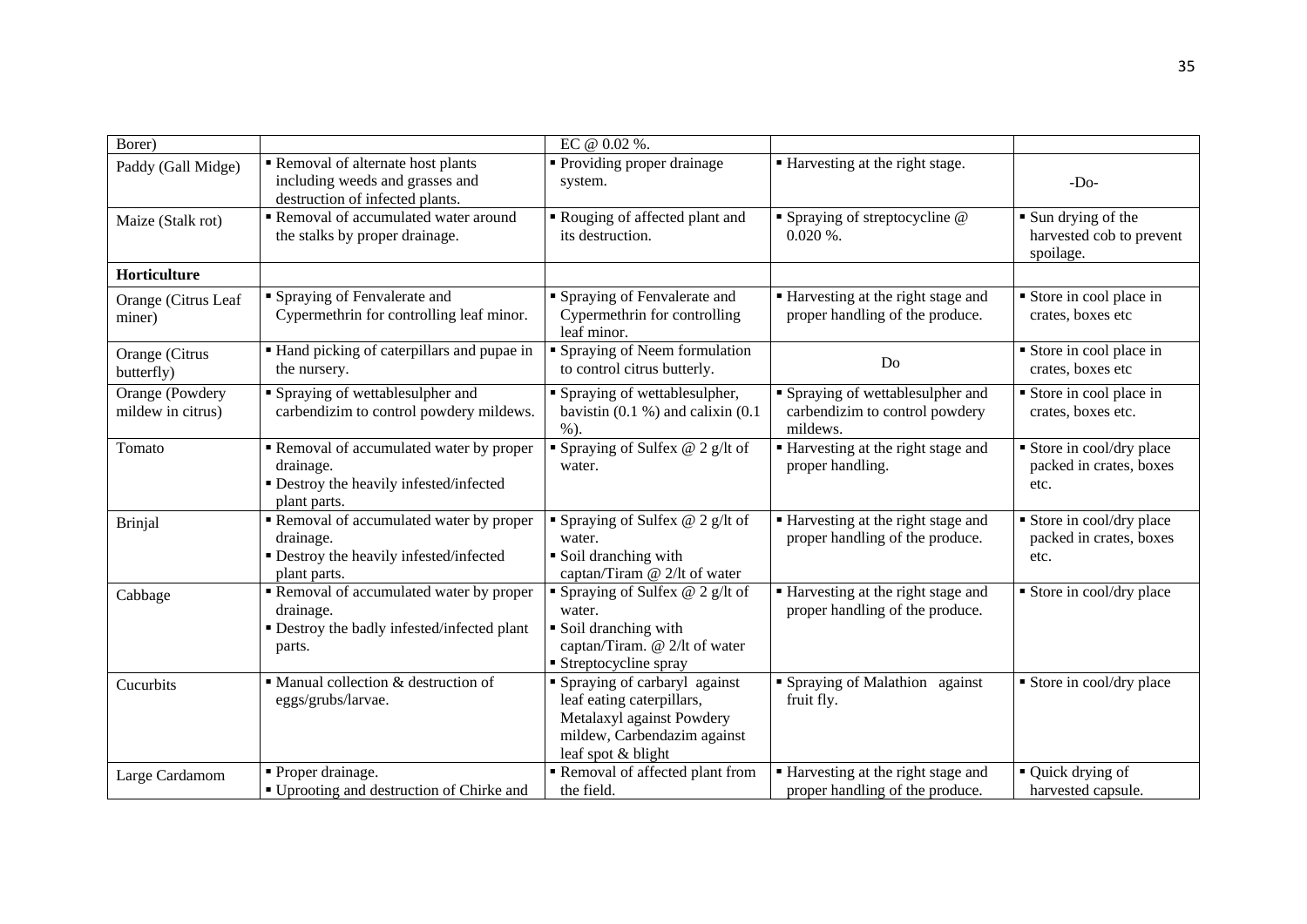| Borer) | | EC @ 0.02 %. | | |
|---|---|---|---|---|
| Paddy (Gall Midge) | ▪ Removal of alternate host plants including weeds and grasses and destruction of infected plants. | ▪ Providing proper drainage system. | ▪ Harvesting at the right stage. | -Do- |
| Maize (Stalk rot) | ▪ Removal of accumulated water around the stalks by proper drainage. | ▪ Rouging of affected plant and its destruction. | ▪ Spraying of streptocycline @ 0.020 %. | ▪ Sun drying of the harvested cob to prevent spoilage. |
| **Horticulture** | | | | |
| Orange (Citrus Leaf miner) | ▪ Spraying of Fenvalerate and Cypermethrin for controlling leaf minor. | ▪ Spraying of Fenvalerate and Cypermethrin for controlling leaf minor. | ▪ Harvesting at the right stage and proper handling of the produce. | ▪ Store in cool place in crates, boxes etc |
| Orange (Citrus butterfly) | ▪ Hand picking of caterpillars and pupae in the nursery. | ▪ Spraying of Neem formulation to control citrus butterly. | Do | ▪ Store in cool place in crates, boxes etc |
| Orange (Powdery mildew in citrus) | ▪ Spraying of wettablesulpher and carbendizim to control powdery mildews. | ▪ Spraying of wettablesulpher, bavistin (0.1 %) and calixin (0.1 %). | ▪ Spraying of wettablesulpher and carbendizim to control powdery mildews. | ▪ Store in cool place in crates, boxes etc. |
| Tomato | ▪ Removal of accumulated water by proper drainage. ▪ Destroy the heavily infested/infected plant parts. | ▪ Spraying of Sulfex @ 2 g/lt of water. | ▪ Harvesting at the right stage and proper handling. | ▪ Store in cool/dry place packed in crates, boxes etc. |
| Brinjal | ▪ Removal of accumulated water by proper drainage. ▪ Destroy the heavily infested/infected plant parts. | ▪ Spraying of Sulfex @ 2 g/lt of water. ▪ Soil dranching with captan/Tiram @ 2/lt of water | ▪ Harvesting at the right stage and proper handling of the produce. | ▪ Store in cool/dry place packed in crates, boxes etc. |
| Cabbage | ▪ Removal of accumulated water by proper drainage. ▪ Destroy the badly infested/infected plant parts. | ▪ Spraying of Sulfex @ 2 g/lt of water. ▪ Soil dranching with captan/Tiram. @ 2/lt of water ▪ Streptocycline spray | ▪ Harvesting at the right stage and proper handling of the produce. | ▪ Store in cool/dry place |
| Cucurbits | ▪ Manual collection & destruction of eggs/grubs/larvae. | ▪ Spraying of carbaryl against leaf eating caterpillars, Metalaxyl against Powdery mildew, Carbendazim against leaf spot & blight | ▪ Spraying of Malathion against fruit fly. | ▪ Store in cool/dry place |
| Large Cardamom | ▪ Proper drainage. ▪ Uprooting and destruction of Chirke and | ▪ Removal of affected plant from the field. | ▪ Harvesting at the right stage and proper handling of the produce. | ▪ Quick drying of harvested capsule. |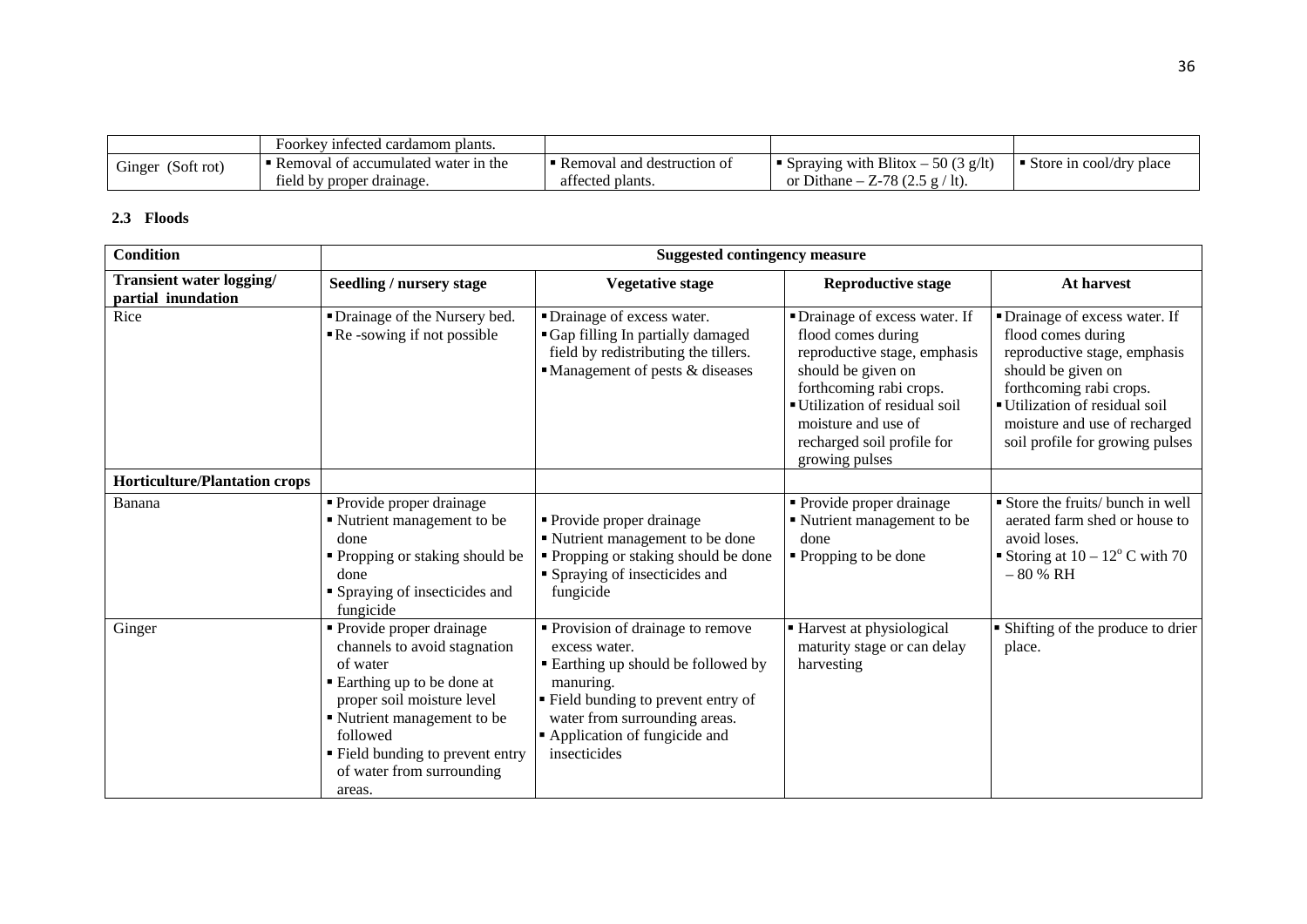| | Foorkey infected cardamom plants. | | | |
|---|---|---|---|---|
| Ginger (Soft rot) | ▪ Removal of accumulated water in the field by proper drainage. | ▪ Removal and destruction of affected plants. | ▪ Spraying with Blitox – 50 (3 g/lt) or Dithane – Z-78 (2.5 g / lt). | ▪ Store in cool/dry place |

### 2.3 Floods

| Condition | Suggested contingency measure | | | |
|---|---|---|---|---|
| **Transient water logging/ partial inundation** | **Seedling / nursery stage** | **Vegetative stage** | **Reproductive stage** | **At harvest** |
| Rice | ▪ Drainage of the Nursery bed.<br>▪ Re -sowing if not possible | ▪ Drainage of excess water.<br>▪ Gap filling In partially damaged field by redistributing the tillers.<br>▪ Management of pests & diseases | ▪ Drainage of excess water. If flood comes during reproductive stage, emphasis should be given on forthcoming rabi crops.<br>▪ Utilization of residual soil moisture and use of recharged soil profile for growing pulses | ▪ Drainage of excess water. If flood comes during reproductive stage, emphasis should be given on forthcoming rabi crops.<br>▪ Utilization of residual soil moisture and use of recharged soil profile for growing pulses |
| **Horticulture/Plantation crops** | | | | |
| Banana | ▪ Provide proper drainage<br>▪ Nutrient management to be done<br>▪ Propping or staking should be done<br>▪ Spraying of insecticides and fungicide | ▪ Provide proper drainage<br>▪ Nutrient management to be done<br>▪ Propping or staking should be done<br>▪ Spraying of insecticides and fungicide | ▪ Provide proper drainage<br>▪ Nutrient management to be done<br>▪ Propping to be done | ▪ Store the fruits/ bunch in well aerated farm shed or house to avoid loses.<br>▪ Storing at 10 – 12$^{o}$ C with 70 – 80 % RH |
| Ginger | ▪ Provide proper drainage channels to avoid stagnation of water<br>▪ Earthing up to be done at proper soil moisture level<br>▪ Nutrient management to be followed<br>▪ Field bunding to prevent entry of water from surrounding areas. | ▪ Provision of drainage to remove excess water.<br>▪ Earthing up should be followed by manuring.<br>▪ Field bunding to prevent entry of water from surrounding areas.<br>▪ Application of fungicide and insecticides | ▪ Harvest at physiological maturity stage or can delay harvesting | ▪ Shifting of the produce to drier place. |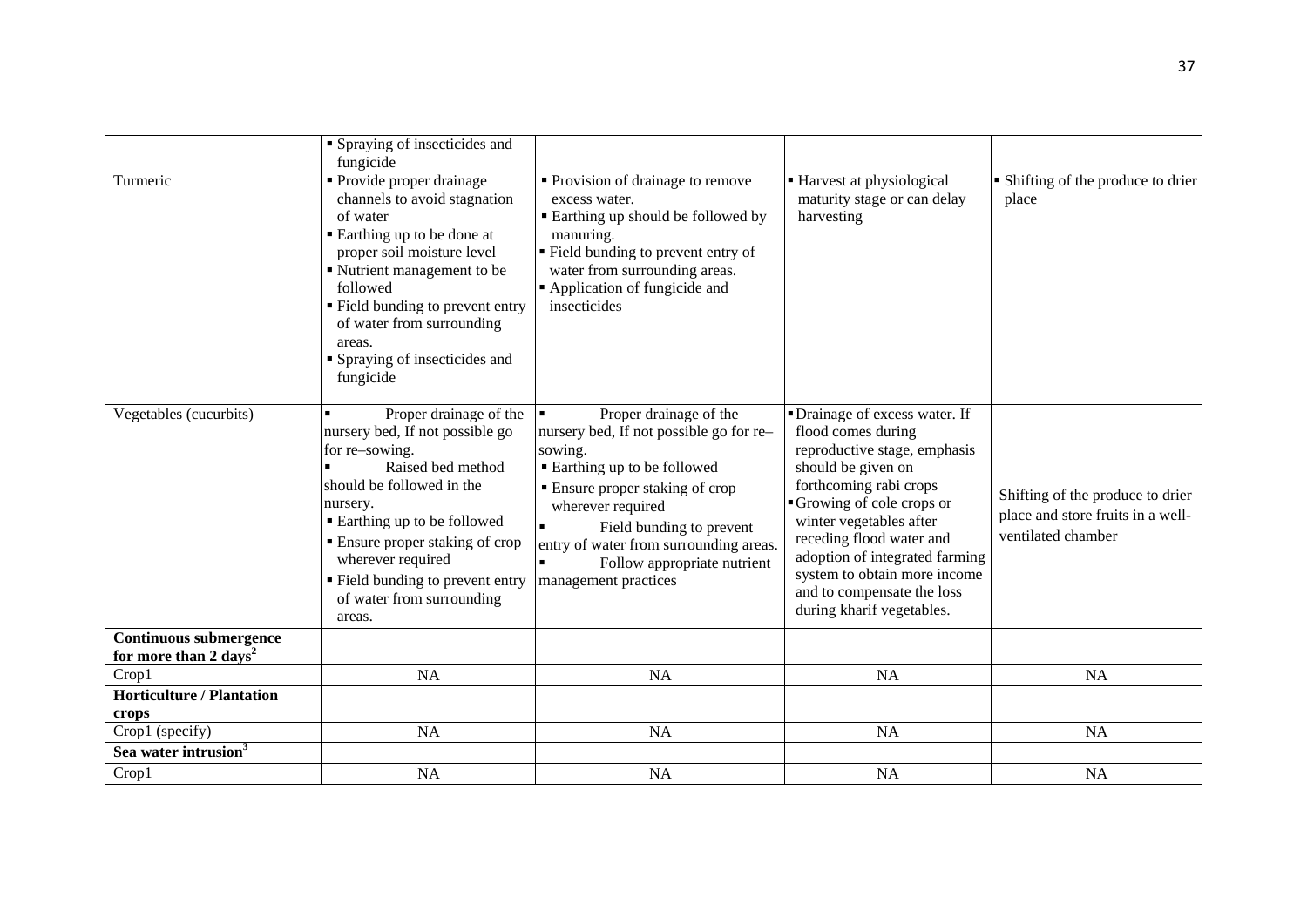| | | | | |
|---|---|---|---|---|
| | ▪ Spraying of insecticides and fungicide | | | |
| Turmeric | ▪ Provide proper drainage channels to avoid stagnation of water<br>▪ Earthing up to be done at proper soil moisture level<br>▪ Nutrient management to be followed<br>▪ Field bunding to prevent entry of water from surrounding areas.<br>▪ Spraying of insecticides and fungicide | ▪ Provision of drainage to remove excess water.<br>▪ Earthing up should be followed by manuring.<br>▪ Field bunding to prevent entry of water from surrounding areas.<br>▪ Application of fungicide and insecticides | ▪ Harvest at physiological maturity stage or can delay harvesting | ▪ Shifting of the produce to drier place |
| Vegetables (cucurbits) | ▪ Proper drainage of the nursery bed, If not possible go for re–sowing.<br>▪ Raised bed method should be followed in the nursery.<br>▪ Earthing up to be followed<br>▪ Ensure proper staking of crop wherever required<br>▪ Field bunding to prevent entry of water from surrounding areas. | ▪ Proper drainage of the nursery bed, If not possible go for re–sowing.<br>▪ Earthing up to be followed<br>▪ Ensure proper staking of crop wherever required<br>▪ Field bunding to prevent entry of water from surrounding areas.<br>▪ Follow appropriate nutrient management practices | ▪ Drainage of excess water. If flood comes during reproductive stage, emphasis should be given on forthcoming rabi crops<br>▪ Growing of cole crops or winter vegetables after receding flood water and adoption of integrated farming system to obtain more income and to compensate the loss during kharif vegetables. | Shifting of the produce to drier place and store fruits in a well-ventilated chamber |
| **Continuous submergence for more than 2 days**[2] | | | | |
| Crop1 | NA | NA | NA | NA |
| **Horticulture / Plantation crops** | | | | |
| Crop1 (specify) | NA | NA | NA | NA |
| **Sea water intrusion**[3] | | | | |
| Crop1 | NA | NA | NA | NA |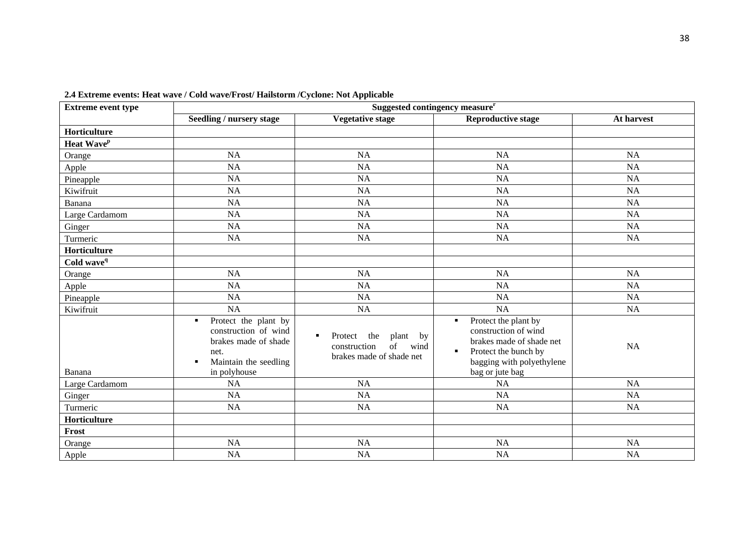**2.4 Extreme events: Heat wave / Cold wave/Frost/ Hailstorm /Cyclone: Not Applicable**

| Extreme event type | Suggested contingency measure[r] | | | |
|---|---|---|---|---|
| | Seedling / nursery stage | Vegetative stage | Reproductive stage | At harvest |
| **Horticulture** | | | | |
| **Heat Wave[p]** | | | | |
| Orange | NA | NA | NA | NA |
| Apple | NA | NA | NA | NA |
| Pineapple | NA | NA | NA | NA |
| Kiwifruit | NA | NA | NA | NA |
| Banana | NA | NA | NA | NA |
| Large Cardamom | NA | NA | NA | NA |
| Ginger | NA | NA | NA | NA |
| Turmeric | NA | NA | NA | NA |
| **Horticulture** | | | | |
| **Cold wave[q]** | | | | |
| Orange | NA | NA | NA | NA |
| Apple | NA | NA | NA | NA |
| Pineapple | NA | NA | NA | NA |
| Kiwifruit | NA | NA | NA | NA |
| Banana | ▪ Protect the plant by construction of wind brakes made of shade net. ▪ Maintain the seedling in polyhouse | ▪ Protect the plant by construction of wind brakes made of shade net | ▪ Protect the plant by construction of wind brakes made of shade net ▪ Protect the bunch by bagging with polyethylene bag or jute bag | NA |
| Large Cardamom | NA | NA | NA | NA |
| Ginger | NA | NA | NA | NA |
| Turmeric | NA | NA | NA | NA |
| **Horticulture** | | | | |
| **Frost** | | | | |
| Orange | NA | NA | NA | NA |
| Apple | NA | NA | NA | NA |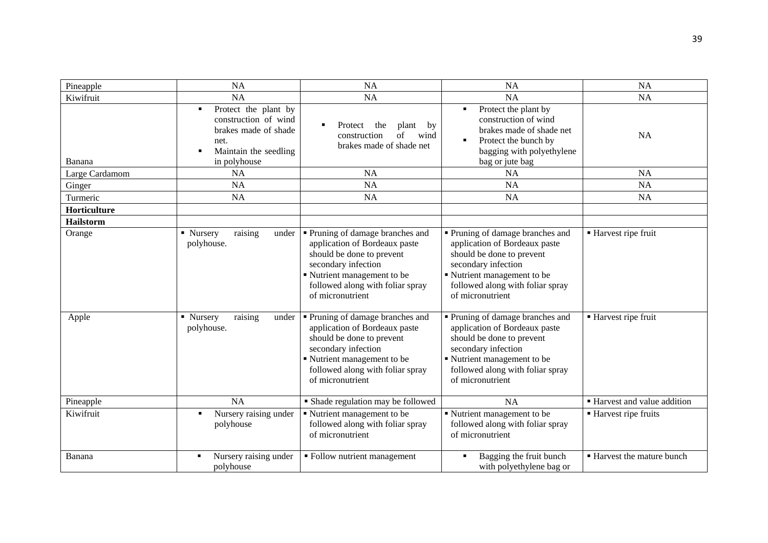| | | | | |
|---|---|---|---|---|
| Pineapple | NA | NA | NA | NA |
| Kiwifruit | NA | NA | NA | NA |
| Banana | ▪ Protect the plant by construction of wind brakes made of shade net.<br>▪ Maintain the seedling in polyhouse | ▪ Protect the plant by construction of wind brakes made of shade net | ▪ Protect the plant by construction of wind brakes made of shade net<br>▪ Protect the bunch by bagging with polyethylene bag or jute bag | NA |
| Large Cardamom | NA | NA | NA | NA |
| Ginger | NA | NA | NA | NA |
| Turmeric | NA | NA | NA | NA |
| **Horticulture** | | | | |
| **Hailstorm** | | | | |
| Orange | ▪ Nursery raising under polyhouse. | ▪ Pruning of damage branches and application of Bordeaux paste should be done to prevent secondary infection<br>▪ Nutrient management to be followed along with foliar spray of micronutrient | ▪ Pruning of damage branches and application of Bordeaux paste should be done to prevent secondary infection<br>▪ Nutrient management to be followed along with foliar spray of micronutrient | ▪ Harvest ripe fruit |
| Apple | ▪ Nursery raising under polyhouse. | ▪ Pruning of damage branches and application of Bordeaux paste should be done to prevent secondary infection<br>▪ Nutrient management to be followed along with foliar spray of micronutrient | ▪ Pruning of damage branches and application of Bordeaux paste should be done to prevent secondary infection<br>▪ Nutrient management to be followed along with foliar spray of micronutrient | ▪ Harvest ripe fruit |
| Pineapple | NA | ▪ Shade regulation may be followed | NA | ▪ Harvest and value addition |
| Kiwifruit | ▪ Nursery raising under polyhouse | ▪ Nutrient management to be followed along with foliar spray of micronutrient | ▪ Nutrient management to be followed along with foliar spray of micronutrient | ▪ Harvest ripe fruits |
| Banana | ▪ Nursery raising under polyhouse | ▪ Follow nutrient management | ▪ Bagging the fruit bunch with polyethylene bag or | ▪ Harvest the mature bunch |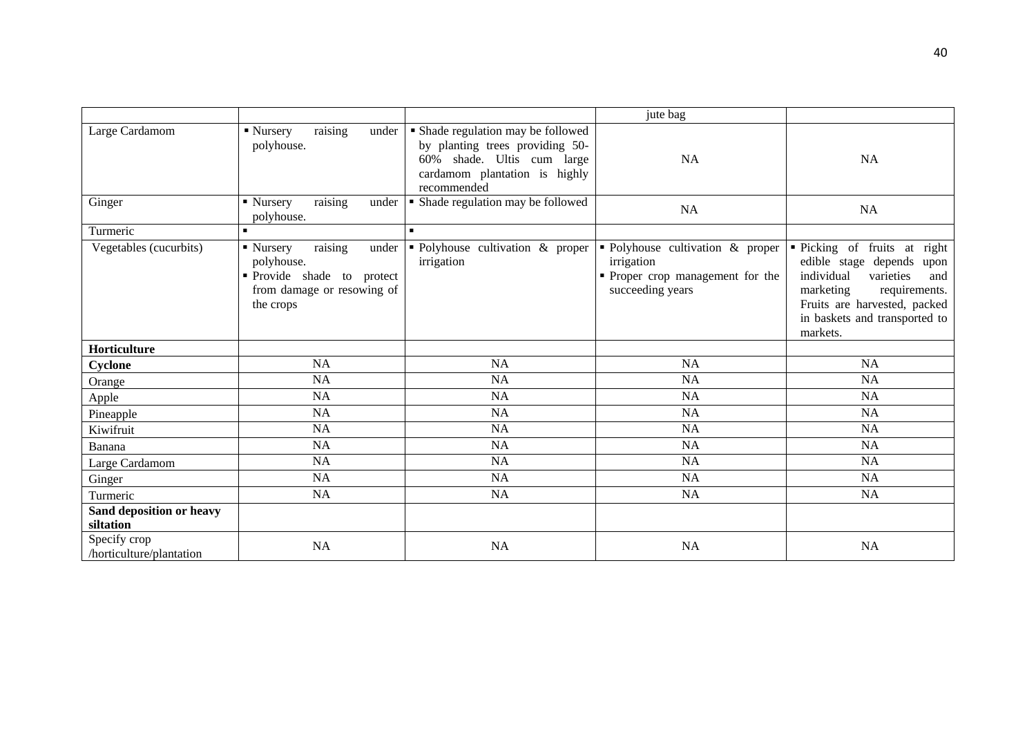| | | | | |
|---|---|---|---|---|
| | | | jute bag | |
| Large Cardamom | ▪ Nursery raising under polyhouse. | ▪ Shade regulation may be followed by planting trees providing 50-60% shade. Ultis cum large cardamom plantation is highly recommended | NA | NA |
| Ginger | ▪ Nursery raising under polyhouse. | ▪ Shade regulation may be followed | NA | NA |
| Turmeric | ▪ | ▪ | | |
| Vegetables (cucurbits) | ▪ Nursery raising under polyhouse.<br>▪ Provide shade to protect from damage or resowing of the crops | ▪ Polyhouse cultivation & proper irrigation | ▪ Polyhouse cultivation & proper irrigation<br>▪ Proper crop management for the succeeding years | ▪ Picking of fruits at right edible stage depends upon individual varieties and marketing requirements. Fruits are harvested, packed in baskets and transported to markets. |
| **Horticulture** | | | | |
| **Cyclone** | NA | NA | NA | NA |
| Orange | NA | NA | NA | NA |
| Apple | NA | NA | NA | NA |
| Pineapple | NA | NA | NA | NA |
| Kiwifruit | NA | NA | NA | NA |
| Banana | NA | NA | NA | NA |
| Large Cardamom | NA | NA | NA | NA |
| Ginger | NA | NA | NA | NA |
| Turmeric | NA | NA | NA | NA |
| **Sand deposition or heavy siltation** | | | | |
| Specify crop /horticulture/plantation | NA | NA | NA | NA |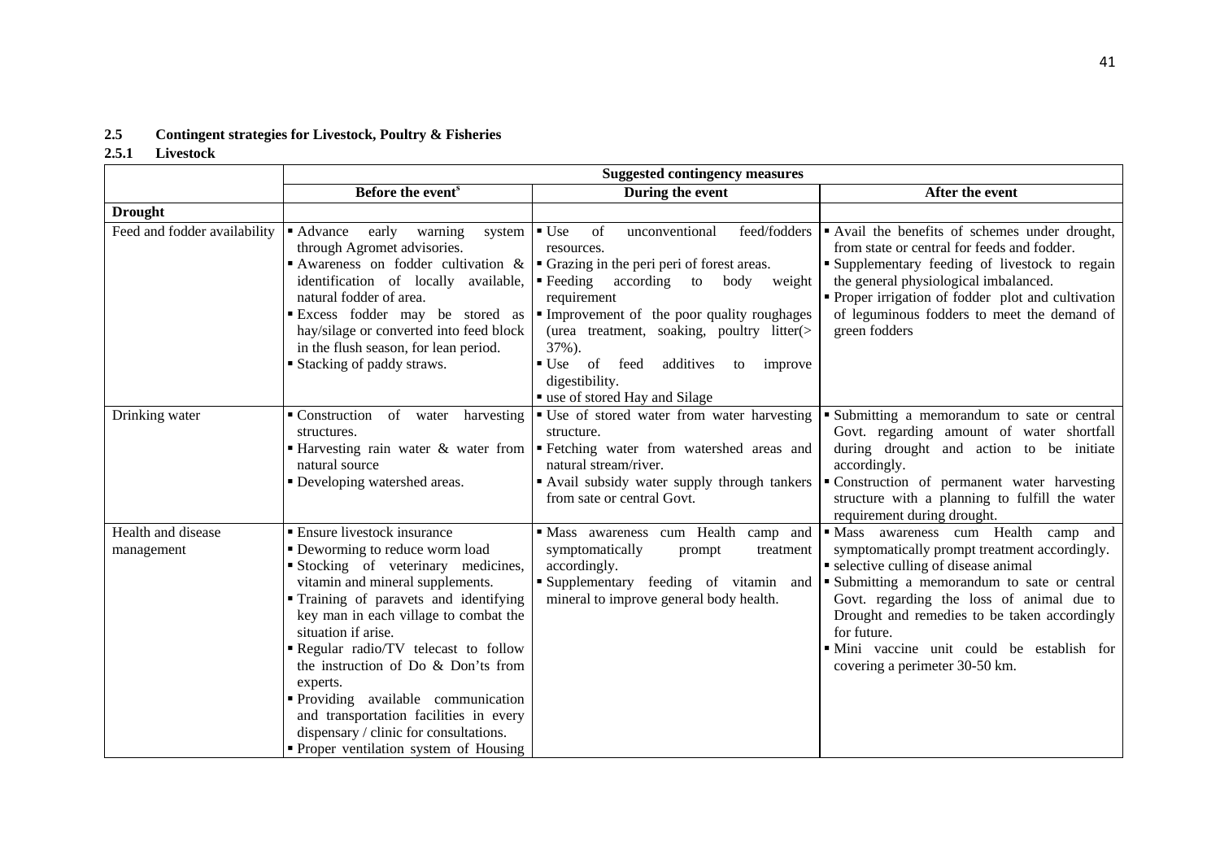### 2.5 Contingent strategies for Livestock, Poultry & Fisheries

#### 2.5.1 Livestock

| | Suggested contingency measures | | |
|---|---|---|---|
| | **Before the event**[s] | **During the event** | **After the event** |
| **Drought** | | | |
| Feed and fodder availability | ▪ Advance early warning system through Agromet advisories.<br>▪ Awareness on fodder cultivation & identification of locally available, natural fodder of area.<br>▪ Excess fodder may be stored as hay/silage or converted into feed block in the flush season, for lean period.<br>▪ Stacking of paddy straws. | ▪ Use of unconventional feed/fodders resources.<br>▪ Grazing in the peri peri of forest areas.<br>▪ Feeding according to body weight requirement<br>▪ Improvement of the poor quality roughages (urea treatment, soaking, poultry litter(> 37%).<br>▪ Use of feed additives to improve digestibility.<br>▪ use of stored Hay and Silage | ▪ Avail the benefits of schemes under drought, from state or central for feeds and fodder.<br>▪ Supplementary feeding of livestock to regain the general physiological imbalanced.<br>▪ Proper irrigation of fodder plot and cultivation of leguminous fodders to meet the demand of green fodders |
| Drinking water | ▪ Construction of water harvesting structures.<br>▪ Harvesting rain water & water from natural source<br>▪ Developing watershed areas. | ▪ Use of stored water from water harvesting structure.<br>▪ Fetching water from watershed areas and natural stream/river.<br>▪ Avail subsidy water supply through tankers from sate or central Govt. | ▪ Submitting a memorandum to sate or central Govt. regarding amount of water shortfall during drought and action to be initiate accordingly.<br>▪ Construction of permanent water harvesting structure with a planning to fulfill the water requirement during drought. |
| Health and disease management | ▪ Ensure livestock insurance<br>▪ Deworming to reduce worm load<br>▪ Stocking of veterinary medicines, vitamin and mineral supplements.<br>▪ Training of paravets and identifying key man in each village to combat the situation if arise.<br>▪ Regular radio/TV telecast to follow the instruction of Do & Don'ts from experts.<br>▪ Providing available communication and transportation facilities in every dispensary / clinic for consultations.<br>▪ Proper ventilation system of Housing | ▪ Mass awareness cum Health camp and symptomatically prompt treatment accordingly.<br>▪ Supplementary feeding of vitamin and mineral to improve general body health. | ▪ Mass awareness cum Health camp and symptomatically prompt treatment accordingly.<br>▪ selective culling of disease animal<br>▪ Submitting a memorandum to sate or central Govt. regarding the loss of animal due to Drought and remedies to be taken accordingly for future.<br>▪ Mini vaccine unit could be establish for covering a perimeter 30-50 km. |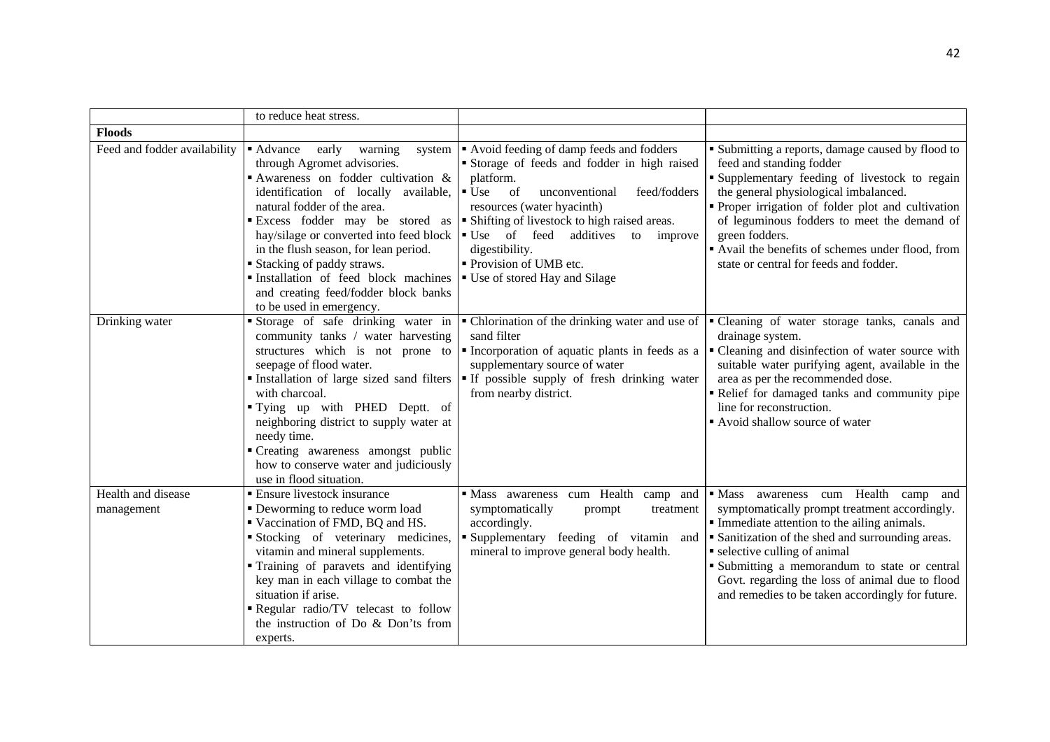|  |  |  |  |
|---|---|---|---|
|  | to reduce heat stress. |  |  |
| **Floods** |  |  |  |
| Feed and fodder availability | ▪ Advance early warning system through Agromet advisories.<br>▪ Awareness on fodder cultivation & identification of locally available, natural fodder of the area.<br>▪ Excess fodder may be stored as hay/silage or converted into feed block in the flush season, for lean period.<br>▪ Stacking of paddy straws.<br>▪ Installation of feed block machines and creating feed/fodder block banks to be used in emergency. | ▪ Avoid feeding of damp feeds and fodders<br>▪ Storage of feeds and fodder in high raised platform.<br>▪ Use of unconventional feed/fodders resources (water hyacinth)<br>▪ Shifting of livestock to high raised areas.<br>▪ Use of feed additives to improve digestibility.<br>▪ Provision of UMB etc.<br>▪ Use of stored Hay and Silage | ▪ Submitting a reports, damage caused by flood to feed and standing fodder<br>▪ Supplementary feeding of livestock to regain the general physiological imbalanced.<br>▪ Proper irrigation of folder plot and cultivation of leguminous fodders to meet the demand of green fodders.<br>▪ Avail the benefits of schemes under flood, from state or central for feeds and fodder. |
| Drinking water | ▪ Storage of safe drinking water in community tanks / water harvesting structures which is not prone to seepage of flood water.<br>▪ Installation of large sized sand filters with charcoal.<br>▪ Tying up with PHED Deptt. of neighboring district to supply water at needy time.<br>▪ Creating awareness amongst public how to conserve water and judiciously use in flood situation. | ▪ Chlorination of the drinking water and use of sand filter<br>▪ Incorporation of aquatic plants in feeds as a supplementary source of water<br>▪ If possible supply of fresh drinking water from nearby district. | ▪ Cleaning of water storage tanks, canals and drainage system.<br>▪ Cleaning and disinfection of water source with suitable water purifying agent, available in the area as per the recommended dose.<br>▪ Relief for damaged tanks and community pipe line for reconstruction.<br>▪ Avoid shallow source of water |
| Health and disease management | ▪ Ensure livestock insurance<br>▪ Deworming to reduce worm load<br>▪ Vaccination of FMD, BQ and HS.<br>▪ Stocking of veterinary medicines, vitamin and mineral supplements.<br>▪ Training of paravets and identifying key man in each village to combat the situation if arise.<br>▪ Regular radio/TV telecast to follow the instruction of Do & Don'ts from experts. | ▪ Mass awareness cum Health camp and symptomatically prompt treatment accordingly.<br>▪ Supplementary feeding of vitamin and mineral to improve general body health. | ▪ Mass awareness cum Health camp and symptomatically prompt treatment accordingly.<br>▪ Immediate attention to the ailing animals.<br>▪ Sanitization of the shed and surrounding areas.<br>▪ selective culling of animal<br>▪ Submitting a memorandum to state or central Govt. regarding the loss of animal due to flood and remedies to be taken accordingly for future. |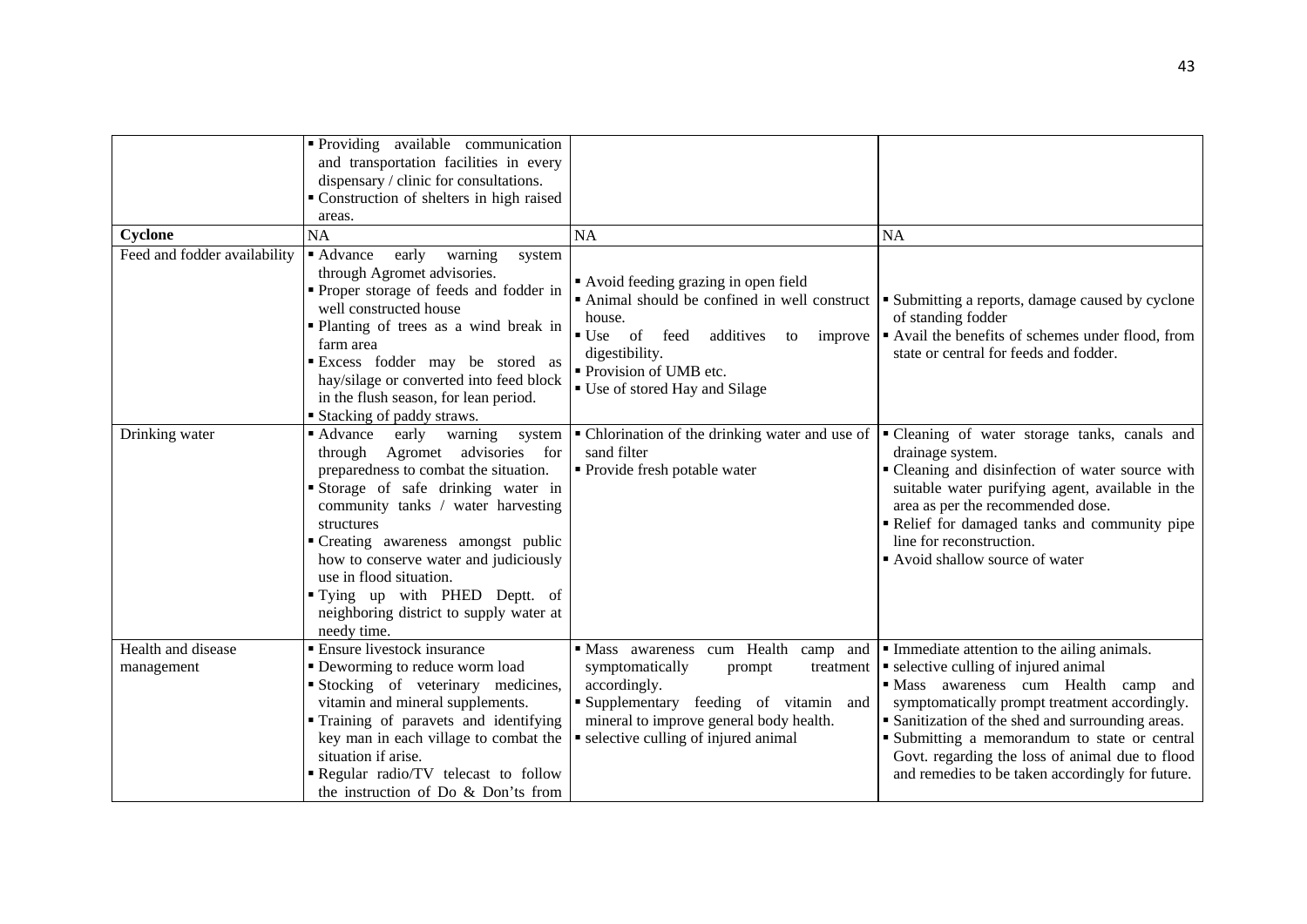| | | | |
|---|---|---|---|
| | ▪ Providing available communication and transportation facilities in every dispensary / clinic for consultations.<br>▪ Construction of shelters in high raised areas. | | |
| **Cyclone** | NA | NA | NA |
| Feed and fodder availability | ▪ Advance early warning system through Agromet advisories.<br>▪ Proper storage of feeds and fodder in well constructed house<br>▪ Planting of trees as a wind break in farm area<br>▪ Excess fodder may be stored as hay/silage or converted into feed block in the flush season, for lean period.<br>▪ Stacking of paddy straws. | ▪ Avoid feeding grazing in open field<br>▪ Animal should be confined in well construct house.<br>▪ Use of feed additives to improve digestibility.<br>▪ Provision of UMB etc.<br>▪ Use of stored Hay and Silage | ▪ Submitting a reports, damage caused by cyclone of standing fodder<br>▪ Avail the benefits of schemes under flood, from state or central for feeds and fodder. |
| Drinking water | ▪ Advance early warning system through Agromet advisories for preparedness to combat the situation.<br>▪ Storage of safe drinking water in community tanks / water harvesting structures<br>▪ Creating awareness amongst public how to conserve water and judiciously use in flood situation.<br>▪ Tying up with PHED Deptt. of neighboring district to supply water at needy time. | ▪ Chlorination of the drinking water and use of sand filter<br>▪ Provide fresh potable water | ▪ Cleaning of water storage tanks, canals and drainage system.<br>▪ Cleaning and disinfection of water source with suitable water purifying agent, available in the area as per the recommended dose.<br>▪ Relief for damaged tanks and community pipe line for reconstruction.<br>▪ Avoid shallow source of water |
| Health and disease management | ▪ Ensure livestock insurance<br>▪ Deworming to reduce worm load<br>▪ Stocking of veterinary medicines, vitamin and mineral supplements.<br>▪ Training of paravets and identifying key man in each village to combat the situation if arise.<br>▪ Regular radio/TV telecast to follow the instruction of Do & Don'ts from | ▪ Mass awareness cum Health camp and symptomatically prompt treatment accordingly.<br>▪ Supplementary feeding of vitamin and mineral to improve general body health.<br>▪ selective culling of injured animal | ▪ Immediate attention to the ailing animals.<br>▪ selective culling of injured animal<br>▪ Mass awareness cum Health camp and symptomatically prompt treatment accordingly.<br>▪ Sanitization of the shed and surrounding areas.<br>▪ Submitting a memorandum to state or central Govt. regarding the loss of animal due to flood and remedies to be taken accordingly for future. |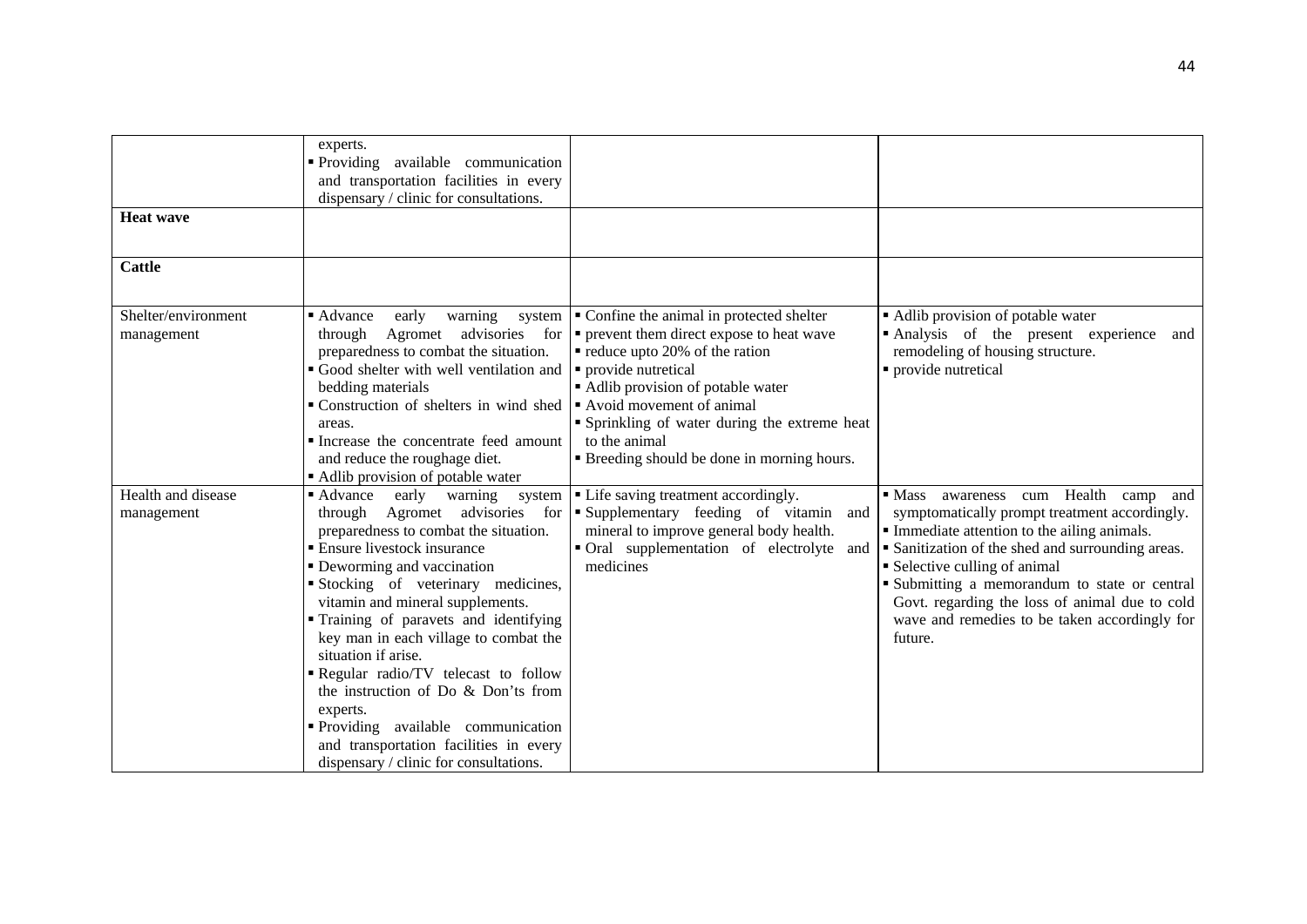| | | | |
|---|---|---|---|
| | experts.<br>▪ Providing available communication and transportation facilities in every dispensary / clinic for consultations. | | |
| **Heat wave** | | | |
| **Cattle** | | | |
| Shelter/environment management | ▪ Advance early warning system through Agromet advisories for preparedness to combat the situation.<br>▪ Good shelter with well ventilation and bedding materials<br>▪ Construction of shelters in wind shed areas.<br>▪ Increase the concentrate feed amount and reduce the roughage diet.<br>▪ Adlib provision of potable water | ▪ Confine the animal in protected shelter<br>▪ prevent them direct expose to heat wave<br>▪ reduce upto 20% of the ration<br>▪ provide nutretical<br>▪ Adlib provision of potable water<br>▪ Avoid movement of animal<br>▪ Sprinkling of water during the extreme heat to the animal<br>▪ Breeding should be done in morning hours. | ▪ Adlib provision of potable water<br>▪ Analysis of the present experience and remodeling of housing structure.<br>▪ provide nutretical |
| Health and disease management | ▪ Advance early warning system through Agromet advisories for preparedness to combat the situation.<br>▪ Ensure livestock insurance<br>▪ Deworming and vaccination<br>▪ Stocking of veterinary medicines, vitamin and mineral supplements.<br>▪ Training of paravets and identifying key man in each village to combat the situation if arise.<br>▪ Regular radio/TV telecast to follow the instruction of Do & Don'ts from experts.<br>▪ Providing available communication and transportation facilities in every dispensary / clinic for consultations. | ▪ Life saving treatment accordingly.<br>▪ Supplementary feeding of vitamin and mineral to improve general body health.<br>▪ Oral supplementation of electrolyte and medicines | ▪ Mass awareness cum Health camp and symptomatically prompt treatment accordingly.<br>▪ Immediate attention to the ailing animals.<br>▪ Sanitization of the shed and surrounding areas.<br>▪ Selective culling of animal<br>▪ Submitting a memorandum to state or central Govt. regarding the loss of animal due to cold wave and remedies to be taken accordingly for future. |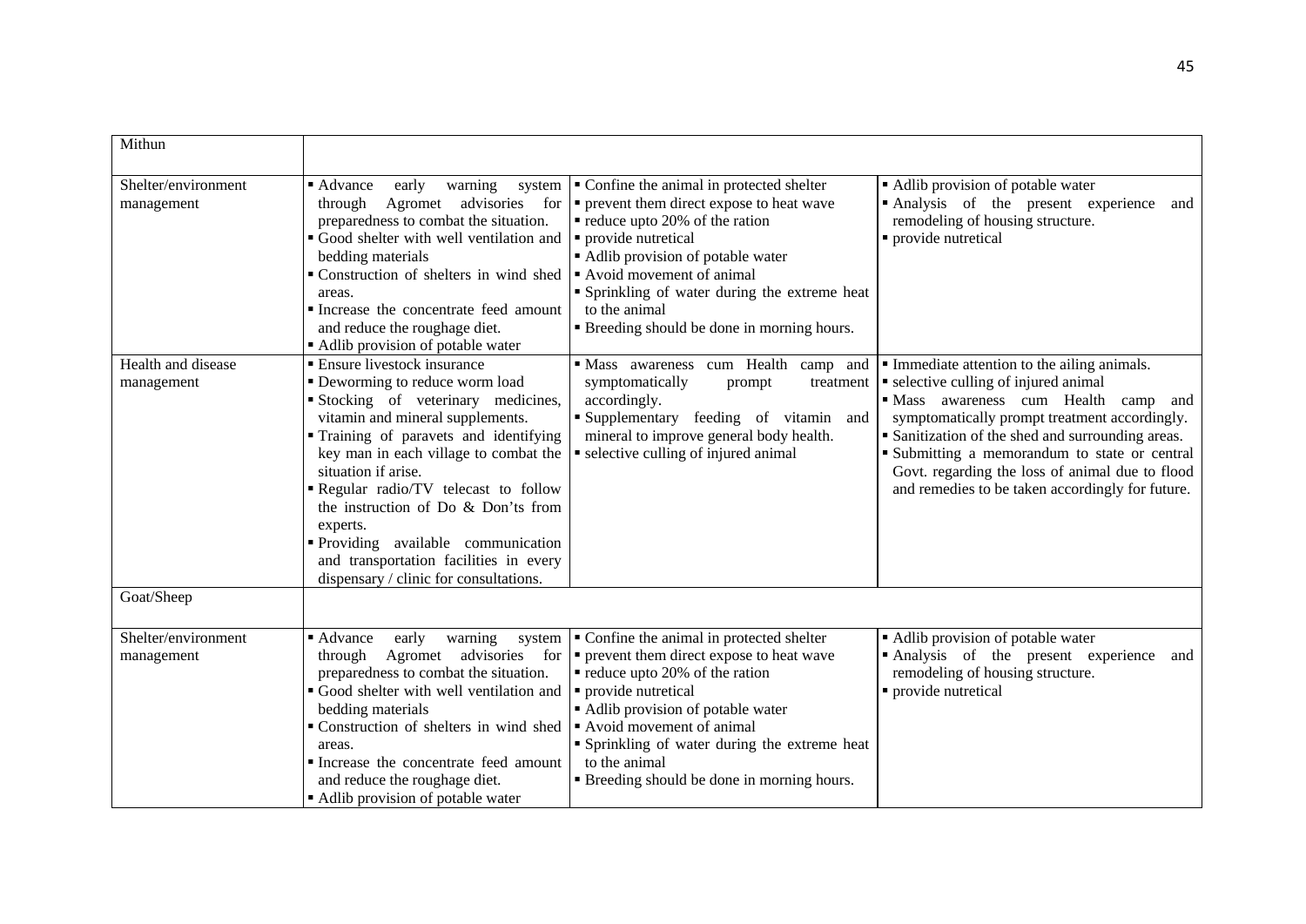| Mithun | | | |
|---|---|---|---|
| Shelter/environment management | ▪ Advance early warning system through Agromet advisories for preparedness to combat the situation.<br>▪ Good shelter with well ventilation and bedding materials<br>▪ Construction of shelters in wind shed areas.<br>▪ Increase the concentrate feed amount and reduce the roughage diet.<br>▪ Adlib provision of potable water | ▪ Confine the animal in protected shelter<br>▪ prevent them direct expose to heat wave<br>▪ reduce upto 20% of the ration<br>▪ provide nutretical<br>▪ Adlib provision of potable water<br>▪ Avoid movement of animal<br>▪ Sprinkling of water during the extreme heat to the animal<br>▪ Breeding should be done in morning hours. | ▪ Adlib provision of potable water<br>▪ Analysis of the present experience and remodeling of housing structure.<br>▪ provide nutretical |
| Health and disease management | ▪ Ensure livestock insurance<br>▪ Deworming to reduce worm load<br>▪ Stocking of veterinary medicines, vitamin and mineral supplements.<br>▪ Training of paravets and identifying key man in each village to combat the situation if arise.<br>▪ Regular radio/TV telecast to follow the instruction of Do & Don'ts from experts.<br>▪ Providing available communication and transportation facilities in every dispensary / clinic for consultations. | ▪ Mass awareness cum Health camp and symptomatically prompt treatment accordingly.<br>▪ Supplementary feeding of vitamin and mineral to improve general body health.<br>▪ selective culling of injured animal | ▪ Immediate attention to the ailing animals.<br>▪ selective culling of injured animal<br>▪ Mass awareness cum Health camp and symptomatically prompt treatment accordingly.<br>▪ Sanitization of the shed and surrounding areas.<br>▪ Submitting a memorandum to state or central Govt. regarding the loss of animal due to flood and remedies to be taken accordingly for future. |
| Goat/Sheep | | | |
| Shelter/environment management | ▪ Advance early warning system through Agromet advisories for preparedness to combat the situation.<br>▪ Good shelter with well ventilation and bedding materials<br>▪ Construction of shelters in wind shed areas.<br>▪ Increase the concentrate feed amount and reduce the roughage diet.<br>▪ Adlib provision of potable water | ▪ Confine the animal in protected shelter<br>▪ prevent them direct expose to heat wave<br>▪ reduce upto 20% of the ration<br>▪ provide nutretical<br>▪ Adlib provision of potable water<br>▪ Avoid movement of animal<br>▪ Sprinkling of water during the extreme heat to the animal<br>▪ Breeding should be done in morning hours. | ▪ Adlib provision of potable water<br>▪ Analysis of the present experience and remodeling of housing structure.<br>▪ provide nutretical |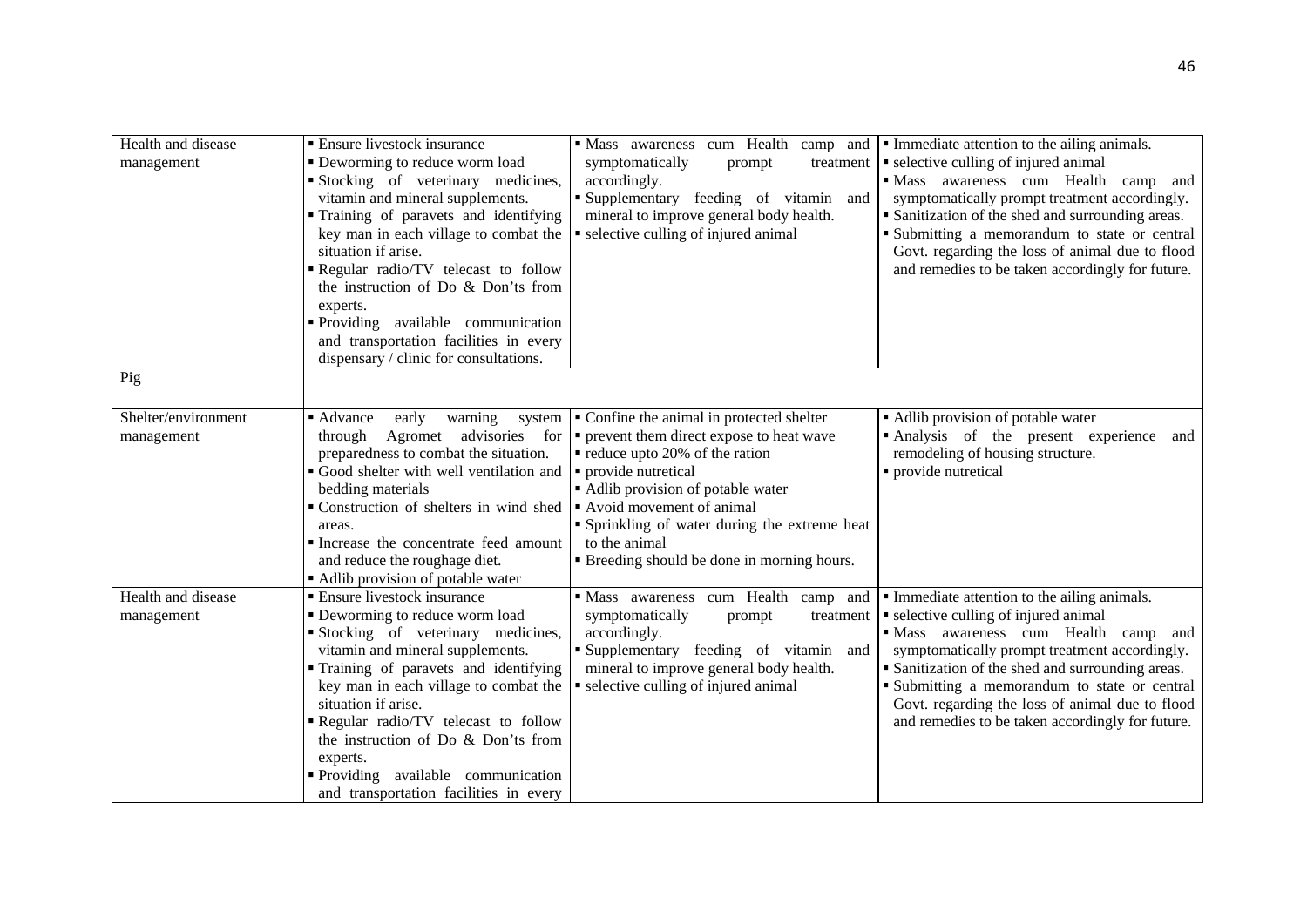| Health and disease management | ▪ Ensure livestock insurance<br>▪ Deworming to reduce worm load<br>▪ Stocking of veterinary medicines, vitamin and mineral supplements.<br>▪ Training of paravets and identifying key man in each village to combat the situation if arise.<br>▪ Regular radio/TV telecast to follow the instruction of Do & Don'ts from experts.<br>▪ Providing available communication and transportation facilities in every dispensary / clinic for consultations. | ▪ Mass awareness cum Health camp and symptomatically prompt treatment accordingly.<br>▪ Supplementary feeding of vitamin and mineral to improve general body health.<br>▪ selective culling of injured animal | ▪ Immediate attention to the ailing animals.<br>▪ selective culling of injured animal<br>▪ Mass awareness cum Health camp and symptomatically prompt treatment accordingly.<br>▪ Sanitization of the shed and surrounding areas.<br>▪ Submitting a memorandum to state or central Govt. regarding the loss of animal due to flood and remedies to be taken accordingly for future. |
|---|---|---|---|
| Pig | | | |
| Shelter/environment management | ▪ Advance early warning system through Agromet advisories for preparedness to combat the situation.<br>▪ Good shelter with well ventilation and bedding materials<br>▪ Construction of shelters in wind shed areas.<br>▪ Increase the concentrate feed amount and reduce the roughage diet.<br>▪ Adlib provision of potable water | ▪ Confine the animal in protected shelter<br>▪ prevent them direct expose to heat wave<br>▪ reduce upto 20% of the ration<br>▪ provide nutretical<br>▪ Adlib provision of potable water<br>▪ Avoid movement of animal<br>▪ Sprinkling of water during the extreme heat to the animal<br>▪ Breeding should be done in morning hours. | ▪ Adlib provision of potable water<br>▪ Analysis of the present experience and remodeling of housing structure.<br>▪ provide nutretical |
| Health and disease management | ▪ Ensure livestock insurance<br>▪ Deworming to reduce worm load<br>▪ Stocking of veterinary medicines, vitamin and mineral supplements.<br>▪ Training of paravets and identifying key man in each village to combat the situation if arise.<br>▪ Regular radio/TV telecast to follow the instruction of Do & Don'ts from experts.<br>▪ Providing available communication and transportation facilities in every | ▪ Mass awareness cum Health camp and symptomatically prompt treatment accordingly.<br>▪ Supplementary feeding of vitamin and mineral to improve general body health.<br>▪ selective culling of injured animal | ▪ Immediate attention to the ailing animals.<br>▪ selective culling of injured animal<br>▪ Mass awareness cum Health camp and symptomatically prompt treatment accordingly.<br>▪ Sanitization of the shed and surrounding areas.<br>▪ Submitting a memorandum to state or central Govt. regarding the loss of animal due to flood and remedies to be taken accordingly for future. |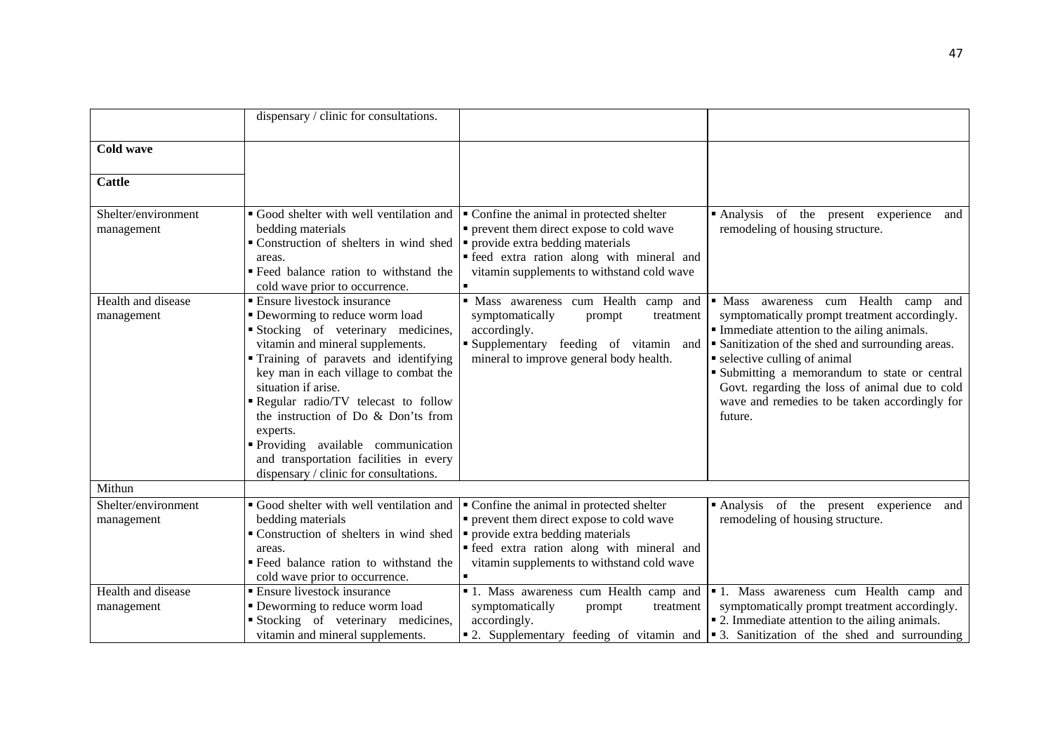| | | | |
|---|---|---|---|
| | dispensary / clinic for consultations. | | |
| **Cold wave** | | | |
| **Cattle** | | | |
| Shelter/environment management | ▪ Good shelter with well ventilation and bedding materials<br>▪ Construction of shelters in wind shed areas.<br>▪ Feed balance ration to withstand the cold wave prior to occurrence. | ▪ Confine the animal in protected shelter<br>▪ prevent them direct expose to cold wave<br>▪ provide extra bedding materials<br>▪ feed extra ration along with mineral and vitamin supplements to withstand cold wave<br>▪ | ▪ Analysis of the present experience and remodeling of housing structure. |
| Health and disease management | ▪ Ensure livestock insurance<br>▪ Deworming to reduce worm load<br>▪ Stocking of veterinary medicines, vitamin and mineral supplements.<br>▪ Training of paravets and identifying key man in each village to combat the situation if arise.<br>▪ Regular radio/TV telecast to follow the instruction of Do & Don'ts from experts.<br>▪ Providing available communication and transportation facilities in every dispensary / clinic for consultations. | ▪ Mass awareness cum Health camp and symptomatically prompt treatment accordingly.<br>▪ Supplementary feeding of vitamin and mineral to improve general body health. | ▪ Mass awareness cum Health camp and symptomatically prompt treatment accordingly.<br>▪ Immediate attention to the ailing animals.<br>▪ Sanitization of the shed and surrounding areas.<br>▪ selective culling of animal<br>▪ Submitting a memorandum to state or central Govt. regarding the loss of animal due to cold wave and remedies to be taken accordingly for future. |
| Mithun | | | |
| Shelter/environment management | ▪ Good shelter with well ventilation and bedding materials<br>▪ Construction of shelters in wind shed areas.<br>▪ Feed balance ration to withstand the cold wave prior to occurrence. | ▪ Confine the animal in protected shelter<br>▪ prevent them direct expose to cold wave<br>▪ provide extra bedding materials<br>▪ feed extra ration along with mineral and vitamin supplements to withstand cold wave<br>▪ | ▪ Analysis of the present experience and remodeling of housing structure. |
| Health and disease management | ▪ Ensure livestock insurance<br>▪ Deworming to reduce worm load<br>▪ Stocking of veterinary medicines, vitamin and mineral supplements. | ▪ 1. Mass awareness cum Health camp and symptomatically prompt treatment accordingly.<br>▪ 2. Supplementary feeding of vitamin and | ▪ 1. Mass awareness cum Health camp and symptomatically prompt treatment accordingly.<br>▪ 2. Immediate attention to the ailing animals.<br>▪ 3. Sanitization of the shed and surrounding |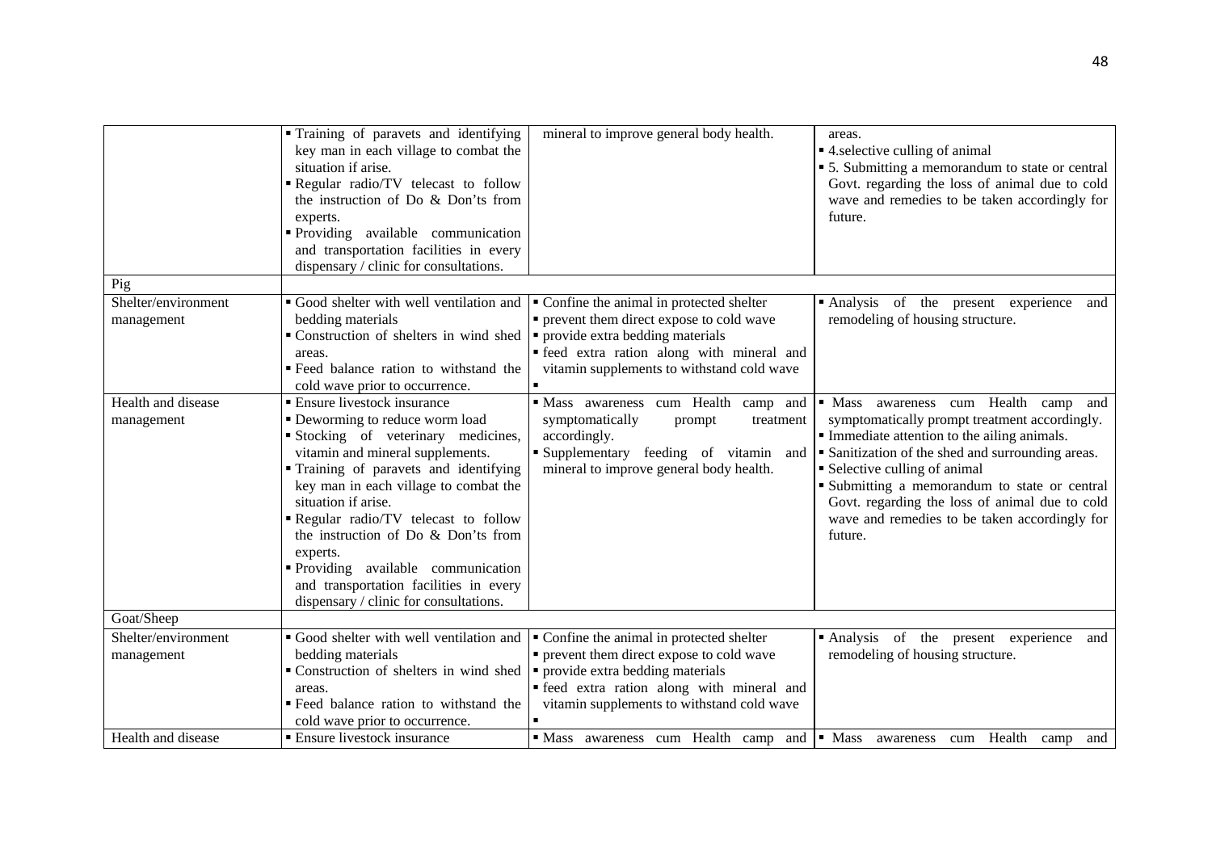| | | | |
|---|---|---|---|
| | ▪ Training of paravets and identifying key man in each village to combat the situation if arise.<br>▪ Regular radio/TV telecast to follow the instruction of Do & Don'ts from experts.<br>▪ Providing available communication and transportation facilities in every dispensary / clinic for consultations. | mineral to improve general body health. | areas.<br>▪ 4.selective culling of animal<br>▪ 5. Submitting a memorandum to state or central Govt. regarding the loss of animal due to cold wave and remedies to be taken accordingly for future. |
| Pig | | | |
| Shelter/environment management | ▪ Good shelter with well ventilation and bedding materials<br>▪ Construction of shelters in wind shed areas.<br>▪ Feed balance ration to withstand the cold wave prior to occurrence. | ▪ Confine the animal in protected shelter<br>▪ prevent them direct expose to cold wave<br>▪ provide extra bedding materials<br>▪ feed extra ration along with mineral and vitamin supplements to withstand cold wave<br>▪ | ▪ Analysis of the present experience and remodeling of housing structure. |
| Health and disease management | ▪ Ensure livestock insurance<br>▪ Deworming to reduce worm load<br>▪ Stocking of veterinary medicines, vitamin and mineral supplements.<br>▪ Training of paravets and identifying key man in each village to combat the situation if arise.<br>▪ Regular radio/TV telecast to follow the instruction of Do & Don'ts from experts.<br>▪ Providing available communication and transportation facilities in every dispensary / clinic for consultations. | ▪ Mass awareness cum Health camp and symptomatically prompt treatment accordingly.<br>▪ Supplementary feeding of vitamin and mineral to improve general body health. | ▪ Mass awareness cum Health camp and symptomatically prompt treatment accordingly.<br>▪ Immediate attention to the ailing animals.<br>▪ Sanitization of the shed and surrounding areas.<br>▪ Selective culling of animal<br>▪ Submitting a memorandum to state or central Govt. regarding the loss of animal due to cold wave and remedies to be taken accordingly for future. |
| Goat/Sheep | | | |
| Shelter/environment management | ▪ Good shelter with well ventilation and bedding materials<br>▪ Construction of shelters in wind shed areas.<br>▪ Feed balance ration to withstand the cold wave prior to occurrence. | ▪ Confine the animal in protected shelter<br>▪ prevent them direct expose to cold wave<br>▪ provide extra bedding materials<br>▪ feed extra ration along with mineral and vitamin supplements to withstand cold wave<br>▪ | ▪ Analysis of the present experience and remodeling of housing structure. |
| Health and disease | ▪ Ensure livestock insurance | ▪ Mass awareness cum Health camp and | ▪ Mass awareness cum Health camp and |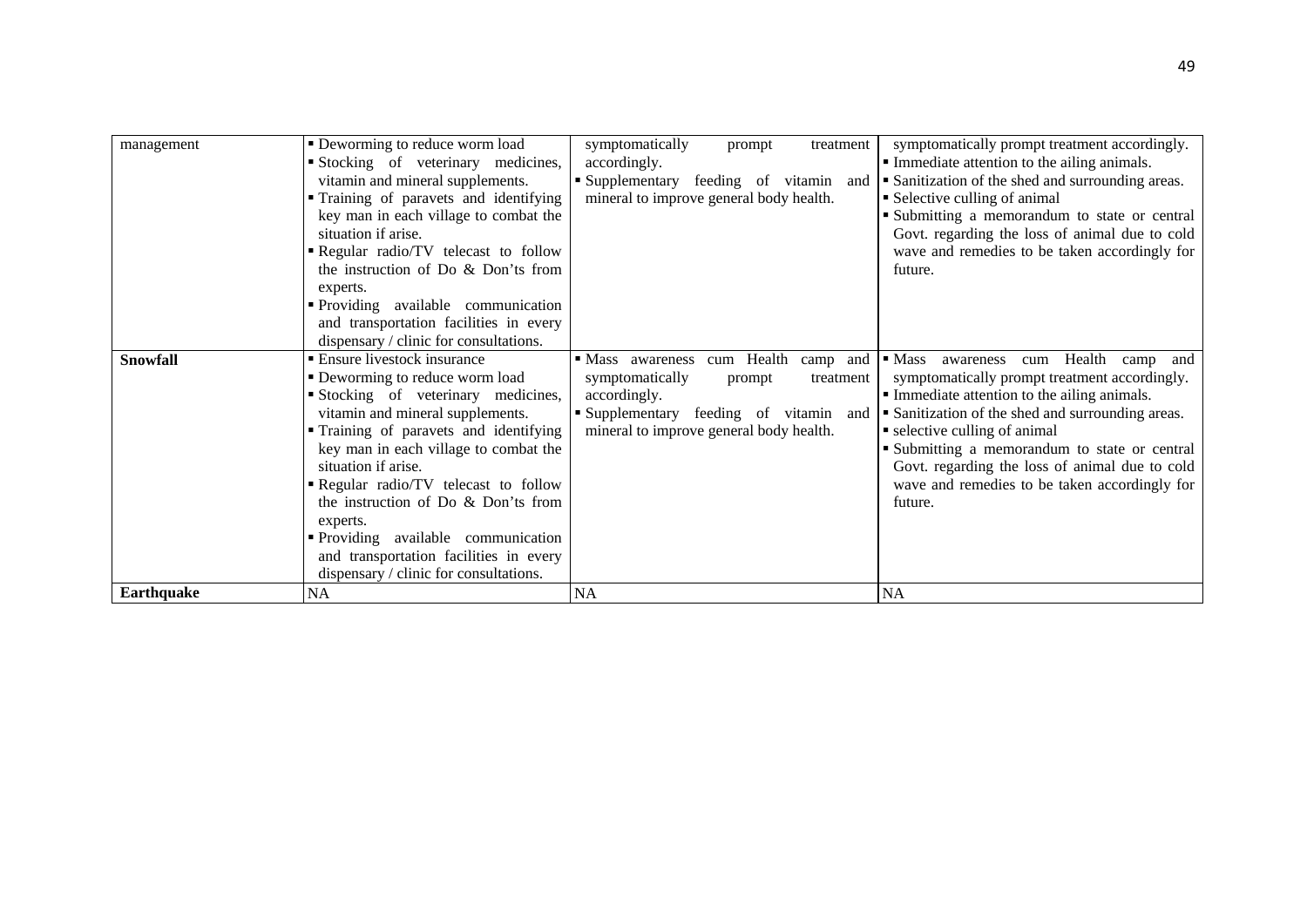| | | | |
|---|---|---|---|
| management | ▪ Deworming to reduce worm load<br>▪ Stocking of veterinary medicines, vitamin and mineral supplements.<br>▪ Training of paravets and identifying key man in each village to combat the situation if arise.<br>▪ Regular radio/TV telecast to follow the instruction of Do & Don'ts from experts.<br>▪ Providing available communication and transportation facilities in every dispensary / clinic for consultations. | symptomatically prompt treatment accordingly.<br>▪ Supplementary feeding of vitamin and mineral to improve general body health. | symptomatically prompt treatment accordingly.<br>▪ Immediate attention to the ailing animals.<br>▪ Sanitization of the shed and surrounding areas.<br>▪ Selective culling of animal<br>▪ Submitting a memorandum to state or central Govt. regarding the loss of animal due to cold wave and remedies to be taken accordingly for future. |
| **Snowfall** | ▪ Ensure livestock insurance<br>▪ Deworming to reduce worm load<br>▪ Stocking of veterinary medicines, vitamin and mineral supplements.<br>▪ Training of paravets and identifying key man in each village to combat the situation if arise.<br>▪ Regular radio/TV telecast to follow the instruction of Do & Don'ts from experts.<br>▪ Providing available communication and transportation facilities in every dispensary / clinic for consultations. | ▪ Mass awareness cum Health camp and symptomatically prompt treatment accordingly.<br>▪ Supplementary feeding of vitamin and mineral to improve general body health. | ▪ Mass awareness cum Health camp and symptomatically prompt treatment accordingly.<br>▪ Immediate attention to the ailing animals.<br>▪ Sanitization of the shed and surrounding areas.<br>▪ selective culling of animal<br>▪ Submitting a memorandum to state or central Govt. regarding the loss of animal due to cold wave and remedies to be taken accordingly for future. |
| **Earthquake** | NA | NA | NA |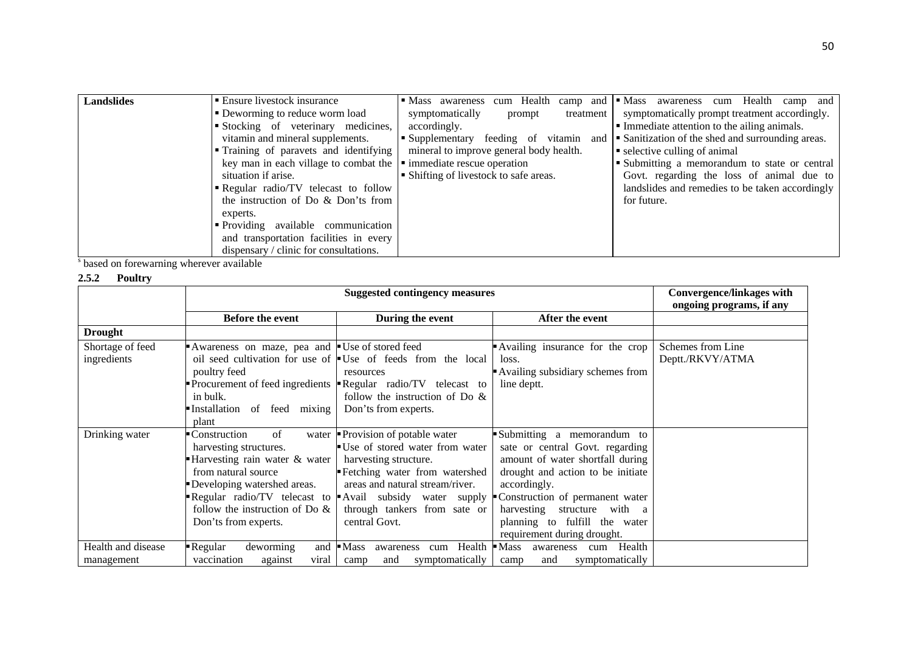| Landslides | ▪ Ensure livestock insurance<br>▪ Deworming to reduce worm load<br>▪ Stocking of veterinary medicines, vitamin and mineral supplements.<br>▪ Training of paravets and identifying key man in each village to combat the situation if arise.<br>▪ Regular radio/TV telecast to follow the instruction of Do & Don'ts from experts.<br>▪ Providing available communication and transportation facilities in every dispensary / clinic for consultations. | ▪ Mass awareness cum Health camp and symptomatically prompt treatment accordingly.<br>▪ Supplementary feeding of vitamin and mineral to improve general body health.<br>▪ immediate rescue operation<br>▪ Shifting of livestock to safe areas. | ▪ Mass awareness cum Health camp and symptomatically prompt treatment accordingly.<br>▪ Immediate attention to the ailing animals.<br>▪ Sanitization of the shed and surrounding areas.<br>▪ selective culling of animal<br>▪ Submitting a memorandum to state or central Govt. regarding the loss of animal due to landslides and remedies to be taken accordingly for future. |
|---|---|---|---|

[s] based on forewarning wherever available

### 2.5.2 Poultry

| | Suggested contingency measures | | | Convergence/linkages with ongoing programs, if any |
|---|---|---|---|---|
| | **Before the event** | **During the event** | **After the event** | |
| **Drought** | | | | |
| Shortage of feed ingredients | ▪ Awareness on maze, pea and oil seed cultivation for use of poultry feed<br>▪ Procurement of feed ingredients in bulk.<br>▪ Installation of feed mixing plant | ▪ Use of stored feed<br>▪ Use of feeds from the local resources<br>▪ Regular radio/TV telecast to follow the instruction of Do & Don'ts from experts. | ▪ Availing insurance for the crop loss.<br>▪ Availing subsidiary schemes from line deptt. | Schemes from Line Deptt./RKVY/ATMA |
| Drinking water | ▪ Construction of water harvesting structures.<br>▪ Harvesting rain water & water from natural source<br>▪ Developing watershed areas.<br>▪ Regular radio/TV telecast to follow the instruction of Do & Don'ts from experts. | ▪ Provision of potable water<br>▪ Use of stored water from water harvesting structure.<br>▪ Fetching water from watershed areas and natural stream/river.<br>▪ Avail subsidy water supply through tankers from sate or central Govt. | ▪ Submitting a memorandum to sate or central Govt. regarding amount of water shortfall during drought and action to be initiate accordingly.<br>▪ Construction of permanent water harvesting structure with a planning to fulfill the water requirement during drought. | |
| Health and disease management | ▪ Regular deworming and vaccination against viral | ▪ Mass awareness cum Health camp and symptomatically | ▪ Mass awareness cum Health camp and symptomatically | |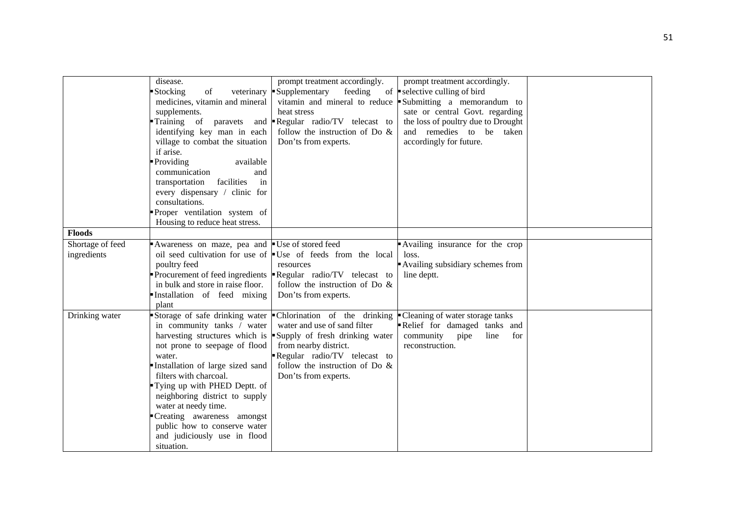| | | | | |
|---|---|---|---|---|
| | disease.<br>▪ Stocking of veterinary medicines, vitamin and mineral supplements.<br>▪ Training of paravets and identifying key man in each village to combat the situation if arise.<br>▪ Providing available communication and transportation facilities in every dispensary / clinic for consultations.<br>▪ Proper ventilation system of Housing to reduce heat stress. | prompt treatment accordingly.<br>▪ Supplementary feeding of vitamin and mineral to reduce heat stress<br>▪ Regular radio/TV telecast to follow the instruction of Do & Don'ts from experts. | prompt treatment accordingly.<br>▪ selective culling of bird<br>▪ Submitting a memorandum to sate or central Govt. regarding the loss of poultry due to Drought and remedies to be taken accordingly for future. | |
| **Floods** | | | | |
| Shortage of feed ingredients | ▪ Awareness on maze, pea and oil seed cultivation for use of poultry feed<br>▪ Procurement of feed ingredients in bulk and store in raise floor.<br>▪ Installation of feed mixing plant | ▪ Use of stored feed<br>▪ Use of feeds from the local resources<br>▪ Regular radio/TV telecast to follow the instruction of Do & Don'ts from experts. | ▪ Availing insurance for the crop loss.<br>▪ Availing subsidiary schemes from line deptt. | |
| Drinking water | ▪ Storage of safe drinking water in community tanks / water harvesting structures which is not prone to seepage of flood water.<br>▪ Installation of large sized sand filters with charcoal.<br>▪ Tying up with PHED Deptt. of neighboring district to supply water at needy time.<br>▪ Creating awareness amongst public how to conserve water and judiciously use in flood situation. | ▪ Chlorination of the drinking water and use of sand filter<br>▪ Supply of fresh drinking water from nearby district.<br>▪ Regular radio/TV telecast to follow the instruction of Do & Don'ts from experts. | ▪ Cleaning of water storage tanks<br>▪ Relief for damaged tanks and community pipe line for reconstruction. | |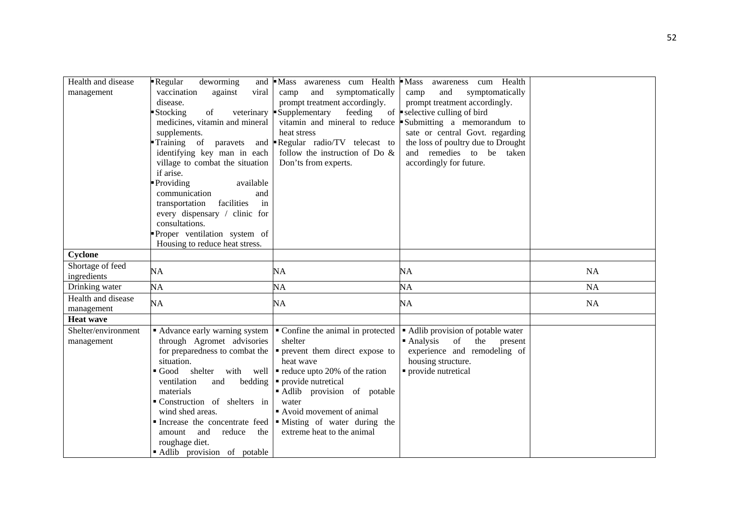| | | | | |
|---|---|---|---|---|
| Health and disease management | ▪ Regular deworming and vaccination against viral disease.<br>▪ Stocking of veterinary medicines, vitamin and mineral supplements.<br>▪ Training of paravets and identifying key man in each village to combat the situation if arise.<br>▪ Providing available communication and transportation facilities in every dispensary / clinic for consultations.<br>▪ Proper ventilation system of Housing to reduce heat stress. | ▪ Mass awareness cum Health camp and symptomatically prompt treatment accordingly.<br>▪ Supplementary feeding of vitamin and mineral to reduce heat stress<br>▪ Regular radio/TV telecast to follow the instruction of Do & Don'ts from experts. | ▪ Mass awareness cum Health camp and symptomatically prompt treatment accordingly.<br>▪ selective culling of bird<br>▪ Submitting a memorandum to sate or central Govt. regarding the loss of poultry due to Drought and remedies to be taken accordingly for future. | |
| **Cyclone** | | | | |
| Shortage of feed ingredients | NA | NA | NA | NA |
| Drinking water | NA | NA | NA | NA |
| Health and disease management | NA | NA | NA | NA |
| **Heat wave** | | | | |
| Shelter/environment management | ▪ Advance early warning system through Agromet advisories for preparedness to combat the situation.<br>▪ Good shelter with well ventilation and bedding materials<br>▪ Construction of shelters in wind shed areas.<br>▪ Increase the concentrate feed amount and reduce the roughage diet.<br>▪ Adlib provision of potable | ▪ Confine the animal in protected shelter<br>▪ prevent them direct expose to heat wave<br>▪ reduce upto 20% of the ration<br>▪ provide nutretical<br>▪ Adlib provision of potable water<br>▪ Avoid movement of animal<br>▪ Misting of water during the extreme heat to the animal | ▪ Adlib provision of potable water<br>▪ Analysis of the present experience and remodeling of housing structure.<br>▪ provide nutretical | |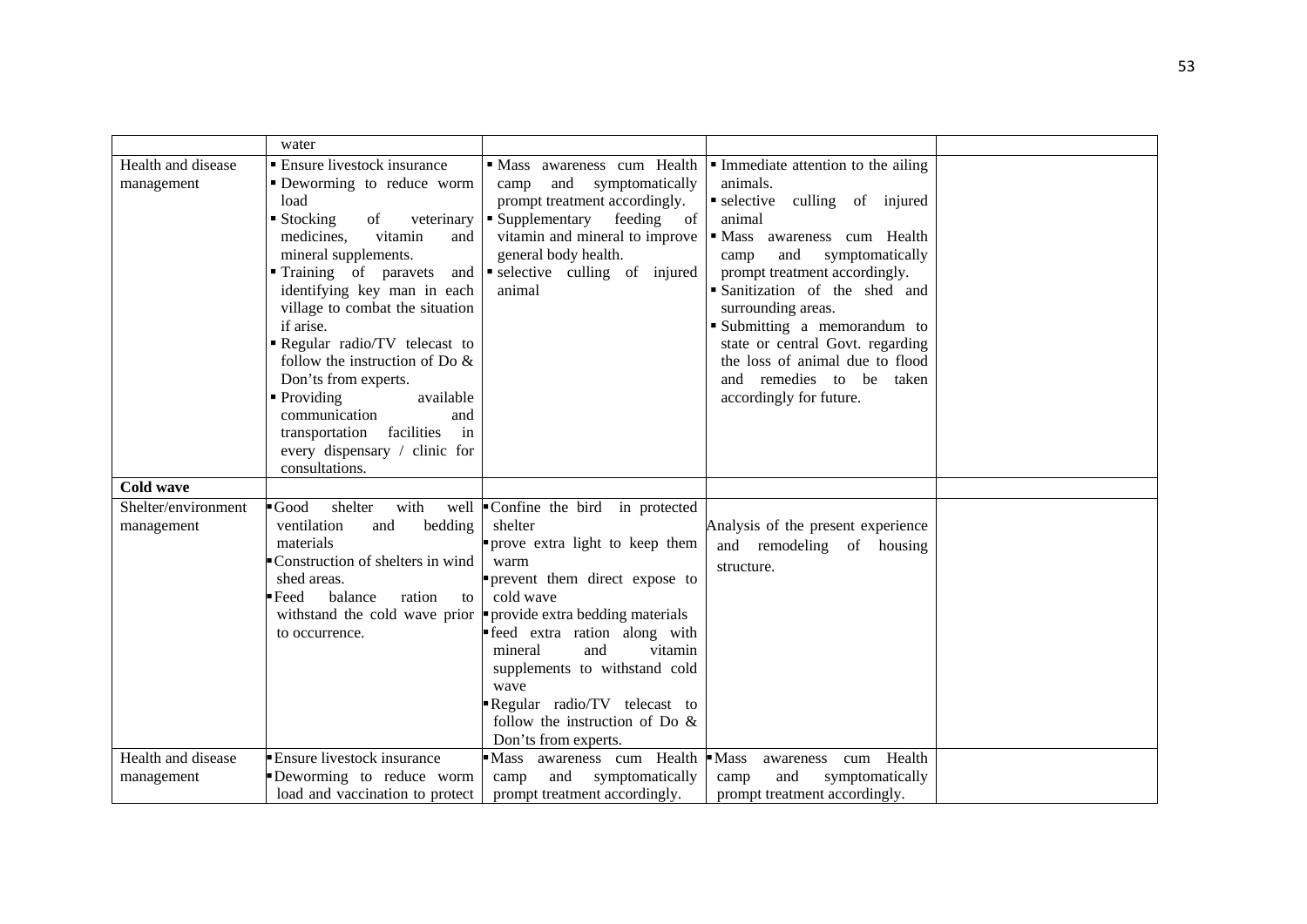| | | | | |
|---|---|---|---|---|
| | water | | | |
| Health and disease management | ▪ Ensure livestock insurance<br>▪ Deworming to reduce worm load<br>▪ Stocking of veterinary medicines, vitamin and mineral supplements.<br>▪ Training of paravets and identifying key man in each village to combat the situation if arise.<br>▪ Regular radio/TV telecast to follow the instruction of Do & Don'ts from experts.<br>▪ Providing available communication and transportation facilities in every dispensary / clinic for consultations. | ▪ Mass awareness cum Health camp and symptomatically prompt treatment accordingly.<br>▪ Supplementary feeding of vitamin and mineral to improve general body health.<br>▪ selective culling of injured animal | ▪ Immediate attention to the ailing animals.<br>▪ selective culling of injured animal<br>▪ Mass awareness cum Health camp and symptomatically prompt treatment accordingly.<br>▪ Sanitization of the shed and surrounding areas.<br>▪ Submitting a memorandum to state or central Govt. regarding the loss of animal due to flood and remedies to be taken accordingly for future. | |
| **Cold wave** | | | | |
| Shelter/environment management | ▪ Good shelter with well ventilation and bedding materials<br>▪ Construction of shelters in wind shed areas.<br>▪ Feed balance ration to withstand the cold wave prior to occurrence. | ▪ Confine the bird in protected shelter<br>▪ prove extra light to keep them warm<br>▪ prevent them direct expose to cold wave<br>▪ provide extra bedding materials<br>▪ feed extra ration along with mineral and vitamin supplements to withstand cold wave<br>▪ Regular radio/TV telecast to follow the instruction of Do & Don'ts from experts. | Analysis of the present experience and remodeling of housing structure. | |
| Health and disease management | ▪ Ensure livestock insurance<br>▪ Deworming to reduce worm load and vaccination to protect | ▪ Mass awareness cum Health camp and symptomatically prompt treatment accordingly. | ▪ Mass awareness cum Health camp and symptomatically prompt treatment accordingly. | |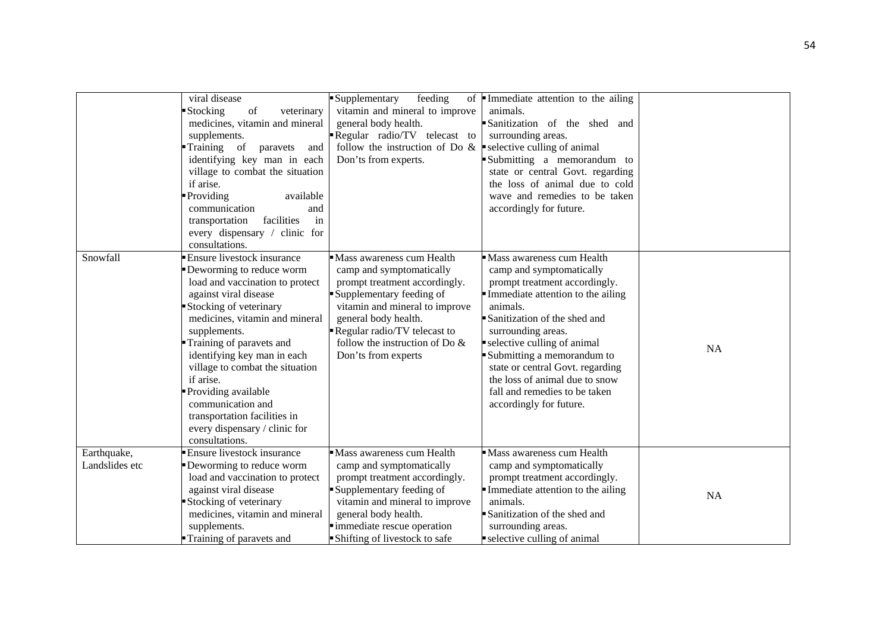| | | | | |
|---|---|---|---|---|
| | viral disease<br>▪ Stocking of veterinary medicines, vitamin and mineral supplements.<br>▪ Training of paravets and identifying key man in each village to combat the situation if arise.<br>▪ Providing available communication and transportation facilities in every dispensary / clinic for consultations. | ▪ Supplementary feeding of vitamin and mineral to improve general body health.<br>▪ Regular radio/TV telecast to follow the instruction of Do & Don'ts from experts. | ▪ Immediate attention to the ailing animals.<br>▪ Sanitization of the shed and surrounding areas.<br>▪ selective culling of animal<br>▪ Submitting a memorandum to state or central Govt. regarding the loss of animal due to cold wave and remedies to be taken accordingly for future. | |
| Snowfall | ▪ Ensure livestock insurance<br>▪ Deworming to reduce worm load and vaccination to protect against viral disease<br>▪ Stocking of veterinary medicines, vitamin and mineral supplements.<br>▪ Training of paravets and identifying key man in each village to combat the situation if arise.<br>▪ Providing available communication and transportation facilities in every dispensary / clinic for consultations. | ▪ Mass awareness cum Health camp and symptomatically prompt treatment accordingly.<br>▪ Supplementary feeding of vitamin and mineral to improve general body health.<br>▪ Regular radio/TV telecast to follow the instruction of Do & Don'ts from experts | ▪ Mass awareness cum Health camp and symptomatically prompt treatment accordingly.<br>▪ Immediate attention to the ailing animals.<br>▪ Sanitization of the shed and surrounding areas.<br>▪ selective culling of animal<br>▪ Submitting a memorandum to state or central Govt. regarding the loss of animal due to snow fall and remedies to be taken accordingly for future. | NA |
| Earthquake, Landslides etc | ▪ Ensure livestock insurance<br>▪ Deworming to reduce worm load and vaccination to protect against viral disease<br>▪ Stocking of veterinary medicines, vitamin and mineral supplements.<br>▪ Training of paravets and | ▪ Mass awareness cum Health camp and symptomatically prompt treatment accordingly.<br>▪ Supplementary feeding of vitamin and mineral to improve general body health.<br>▪ immediate rescue operation<br>▪ Shifting of livestock to safe | ▪ Mass awareness cum Health camp and symptomatically prompt treatment accordingly.<br>▪ Immediate attention to the ailing animals.<br>▪ Sanitization of the shed and surrounding areas.<br>▪ selective culling of animal | NA |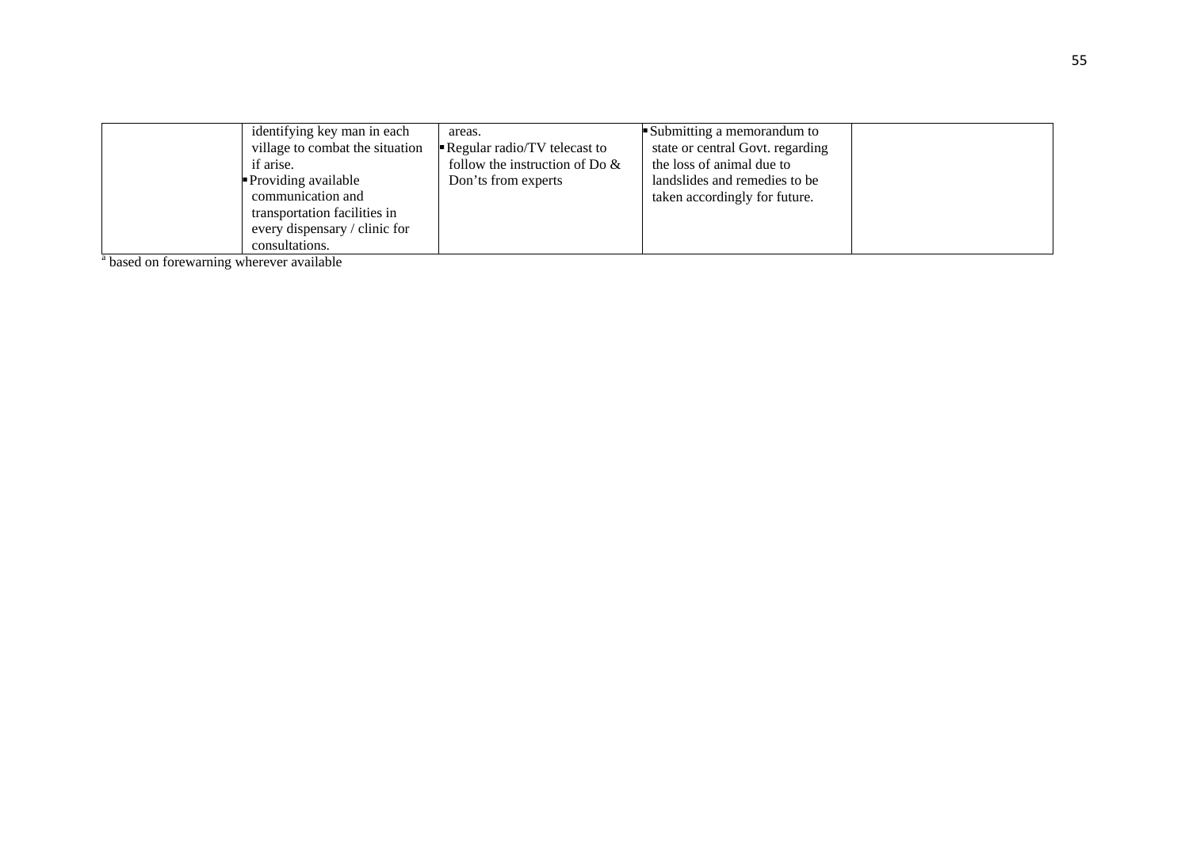| | | | | |
|---|---|---|---|---|
| | identifying key man in each village to combat the situation if arise.<br>▪ Providing available communication and transportation facilities in every dispensary / clinic for consultations. | areas.<br>▪ Regular radio/TV telecast to follow the instruction of Do & Don'ts from experts | ▪ Submitting a memorandum to state or central Govt. regarding the loss of animal due to landslides and remedies to be taken accordingly for future. | |

[a] based on forewarning wherever available